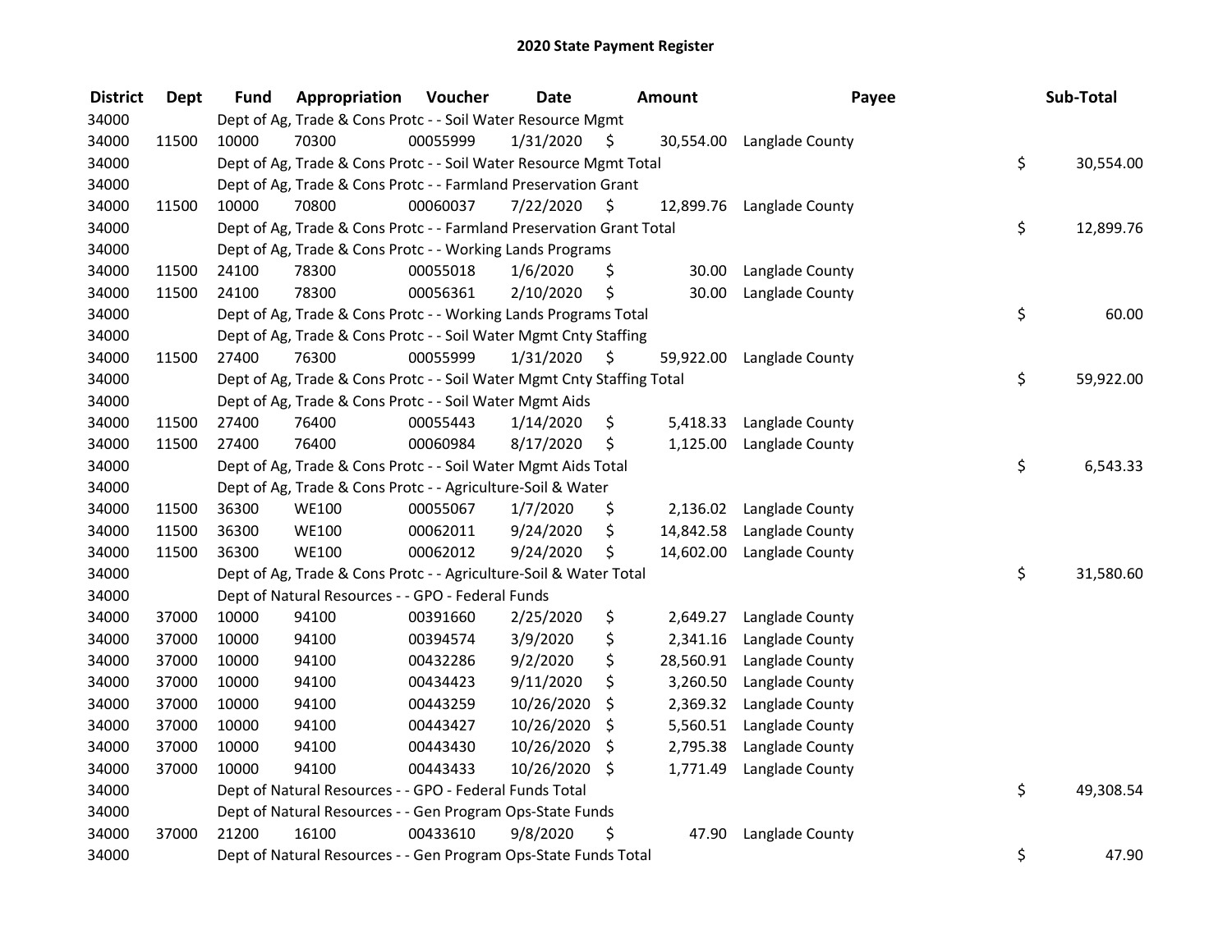# 2020 State Payment Register

| District | Dept | Fund | Appropriation | Voucher | Date | Amount | Payee | Sub-Total |
|---|---|---|---|---|---|---|---|---|
| 34000 | | Dept of Ag, Trade & Cons Protc - - Soil Water Resource Mgmt | | | | | | |
| 34000 | 11500 | 10000 | 70300 | 00055999 | 1/31/2020 | $ 30,554.00 | Langlade County | |
| 34000 | | Dept of Ag, Trade & Cons Protc - - Soil Water Resource Mgmt Total | | | | | | $ 30,554.00 |
| 34000 | | Dept of Ag, Trade & Cons Protc - - Farmland Preservation Grant | | | | | | |
| 34000 | 11500 | 10000 | 70800 | 00060037 | 7/22/2020 | $ 12,899.76 | Langlade County | |
| 34000 | | Dept of Ag, Trade & Cons Protc - - Farmland Preservation Grant Total | | | | | | $ 12,899.76 |
| 34000 | | Dept of Ag, Trade & Cons Protc - - Working Lands Programs | | | | | | |
| 34000 | 11500 | 24100 | 78300 | 00055018 | 1/6/2020 | $ 30.00 | Langlade County | |
| 34000 | 11500 | 24100 | 78300 | 00056361 | 2/10/2020 | $ 30.00 | Langlade County | |
| 34000 | | Dept of Ag, Trade & Cons Protc - - Working Lands Programs Total | | | | | | $ 60.00 |
| 34000 | | Dept of Ag, Trade & Cons Protc - - Soil Water Mgmt Cnty Staffing | | | | | | |
| 34000 | 11500 | 27400 | 76300 | 00055999 | 1/31/2020 | $ 59,922.00 | Langlade County | |
| 34000 | | Dept of Ag, Trade & Cons Protc - - Soil Water Mgmt Cnty Staffing Total | | | | | | $ 59,922.00 |
| 34000 | | Dept of Ag, Trade & Cons Protc - - Soil Water Mgmt Aids | | | | | | |
| 34000 | 11500 | 27400 | 76400 | 00055443 | 1/14/2020 | $ 5,418.33 | Langlade County | |
| 34000 | 11500 | 27400 | 76400 | 00060984 | 8/17/2020 | $ 1,125.00 | Langlade County | |
| 34000 | | Dept of Ag, Trade & Cons Protc - - Soil Water Mgmt Aids Total | | | | | | $ 6,543.33 |
| 34000 | | Dept of Ag, Trade & Cons Protc - - Agriculture-Soil & Water | | | | | | |
| 34000 | 11500 | 36300 | WE100 | 00055067 | 1/7/2020 | $ 2,136.02 | Langlade County | |
| 34000 | 11500 | 36300 | WE100 | 00062011 | 9/24/2020 | $ 14,842.58 | Langlade County | |
| 34000 | 11500 | 36300 | WE100 | 00062012 | 9/24/2020 | $ 14,602.00 | Langlade County | |
| 34000 | | Dept of Ag, Trade & Cons Protc - - Agriculture-Soil & Water Total | | | | | | $ 31,580.60 |
| 34000 | | Dept of Natural Resources - - GPO - Federal Funds | | | | | | |
| 34000 | 37000 | 10000 | 94100 | 00391660 | 2/25/2020 | $ 2,649.27 | Langlade County | |
| 34000 | 37000 | 10000 | 94100 | 00394574 | 3/9/2020 | $ 2,341.16 | Langlade County | |
| 34000 | 37000 | 10000 | 94100 | 00432286 | 9/2/2020 | $ 28,560.91 | Langlade County | |
| 34000 | 37000 | 10000 | 94100 | 00434423 | 9/11/2020 | $ 3,260.50 | Langlade County | |
| 34000 | 37000 | 10000 | 94100 | 00443259 | 10/26/2020 | $ 2,369.32 | Langlade County | |
| 34000 | 37000 | 10000 | 94100 | 00443427 | 10/26/2020 | $ 5,560.51 | Langlade County | |
| 34000 | 37000 | 10000 | 94100 | 00443430 | 10/26/2020 | $ 2,795.38 | Langlade County | |
| 34000 | 37000 | 10000 | 94100 | 00443433 | 10/26/2020 | $ 1,771.49 | Langlade County | |
| 34000 | | Dept of Natural Resources - - GPO - Federal Funds Total | | | | | | $ 49,308.54 |
| 34000 | | Dept of Natural Resources - - Gen Program Ops-State Funds | | | | | | |
| 34000 | 37000 | 21200 | 16100 | 00433610 | 9/8/2020 | $ 47.90 | Langlade County | |
| 34000 | | Dept of Natural Resources - - Gen Program Ops-State Funds Total | | | | | | $ 47.90 |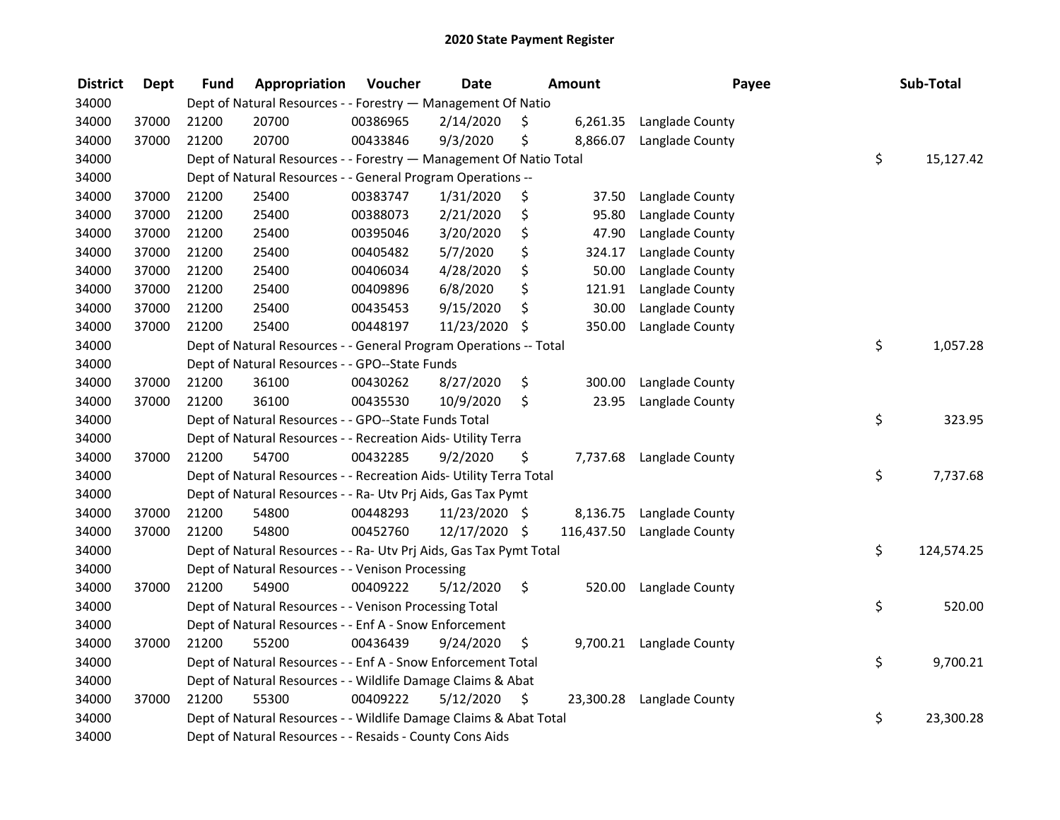# 2020 State Payment Register

| District | Dept | Fund | Appropriation | Voucher | Date | Amount | Payee | Sub-Total |
|---|---|---|---|---|---|---|---|---|
| 34000 | | Dept of Natural Resources - - Forestry — Management Of Natio | | | | | | |
| 34000 | 37000 | 21200 | 20700 | 00386965 | 2/14/2020 | $ 6,261.35 | Langlade County | |
| 34000 | 37000 | 21200 | 20700 | 00433846 | 9/3/2020 | $ 8,866.07 | Langlade County | |
| 34000 | | Dept of Natural Resources - - Forestry — Management Of Natio Total | | | | | | $ 15,127.42 |
| 34000 | | Dept of Natural Resources - - General Program Operations -- | | | | | | |
| 34000 | 37000 | 21200 | 25400 | 00383747 | 1/31/2020 | $ 37.50 | Langlade County | |
| 34000 | 37000 | 21200 | 25400 | 00388073 | 2/21/2020 | $ 95.80 | Langlade County | |
| 34000 | 37000 | 21200 | 25400 | 00395046 | 3/20/2020 | $ 47.90 | Langlade County | |
| 34000 | 37000 | 21200 | 25400 | 00405482 | 5/7/2020 | $ 324.17 | Langlade County | |
| 34000 | 37000 | 21200 | 25400 | 00406034 | 4/28/2020 | $ 50.00 | Langlade County | |
| 34000 | 37000 | 21200 | 25400 | 00409896 | 6/8/2020 | $ 121.91 | Langlade County | |
| 34000 | 37000 | 21200 | 25400 | 00435453 | 9/15/2020 | $ 30.00 | Langlade County | |
| 34000 | 37000 | 21200 | 25400 | 00448197 | 11/23/2020 | $ 350.00 | Langlade County | |
| 34000 | | Dept of Natural Resources - - General Program Operations -- Total | | | | | | $ 1,057.28 |
| 34000 | | Dept of Natural Resources - - GPO--State Funds | | | | | | |
| 34000 | 37000 | 21200 | 36100 | 00430262 | 8/27/2020 | $ 300.00 | Langlade County | |
| 34000 | 37000 | 21200 | 36100 | 00435530 | 10/9/2020 | $ 23.95 | Langlade County | |
| 34000 | | Dept of Natural Resources - - GPO--State Funds Total | | | | | | $ 323.95 |
| 34000 | | Dept of Natural Resources - - Recreation Aids- Utility Terra | | | | | | |
| 34000 | 37000 | 21200 | 54700 | 00432285 | 9/2/2020 | $ 7,737.68 | Langlade County | |
| 34000 | | Dept of Natural Resources - - Recreation Aids- Utility Terra Total | | | | | | $ 7,737.68 |
| 34000 | | Dept of Natural Resources - - Ra- Utv Prj Aids, Gas Tax Pymt | | | | | | |
| 34000 | 37000 | 21200 | 54800 | 00448293 | 11/23/2020 | $ 8,136.75 | Langlade County | |
| 34000 | 37000 | 21200 | 54800 | 00452760 | 12/17/2020 | $ 116,437.50 | Langlade County | |
| 34000 | | Dept of Natural Resources - - Ra- Utv Prj Aids, Gas Tax Pymt Total | | | | | | $ 124,574.25 |
| 34000 | | Dept of Natural Resources - - Venison Processing | | | | | | |
| 34000 | 37000 | 21200 | 54900 | 00409222 | 5/12/2020 | $ 520.00 | Langlade County | |
| 34000 | | Dept of Natural Resources - - Venison Processing Total | | | | | | $ 520.00 |
| 34000 | | Dept of Natural Resources - - Enf A - Snow Enforcement | | | | | | |
| 34000 | 37000 | 21200 | 55200 | 00436439 | 9/24/2020 | $ 9,700.21 | Langlade County | |
| 34000 | | Dept of Natural Resources - - Enf A - Snow Enforcement Total | | | | | | $ 9,700.21 |
| 34000 | | Dept of Natural Resources - - Wildlife Damage Claims & Abat | | | | | | |
| 34000 | 37000 | 21200 | 55300 | 00409222 | 5/12/2020 | $ 23,300.28 | Langlade County | |
| 34000 | | Dept of Natural Resources - - Wildlife Damage Claims & Abat Total | | | | | | $ 23,300.28 |
| 34000 | | Dept of Natural Resources - - Resaids - County Cons Aids | | | | | | |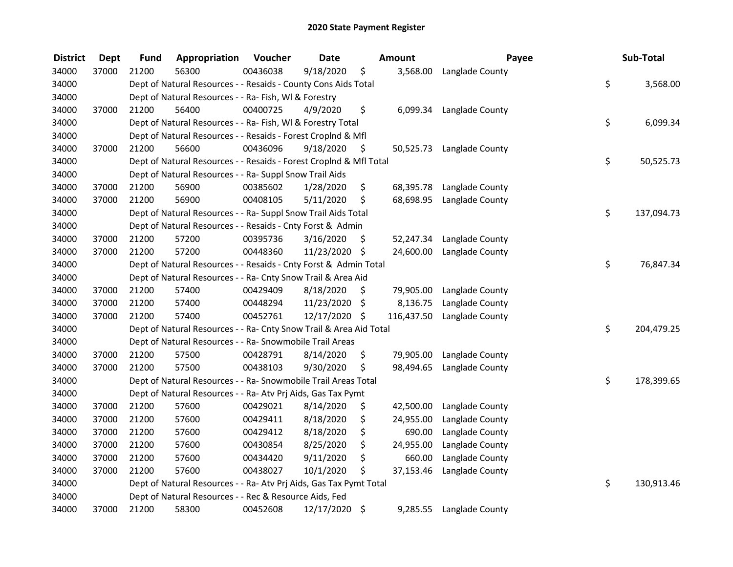# 2020 State Payment Register

| District | Dept | Fund | Appropriation | Voucher | Date | Amount | Payee | Sub-Total |
|---|---|---|---|---|---|---|---|---|
| 34000 | 37000 | 21200 | 56300 | 00436038 | 9/18/2020 | $ 3,568.00 | Langlade County | |
| 34000 | | Dept of Natural Resources - - Resaids - County Cons Aids Total | | | | | | $ 3,568.00 |
| 34000 | | Dept of Natural Resources - - Ra- Fish, Wl & Forestry | | | | | | |
| 34000 | 37000 | 21200 | 56400 | 00400725 | 4/9/2020 | $ 6,099.34 | Langlade County | |
| 34000 | | Dept of Natural Resources - - Ra- Fish, Wl & Forestry Total | | | | | | $ 6,099.34 |
| 34000 | | Dept of Natural Resources - - Resaids - Forest Croplnd & Mfl | | | | | | |
| 34000 | 37000 | 21200 | 56600 | 00436096 | 9/18/2020 | $ 50,525.73 | Langlade County | |
| 34000 | | Dept of Natural Resources - - Resaids - Forest Croplnd & Mfl Total | | | | | | $ 50,525.73 |
| 34000 | | Dept of Natural Resources - - Ra- Suppl Snow Trail Aids | | | | | | |
| 34000 | 37000 | 21200 | 56900 | 00385602 | 1/28/2020 | $ 68,395.78 | Langlade County | |
| 34000 | 37000 | 21200 | 56900 | 00408105 | 5/11/2020 | $ 68,698.95 | Langlade County | |
| 34000 | | Dept of Natural Resources - - Ra- Suppl Snow Trail Aids Total | | | | | | $ 137,094.73 |
| 34000 | | Dept of Natural Resources - - Resaids - Cnty Forst & Admin | | | | | | |
| 34000 | 37000 | 21200 | 57200 | 00395736 | 3/16/2020 | $ 52,247.34 | Langlade County | |
| 34000 | 37000 | 21200 | 57200 | 00448360 | 11/23/2020 | $ 24,600.00 | Langlade County | |
| 34000 | | Dept of Natural Resources - - Resaids - Cnty Forst & Admin Total | | | | | | $ 76,847.34 |
| 34000 | | Dept of Natural Resources - - Ra- Cnty Snow Trail & Area Aid | | | | | | |
| 34000 | 37000 | 21200 | 57400 | 00429409 | 8/18/2020 | $ 79,905.00 | Langlade County | |
| 34000 | 37000 | 21200 | 57400 | 00448294 | 11/23/2020 | $ 8,136.75 | Langlade County | |
| 34000 | 37000 | 21200 | 57400 | 00452761 | 12/17/2020 | $ 116,437.50 | Langlade County | |
| 34000 | | Dept of Natural Resources - - Ra- Cnty Snow Trail & Area Aid Total | | | | | | $ 204,479.25 |
| 34000 | | Dept of Natural Resources - - Ra- Snowmobile Trail Areas | | | | | | |
| 34000 | 37000 | 21200 | 57500 | 00428791 | 8/14/2020 | $ 79,905.00 | Langlade County | |
| 34000 | 37000 | 21200 | 57500 | 00438103 | 9/30/2020 | $ 98,494.65 | Langlade County | |
| 34000 | | Dept of Natural Resources - - Ra- Snowmobile Trail Areas Total | | | | | | $ 178,399.65 |
| 34000 | | Dept of Natural Resources - - Ra- Atv Prj Aids, Gas Tax Pymt | | | | | | |
| 34000 | 37000 | 21200 | 57600 | 00429021 | 8/14/2020 | $ 42,500.00 | Langlade County | |
| 34000 | 37000 | 21200 | 57600 | 00429411 | 8/18/2020 | $ 24,955.00 | Langlade County | |
| 34000 | 37000 | 21200 | 57600 | 00429412 | 8/18/2020 | $ 690.00 | Langlade County | |
| 34000 | 37000 | 21200 | 57600 | 00430854 | 8/25/2020 | $ 24,955.00 | Langlade County | |
| 34000 | 37000 | 21200 | 57600 | 00434420 | 9/11/2020 | $ 660.00 | Langlade County | |
| 34000 | 37000 | 21200 | 57600 | 00438027 | 10/1/2020 | $ 37,153.46 | Langlade County | |
| 34000 | | Dept of Natural Resources - - Ra- Atv Prj Aids, Gas Tax Pymt Total | | | | | | $ 130,913.46 |
| 34000 | | Dept of Natural Resources - - Rec & Resource Aids, Fed | | | | | | |
| 34000 | 37000 | 21200 | 58300 | 00452608 | 12/17/2020 | $ 9,285.55 | Langlade County | |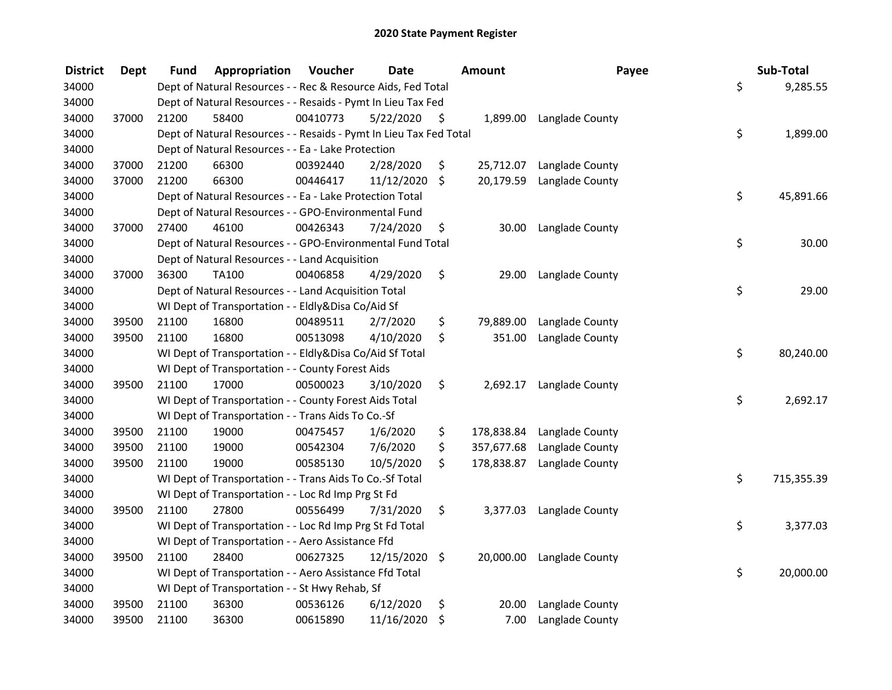## 2020 State Payment Register

| District | Dept | Fund | Appropriation | Voucher | Date | Amount | Payee | Sub-Total |
|---|---|---|---|---|---|---|---|---|
| 34000 | | Dept of Natural Resources - - Rec & Resource Aids, Fed Total | | | | | | $ 9,285.55 |
| 34000 | | Dept of Natural Resources - - Resaids - Pymt In Lieu Tax Fed | | | | | | |
| 34000 | 37000 | 21200 | 58400 | 00410773 | 5/22/2020 | $ 1,899.00 | Langlade County | |
| 34000 | | Dept of Natural Resources - - Resaids - Pymt In Lieu Tax Fed Total | | | | | | $ 1,899.00 |
| 34000 | | Dept of Natural Resources - - Ea - Lake Protection | | | | | | |
| 34000 | 37000 | 21200 | 66300 | 00392440 | 2/28/2020 | $ 25,712.07 | Langlade County | |
| 34000 | 37000 | 21200 | 66300 | 00446417 | 11/12/2020 | $ 20,179.59 | Langlade County | |
| 34000 | | Dept of Natural Resources - - Ea - Lake Protection Total | | | | | | $ 45,891.66 |
| 34000 | | Dept of Natural Resources - - GPO-Environmental Fund | | | | | | |
| 34000 | 37000 | 27400 | 46100 | 00426343 | 7/24/2020 | $ 30.00 | Langlade County | |
| 34000 | | Dept of Natural Resources - - GPO-Environmental Fund Total | | | | | | $ 30.00 |
| 34000 | | Dept of Natural Resources - - Land Acquisition | | | | | | |
| 34000 | 37000 | 36300 | TA100 | 00406858 | 4/29/2020 | $ 29.00 | Langlade County | |
| 34000 | | Dept of Natural Resources - - Land Acquisition Total | | | | | | $ 29.00 |
| 34000 | | WI Dept of Transportation - - Eldly&Disa Co/Aid Sf | | | | | | |
| 34000 | 39500 | 21100 | 16800 | 00489511 | 2/7/2020 | $ 79,889.00 | Langlade County | |
| 34000 | 39500 | 21100 | 16800 | 00513098 | 4/10/2020 | $ 351.00 | Langlade County | |
| 34000 | | WI Dept of Transportation - - Eldly&Disa Co/Aid Sf Total | | | | | | $ 80,240.00 |
| 34000 | | WI Dept of Transportation - - County Forest Aids | | | | | | |
| 34000 | 39500 | 21100 | 17000 | 00500023 | 3/10/2020 | $ 2,692.17 | Langlade County | |
| 34000 | | WI Dept of Transportation - - County Forest Aids Total | | | | | | $ 2,692.17 |
| 34000 | | WI Dept of Transportation - - Trans Aids To Co.-Sf | | | | | | |
| 34000 | 39500 | 21100 | 19000 | 00475457 | 1/6/2020 | $ 178,838.84 | Langlade County | |
| 34000 | 39500 | 21100 | 19000 | 00542304 | 7/6/2020 | $ 357,677.68 | Langlade County | |
| 34000 | 39500 | 21100 | 19000 | 00585130 | 10/5/2020 | $ 178,838.87 | Langlade County | |
| 34000 | | WI Dept of Transportation - - Trans Aids To Co.-Sf Total | | | | | | $ 715,355.39 |
| 34000 | | WI Dept of Transportation - - Loc Rd Imp Prg St Fd | | | | | | |
| 34000 | 39500 | 21100 | 27800 | 00556499 | 7/31/2020 | $ 3,377.03 | Langlade County | |
| 34000 | | WI Dept of Transportation - - Loc Rd Imp Prg St Fd Total | | | | | | $ 3,377.03 |
| 34000 | | WI Dept of Transportation - - Aero Assistance Ffd | | | | | | |
| 34000 | 39500 | 21100 | 28400 | 00627325 | 12/15/2020 | $ 20,000.00 | Langlade County | |
| 34000 | | WI Dept of Transportation - - Aero Assistance Ffd Total | | | | | | $ 20,000.00 |
| 34000 | | WI Dept of Transportation - - St Hwy Rehab, Sf | | | | | | |
| 34000 | 39500 | 21100 | 36300 | 00536126 | 6/12/2020 | $ 20.00 | Langlade County | |
| 34000 | 39500 | 21100 | 36300 | 00615890 | 11/16/2020 | $ 7.00 | Langlade County | |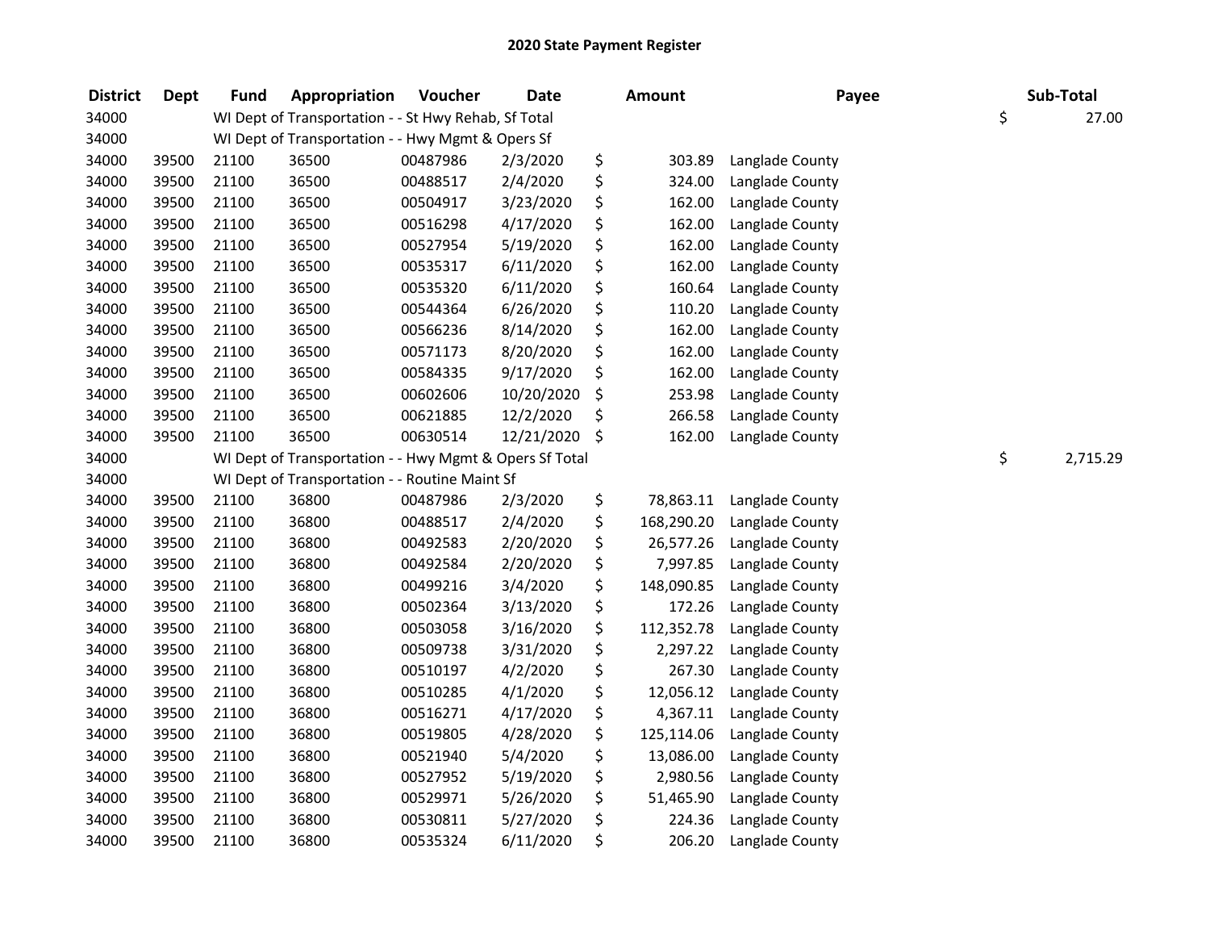# 2020 State Payment Register

| District | Dept | Fund | Appropriation | Voucher | Date | Amount | Payee | Sub-Total |
|---|---|---|---|---|---|---|---|---|
| 34000 | | WI Dept of Transportation - - St Hwy Rehab, Sf Total | | | | | | $ 27.00 |
| 34000 | | WI Dept of Transportation - - Hwy Mgmt & Opers Sf | | | | | | |
| 34000 | 39500 | 21100 | 36500 | 00487986 | 2/3/2020 | $ 303.89 | Langlade County | |
| 34000 | 39500 | 21100 | 36500 | 00488517 | 2/4/2020 | $ 324.00 | Langlade County | |
| 34000 | 39500 | 21100 | 36500 | 00504917 | 3/23/2020 | $ 162.00 | Langlade County | |
| 34000 | 39500 | 21100 | 36500 | 00516298 | 4/17/2020 | $ 162.00 | Langlade County | |
| 34000 | 39500 | 21100 | 36500 | 00527954 | 5/19/2020 | $ 162.00 | Langlade County | |
| 34000 | 39500 | 21100 | 36500 | 00535317 | 6/11/2020 | $ 162.00 | Langlade County | |
| 34000 | 39500 | 21100 | 36500 | 00535320 | 6/11/2020 | $ 160.64 | Langlade County | |
| 34000 | 39500 | 21100 | 36500 | 00544364 | 6/26/2020 | $ 110.20 | Langlade County | |
| 34000 | 39500 | 21100 | 36500 | 00566236 | 8/14/2020 | $ 162.00 | Langlade County | |
| 34000 | 39500 | 21100 | 36500 | 00571173 | 8/20/2020 | $ 162.00 | Langlade County | |
| 34000 | 39500 | 21100 | 36500 | 00584335 | 9/17/2020 | $ 162.00 | Langlade County | |
| 34000 | 39500 | 21100 | 36500 | 00602606 | 10/20/2020 | $ 253.98 | Langlade County | |
| 34000 | 39500 | 21100 | 36500 | 00621885 | 12/2/2020 | $ 266.58 | Langlade County | |
| 34000 | 39500 | 21100 | 36500 | 00630514 | 12/21/2020 | $ 162.00 | Langlade County | |
| 34000 | | WI Dept of Transportation - - Hwy Mgmt & Opers Sf Total | | | | | | $ 2,715.29 |
| 34000 | | WI Dept of Transportation - - Routine Maint Sf | | | | | | |
| 34000 | 39500 | 21100 | 36800 | 00487986 | 2/3/2020 | $ 78,863.11 | Langlade County | |
| 34000 | 39500 | 21100 | 36800 | 00488517 | 2/4/2020 | $ 168,290.20 | Langlade County | |
| 34000 | 39500 | 21100 | 36800 | 00492583 | 2/20/2020 | $ 26,577.26 | Langlade County | |
| 34000 | 39500 | 21100 | 36800 | 00492584 | 2/20/2020 | $ 7,997.85 | Langlade County | |
| 34000 | 39500 | 21100 | 36800 | 00499216 | 3/4/2020 | $ 148,090.85 | Langlade County | |
| 34000 | 39500 | 21100 | 36800 | 00502364 | 3/13/2020 | $ 172.26 | Langlade County | |
| 34000 | 39500 | 21100 | 36800 | 00503058 | 3/16/2020 | $ 112,352.78 | Langlade County | |
| 34000 | 39500 | 21100 | 36800 | 00509738 | 3/31/2020 | $ 2,297.22 | Langlade County | |
| 34000 | 39500 | 21100 | 36800 | 00510197 | 4/2/2020 | $ 267.30 | Langlade County | |
| 34000 | 39500 | 21100 | 36800 | 00510285 | 4/1/2020 | $ 12,056.12 | Langlade County | |
| 34000 | 39500 | 21100 | 36800 | 00516271 | 4/17/2020 | $ 4,367.11 | Langlade County | |
| 34000 | 39500 | 21100 | 36800 | 00519805 | 4/28/2020 | $ 125,114.06 | Langlade County | |
| 34000 | 39500 | 21100 | 36800 | 00521940 | 5/4/2020 | $ 13,086.00 | Langlade County | |
| 34000 | 39500 | 21100 | 36800 | 00527952 | 5/19/2020 | $ 2,980.56 | Langlade County | |
| 34000 | 39500 | 21100 | 36800 | 00529971 | 5/26/2020 | $ 51,465.90 | Langlade County | |
| 34000 | 39500 | 21100 | 36800 | 00530811 | 5/27/2020 | $ 224.36 | Langlade County | |
| 34000 | 39500 | 21100 | 36800 | 00535324 | 6/11/2020 | $ 206.20 | Langlade County | |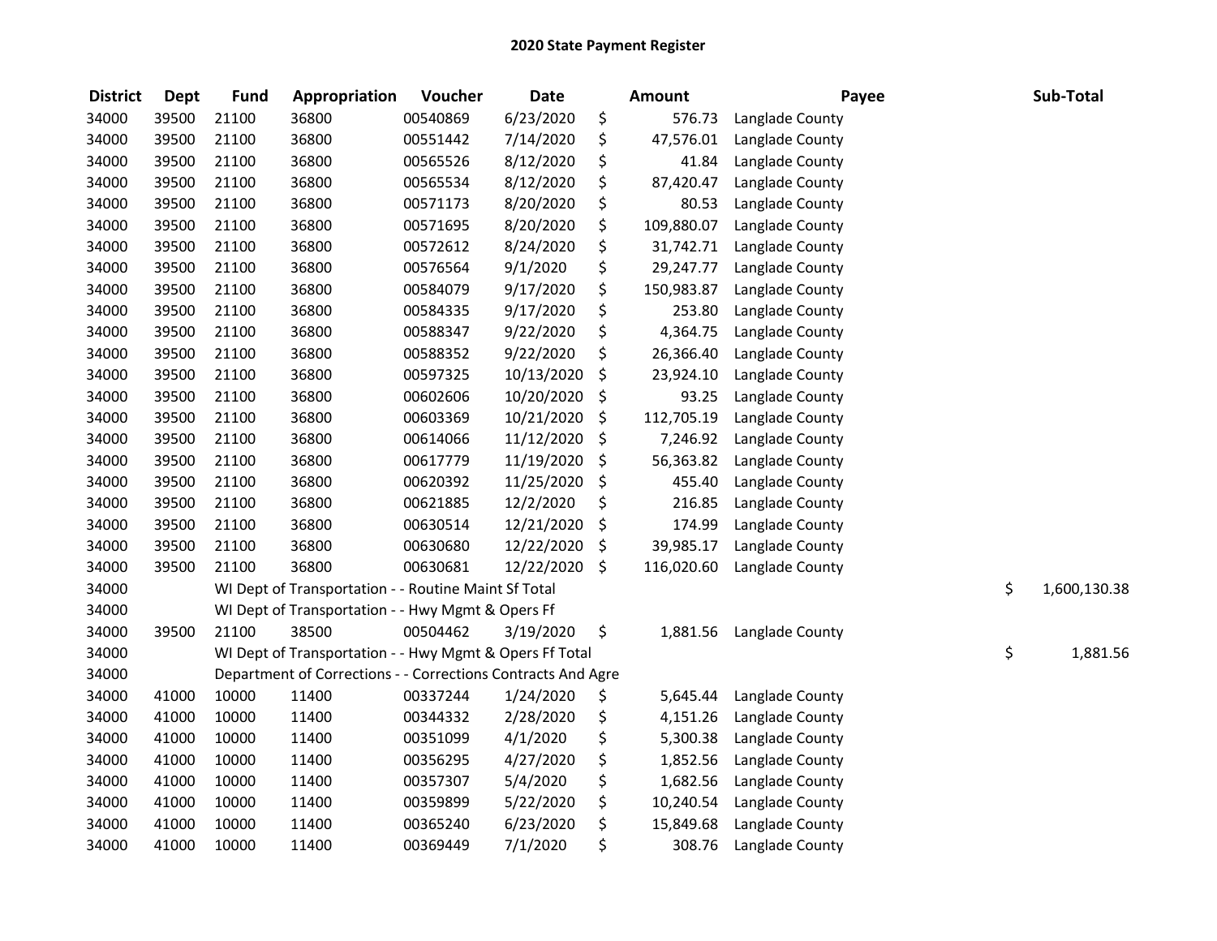# 2020 State Payment Register

| District | Dept | Fund | Appropriation | Voucher | Date | Amount | Payee | Sub-Total |
|---|---|---|---|---|---|---|---|---|
| 34000 | 39500 | 21100 | 36800 | 00540869 | 6/23/2020 | $ 576.73 | Langlade County | |
| 34000 | 39500 | 21100 | 36800 | 00551442 | 7/14/2020 | $ 47,576.01 | Langlade County | |
| 34000 | 39500 | 21100 | 36800 | 00565526 | 8/12/2020 | $ 41.84 | Langlade County | |
| 34000 | 39500 | 21100 | 36800 | 00565534 | 8/12/2020 | $ 87,420.47 | Langlade County | |
| 34000 | 39500 | 21100 | 36800 | 00571173 | 8/20/2020 | $ 80.53 | Langlade County | |
| 34000 | 39500 | 21100 | 36800 | 00571695 | 8/20/2020 | $ 109,880.07 | Langlade County | |
| 34000 | 39500 | 21100 | 36800 | 00572612 | 8/24/2020 | $ 31,742.71 | Langlade County | |
| 34000 | 39500 | 21100 | 36800 | 00576564 | 9/1/2020 | $ 29,247.77 | Langlade County | |
| 34000 | 39500 | 21100 | 36800 | 00584079 | 9/17/2020 | $ 150,983.87 | Langlade County | |
| 34000 | 39500 | 21100 | 36800 | 00584335 | 9/17/2020 | $ 253.80 | Langlade County | |
| 34000 | 39500 | 21100 | 36800 | 00588347 | 9/22/2020 | $ 4,364.75 | Langlade County | |
| 34000 | 39500 | 21100 | 36800 | 00588352 | 9/22/2020 | $ 26,366.40 | Langlade County | |
| 34000 | 39500 | 21100 | 36800 | 00597325 | 10/13/2020 | $ 23,924.10 | Langlade County | |
| 34000 | 39500 | 21100 | 36800 | 00602606 | 10/20/2020 | $ 93.25 | Langlade County | |
| 34000 | 39500 | 21100 | 36800 | 00603369 | 10/21/2020 | $ 112,705.19 | Langlade County | |
| 34000 | 39500 | 21100 | 36800 | 00614066 | 11/12/2020 | $ 7,246.92 | Langlade County | |
| 34000 | 39500 | 21100 | 36800 | 00617779 | 11/19/2020 | $ 56,363.82 | Langlade County | |
| 34000 | 39500 | 21100 | 36800 | 00620392 | 11/25/2020 | $ 455.40 | Langlade County | |
| 34000 | 39500 | 21100 | 36800 | 00621885 | 12/2/2020 | $ 216.85 | Langlade County | |
| 34000 | 39500 | 21100 | 36800 | 00630514 | 12/21/2020 | $ 174.99 | Langlade County | |
| 34000 | 39500 | 21100 | 36800 | 00630680 | 12/22/2020 | $ 39,985.17 | Langlade County | |
| 34000 | 39500 | 21100 | 36800 | 00630681 | 12/22/2020 | $ 116,020.60 | Langlade County | |
| 34000 | | WI Dept of Transportation - - Routine Maint Sf Total | | | | | | $ 1,600,130.38 |
| 34000 | | WI Dept of Transportation - - Hwy Mgmt & Opers Ff | | | | | | |
| 34000 | 39500 | 21100 | 38500 | 00504462 | 3/19/2020 | $ 1,881.56 | Langlade County | |
| 34000 | | WI Dept of Transportation - - Hwy Mgmt & Opers Ff Total | | | | | | $ 1,881.56 |
| 34000 | | Department of Corrections - - Corrections Contracts And Agre | | | | | | |
| 34000 | 41000 | 10000 | 11400 | 00337244 | 1/24/2020 | $ 5,645.44 | Langlade County | |
| 34000 | 41000 | 10000 | 11400 | 00344332 | 2/28/2020 | $ 4,151.26 | Langlade County | |
| 34000 | 41000 | 10000 | 11400 | 00351099 | 4/1/2020 | $ 5,300.38 | Langlade County | |
| 34000 | 41000 | 10000 | 11400 | 00356295 | 4/27/2020 | $ 1,852.56 | Langlade County | |
| 34000 | 41000 | 10000 | 11400 | 00357307 | 5/4/2020 | $ 1,682.56 | Langlade County | |
| 34000 | 41000 | 10000 | 11400 | 00359899 | 5/22/2020 | $ 10,240.54 | Langlade County | |
| 34000 | 41000 | 10000 | 11400 | 00365240 | 6/23/2020 | $ 15,849.68 | Langlade County | |
| 34000 | 41000 | 10000 | 11400 | 00369449 | 7/1/2020 | $ 308.76 | Langlade County | |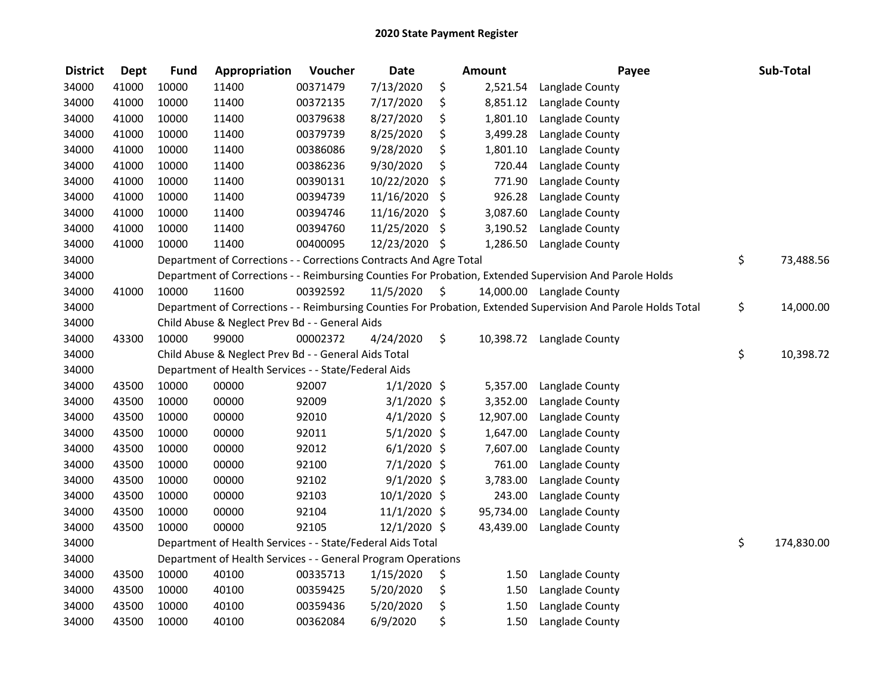# 2020 State Payment Register

| District | Dept | Fund | Appropriation | Voucher | Date | Amount | Payee | Sub-Total |
|---|---|---|---|---|---|---|---|---|
| 34000 | 41000 | 10000 | 11400 | 00371479 | 7/13/2020 | $ 2,521.54 | Langlade County | |
| 34000 | 41000 | 10000 | 11400 | 00372135 | 7/17/2020 | $ 8,851.12 | Langlade County | |
| 34000 | 41000 | 10000 | 11400 | 00379638 | 8/27/2020 | $ 1,801.10 | Langlade County | |
| 34000 | 41000 | 10000 | 11400 | 00379739 | 8/25/2020 | $ 3,499.28 | Langlade County | |
| 34000 | 41000 | 10000 | 11400 | 00386086 | 9/28/2020 | $ 1,801.10 | Langlade County | |
| 34000 | 41000 | 10000 | 11400 | 00386236 | 9/30/2020 | $ 720.44 | Langlade County | |
| 34000 | 41000 | 10000 | 11400 | 00390131 | 10/22/2020 | $ 771.90 | Langlade County | |
| 34000 | 41000 | 10000 | 11400 | 00394739 | 11/16/2020 | $ 926.28 | Langlade County | |
| 34000 | 41000 | 10000 | 11400 | 00394746 | 11/16/2020 | $ 3,087.60 | Langlade County | |
| 34000 | 41000 | 10000 | 11400 | 00394760 | 11/25/2020 | $ 3,190.52 | Langlade County | |
| 34000 | 41000 | 10000 | 11400 | 00400095 | 12/23/2020 | $ 1,286.50 | Langlade County | |
| 34000 | | Department of Corrections - - Corrections Contracts And Agre Total | | | | | | $ 73,488.56 |
| 34000 | | Department of Corrections - - Reimbursing Counties For Probation, Extended Supervision And Parole Holds | | | | | | |
| 34000 | 41000 | 10000 | 11600 | 00392592 | 11/5/2020 | $ 14,000.00 | Langlade County | |
| 34000 | | Department of Corrections - - Reimbursing Counties For Probation, Extended Supervision And Parole Holds Total | | | | | | $ 14,000.00 |
| 34000 | | Child Abuse & Neglect Prev Bd - - General Aids | | | | | | |
| 34000 | 43300 | 10000 | 99000 | 00002372 | 4/24/2020 | $ 10,398.72 | Langlade County | |
| 34000 | | Child Abuse & Neglect Prev Bd - - General Aids Total | | | | | | $ 10,398.72 |
| 34000 | | Department of Health Services - - State/Federal Aids | | | | | | |
| 34000 | 43500 | 10000 | 00000 | 92007 | 1/1/2020 | $ 5,357.00 | Langlade County | |
| 34000 | 43500 | 10000 | 00000 | 92009 | 3/1/2020 | $ 3,352.00 | Langlade County | |
| 34000 | 43500 | 10000 | 00000 | 92010 | 4/1/2020 | $ 12,907.00 | Langlade County | |
| 34000 | 43500 | 10000 | 00000 | 92011 | 5/1/2020 | $ 1,647.00 | Langlade County | |
| 34000 | 43500 | 10000 | 00000 | 92012 | 6/1/2020 | $ 7,607.00 | Langlade County | |
| 34000 | 43500 | 10000 | 00000 | 92100 | 7/1/2020 | $ 761.00 | Langlade County | |
| 34000 | 43500 | 10000 | 00000 | 92102 | 9/1/2020 | $ 3,783.00 | Langlade County | |
| 34000 | 43500 | 10000 | 00000 | 92103 | 10/1/2020 | $ 243.00 | Langlade County | |
| 34000 | 43500 | 10000 | 00000 | 92104 | 11/1/2020 | $ 95,734.00 | Langlade County | |
| 34000 | 43500 | 10000 | 00000 | 92105 | 12/1/2020 | $ 43,439.00 | Langlade County | |
| 34000 | | Department of Health Services - - State/Federal Aids Total | | | | | | $ 174,830.00 |
| 34000 | | Department of Health Services - - General Program Operations | | | | | | |
| 34000 | 43500 | 10000 | 40100 | 00335713 | 1/15/2020 | $ 1.50 | Langlade County | |
| 34000 | 43500 | 10000 | 40100 | 00359425 | 5/20/2020 | $ 1.50 | Langlade County | |
| 34000 | 43500 | 10000 | 40100 | 00359436 | 5/20/2020 | $ 1.50 | Langlade County | |
| 34000 | 43500 | 10000 | 40100 | 00362084 | 6/9/2020 | $ 1.50 | Langlade County | |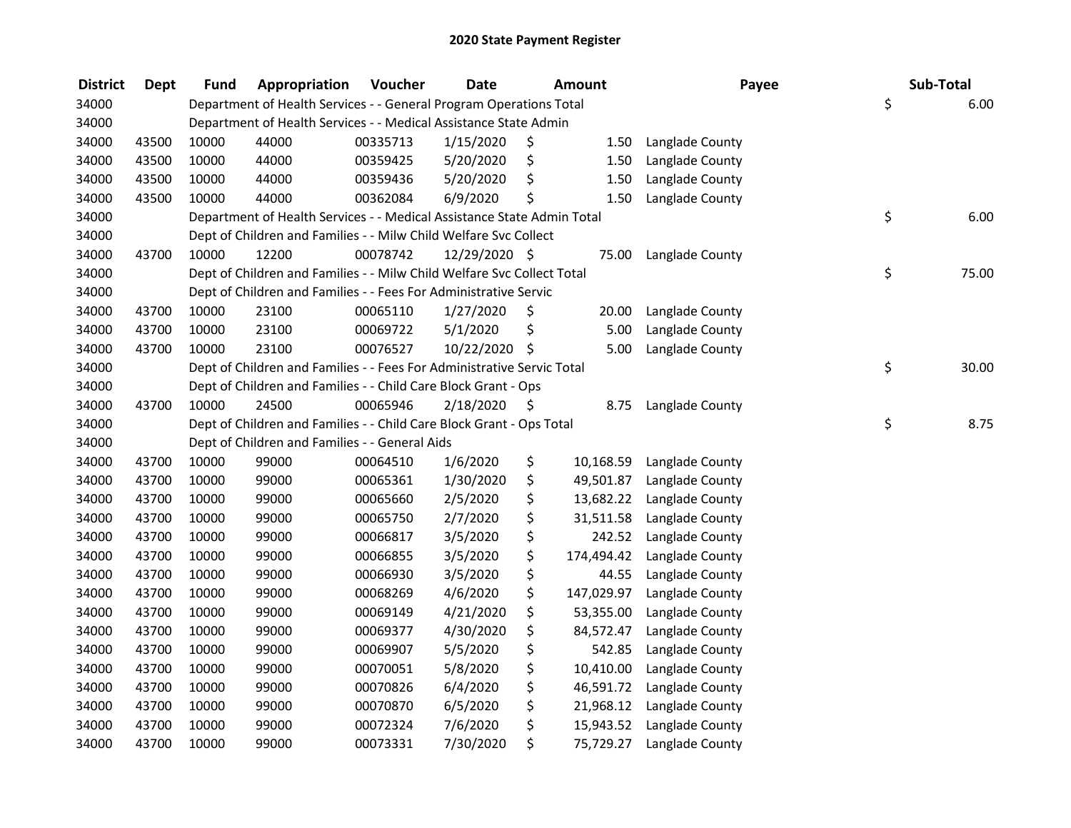# 2020 State Payment Register

| District | Dept | Fund | Appropriation | Voucher | Date | Amount | Payee | Sub-Total |
|---|---|---|---|---|---|---|---|---|
| 34000 | | Department of Health Services - - General Program Operations Total | | | | | | $ 6.00 |
| 34000 | | Department of Health Services - - Medical Assistance State Admin | | | | | | |
| 34000 | 43500 | 10000 | 44000 | 00335713 | 1/15/2020 | $ 1.50 | Langlade County | |
| 34000 | 43500 | 10000 | 44000 | 00359425 | 5/20/2020 | $ 1.50 | Langlade County | |
| 34000 | 43500 | 10000 | 44000 | 00359436 | 5/20/2020 | $ 1.50 | Langlade County | |
| 34000 | 43500 | 10000 | 44000 | 00362084 | 6/9/2020 | $ 1.50 | Langlade County | |
| 34000 | | Department of Health Services - - Medical Assistance State Admin Total | | | | | | $ 6.00 |
| 34000 | | Dept of Children and Families - - Milw Child Welfare Svc Collect | | | | | | |
| 34000 | 43700 | 10000 | 12200 | 00078742 | 12/29/2020 | $ 75.00 | Langlade County | |
| 34000 | | Dept of Children and Families - - Milw Child Welfare Svc Collect Total | | | | | | $ 75.00 |
| 34000 | | Dept of Children and Families - - Fees For Administrative Servic | | | | | | |
| 34000 | 43700 | 10000 | 23100 | 00065110 | 1/27/2020 | $ 20.00 | Langlade County | |
| 34000 | 43700 | 10000 | 23100 | 00069722 | 5/1/2020 | $ 5.00 | Langlade County | |
| 34000 | 43700 | 10000 | 23100 | 00076527 | 10/22/2020 | $ 5.00 | Langlade County | |
| 34000 | | Dept of Children and Families - - Fees For Administrative Servic Total | | | | | | $ 30.00 |
| 34000 | | Dept of Children and Families - - Child Care Block Grant - Ops | | | | | | |
| 34000 | 43700 | 10000 | 24500 | 00065946 | 2/18/2020 | $ 8.75 | Langlade County | |
| 34000 | | Dept of Children and Families - - Child Care Block Grant - Ops Total | | | | | | $ 8.75 |
| 34000 | | Dept of Children and Families - - General Aids | | | | | | |
| 34000 | 43700 | 10000 | 99000 | 00064510 | 1/6/2020 | $ 10,168.59 | Langlade County | |
| 34000 | 43700 | 10000 | 99000 | 00065361 | 1/30/2020 | $ 49,501.87 | Langlade County | |
| 34000 | 43700 | 10000 | 99000 | 00065660 | 2/5/2020 | $ 13,682.22 | Langlade County | |
| 34000 | 43700 | 10000 | 99000 | 00065750 | 2/7/2020 | $ 31,511.58 | Langlade County | |
| 34000 | 43700 | 10000 | 99000 | 00066817 | 3/5/2020 | $ 242.52 | Langlade County | |
| 34000 | 43700 | 10000 | 99000 | 00066855 | 3/5/2020 | $ 174,494.42 | Langlade County | |
| 34000 | 43700 | 10000 | 99000 | 00066930 | 3/5/2020 | $ 44.55 | Langlade County | |
| 34000 | 43700 | 10000 | 99000 | 00068269 | 4/6/2020 | $ 147,029.97 | Langlade County | |
| 34000 | 43700 | 10000 | 99000 | 00069149 | 4/21/2020 | $ 53,355.00 | Langlade County | |
| 34000 | 43700 | 10000 | 99000 | 00069377 | 4/30/2020 | $ 84,572.47 | Langlade County | |
| 34000 | 43700 | 10000 | 99000 | 00069907 | 5/5/2020 | $ 542.85 | Langlade County | |
| 34000 | 43700 | 10000 | 99000 | 00070051 | 5/8/2020 | $ 10,410.00 | Langlade County | |
| 34000 | 43700 | 10000 | 99000 | 00070826 | 6/4/2020 | $ 46,591.72 | Langlade County | |
| 34000 | 43700 | 10000 | 99000 | 00070870 | 6/5/2020 | $ 21,968.12 | Langlade County | |
| 34000 | 43700 | 10000 | 99000 | 00072324 | 7/6/2020 | $ 15,943.52 | Langlade County | |
| 34000 | 43700 | 10000 | 99000 | 00073331 | 7/30/2020 | $ 75,729.27 | Langlade County | |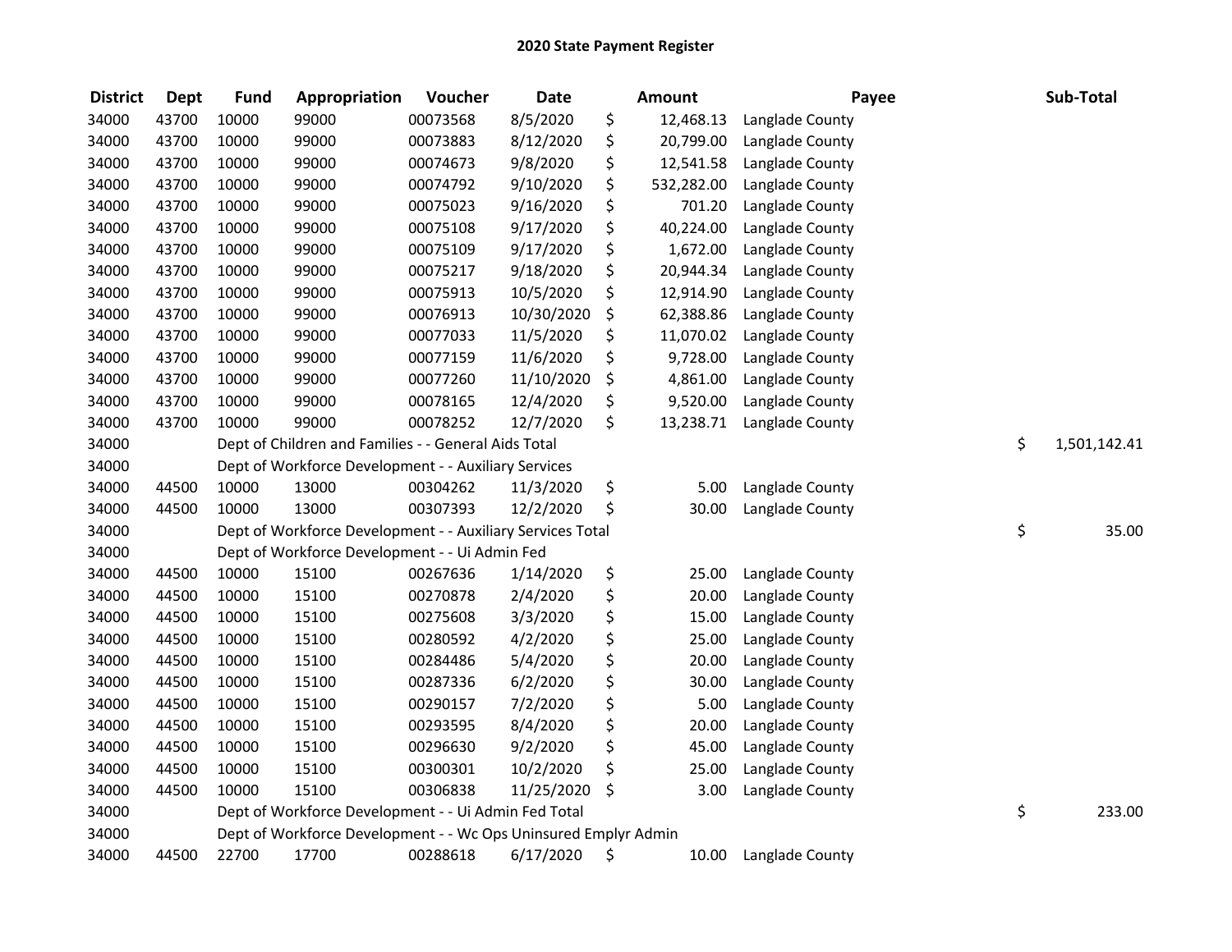# 2020 State Payment Register

| District | Dept | Fund | Appropriation | Voucher | Date | Amount | Payee | Sub-Total |
|---|---|---|---|---|---|---|---|---|
| 34000 | 43700 | 10000 | 99000 | 00073568 | 8/5/2020 | $ 12,468.13 | Langlade County | |
| 34000 | 43700 | 10000 | 99000 | 00073883 | 8/12/2020 | $ 20,799.00 | Langlade County | |
| 34000 | 43700 | 10000 | 99000 | 00074673 | 9/8/2020 | $ 12,541.58 | Langlade County | |
| 34000 | 43700 | 10000 | 99000 | 00074792 | 9/10/2020 | $ 532,282.00 | Langlade County | |
| 34000 | 43700 | 10000 | 99000 | 00075023 | 9/16/2020 | $ 701.20 | Langlade County | |
| 34000 | 43700 | 10000 | 99000 | 00075108 | 9/17/2020 | $ 40,224.00 | Langlade County | |
| 34000 | 43700 | 10000 | 99000 | 00075109 | 9/17/2020 | $ 1,672.00 | Langlade County | |
| 34000 | 43700 | 10000 | 99000 | 00075217 | 9/18/2020 | $ 20,944.34 | Langlade County | |
| 34000 | 43700 | 10000 | 99000 | 00075913 | 10/5/2020 | $ 12,914.90 | Langlade County | |
| 34000 | 43700 | 10000 | 99000 | 00076913 | 10/30/2020 | $ 62,388.86 | Langlade County | |
| 34000 | 43700 | 10000 | 99000 | 00077033 | 11/5/2020 | $ 11,070.02 | Langlade County | |
| 34000 | 43700 | 10000 | 99000 | 00077159 | 11/6/2020 | $ 9,728.00 | Langlade County | |
| 34000 | 43700 | 10000 | 99000 | 00077260 | 11/10/2020 | $ 4,861.00 | Langlade County | |
| 34000 | 43700 | 10000 | 99000 | 00078165 | 12/4/2020 | $ 9,520.00 | Langlade County | |
| 34000 | 43700 | 10000 | 99000 | 00078252 | 12/7/2020 | $ 13,238.71 | Langlade County | |
| 34000 | | Dept of Children and Families - - General Aids Total | | | | | | $ 1,501,142.41 |
| 34000 | | Dept of Workforce Development - - Auxiliary Services | | | | | | |
| 34000 | 44500 | 10000 | 13000 | 00304262 | 11/3/2020 | $ 5.00 | Langlade County | |
| 34000 | 44500 | 10000 | 13000 | 00307393 | 12/2/2020 | $ 30.00 | Langlade County | |
| 34000 | | Dept of Workforce Development - - Auxiliary Services Total | | | | | | $ 35.00 |
| 34000 | | Dept of Workforce Development - - Ui Admin Fed | | | | | | |
| 34000 | 44500 | 10000 | 15100 | 00267636 | 1/14/2020 | $ 25.00 | Langlade County | |
| 34000 | 44500 | 10000 | 15100 | 00270878 | 2/4/2020 | $ 20.00 | Langlade County | |
| 34000 | 44500 | 10000 | 15100 | 00275608 | 3/3/2020 | $ 15.00 | Langlade County | |
| 34000 | 44500 | 10000 | 15100 | 00280592 | 4/2/2020 | $ 25.00 | Langlade County | |
| 34000 | 44500 | 10000 | 15100 | 00284486 | 5/4/2020 | $ 20.00 | Langlade County | |
| 34000 | 44500 | 10000 | 15100 | 00287336 | 6/2/2020 | $ 30.00 | Langlade County | |
| 34000 | 44500 | 10000 | 15100 | 00290157 | 7/2/2020 | $ 5.00 | Langlade County | |
| 34000 | 44500 | 10000 | 15100 | 00293595 | 8/4/2020 | $ 20.00 | Langlade County | |
| 34000 | 44500 | 10000 | 15100 | 00296630 | 9/2/2020 | $ 45.00 | Langlade County | |
| 34000 | 44500 | 10000 | 15100 | 00300301 | 10/2/2020 | $ 25.00 | Langlade County | |
| 34000 | 44500 | 10000 | 15100 | 00306838 | 11/25/2020 | $ 3.00 | Langlade County | |
| 34000 | | Dept of Workforce Development - - Ui Admin Fed Total | | | | | | $ 233.00 |
| 34000 | | Dept of Workforce Development - - Wc Ops Uninsured Emplyr Admin | | | | | | |
| 34000 | 44500 | 22700 | 17700 | 00288618 | 6/17/2020 | $ 10.00 | Langlade County | |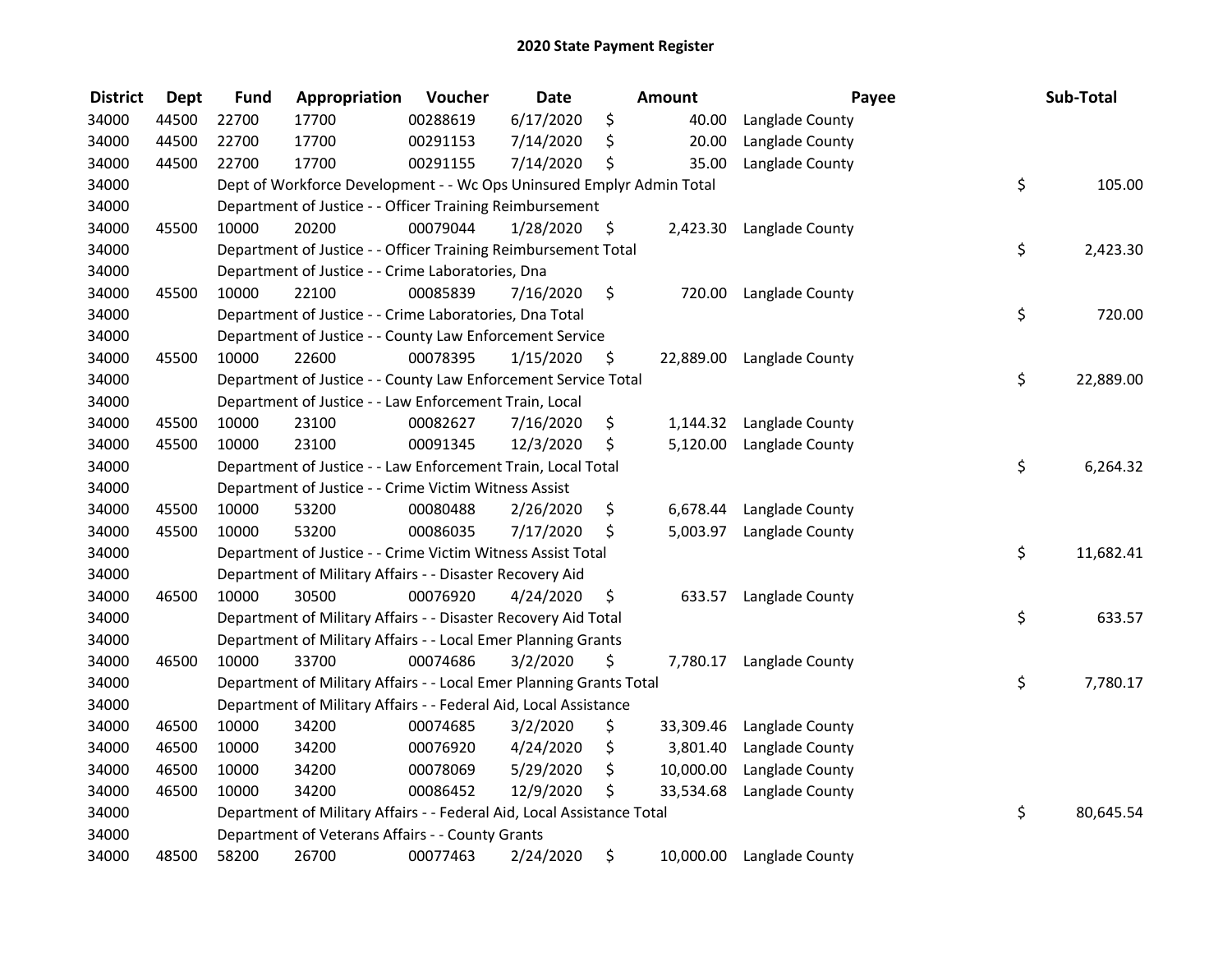# 2020 State Payment Register

| District | Dept | Fund | Appropriation | Voucher | Date | Amount | Payee | Sub-Total |
|---|---|---|---|---|---|---|---|---|
| 34000 | 44500 | 22700 | 17700 | 00288619 | 6/17/2020 | $ 40.00 | Langlade County | |
| 34000 | 44500 | 22700 | 17700 | 00291153 | 7/14/2020 | $ 20.00 | Langlade County | |
| 34000 | 44500 | 22700 | 17700 | 00291155 | 7/14/2020 | $ 35.00 | Langlade County | |
| 34000 | | Dept of Workforce Development - - Wc Ops Uninsured Emplyr Admin Total | | | | | | $ 105.00 |
| 34000 | | Department of Justice - - Officer Training Reimbursement | | | | | | |
| 34000 | 45500 | 10000 | 20200 | 00079044 | 1/28/2020 | $ 2,423.30 | Langlade County | |
| 34000 | | Department of Justice - - Officer Training Reimbursement Total | | | | | | $ 2,423.30 |
| 34000 | | Department of Justice - - Crime Laboratories, Dna | | | | | | |
| 34000 | 45500 | 10000 | 22100 | 00085839 | 7/16/2020 | $ 720.00 | Langlade County | |
| 34000 | | Department of Justice - - Crime Laboratories, Dna Total | | | | | | $ 720.00 |
| 34000 | | Department of Justice - - County Law Enforcement Service | | | | | | |
| 34000 | 45500 | 10000 | 22600 | 00078395 | 1/15/2020 | $ 22,889.00 | Langlade County | |
| 34000 | | Department of Justice - - County Law Enforcement Service Total | | | | | | $ 22,889.00 |
| 34000 | | Department of Justice - - Law Enforcement Train, Local | | | | | | |
| 34000 | 45500 | 10000 | 23100 | 00082627 | 7/16/2020 | $ 1,144.32 | Langlade County | |
| 34000 | 45500 | 10000 | 23100 | 00091345 | 12/3/2020 | $ 5,120.00 | Langlade County | |
| 34000 | | Department of Justice - - Law Enforcement Train, Local Total | | | | | | $ 6,264.32 |
| 34000 | | Department of Justice - - Crime Victim Witness Assist | | | | | | |
| 34000 | 45500 | 10000 | 53200 | 00080488 | 2/26/2020 | $ 6,678.44 | Langlade County | |
| 34000 | 45500 | 10000 | 53200 | 00086035 | 7/17/2020 | $ 5,003.97 | Langlade County | |
| 34000 | | Department of Justice - - Crime Victim Witness Assist Total | | | | | | $ 11,682.41 |
| 34000 | | Department of Military Affairs - - Disaster Recovery Aid | | | | | | |
| 34000 | 46500 | 10000 | 30500 | 00076920 | 4/24/2020 | $ 633.57 | Langlade County | |
| 34000 | | Department of Military Affairs - - Disaster Recovery Aid Total | | | | | | $ 633.57 |
| 34000 | | Department of Military Affairs - - Local Emer Planning Grants | | | | | | |
| 34000 | 46500 | 10000 | 33700 | 00074686 | 3/2/2020 | $ 7,780.17 | Langlade County | |
| 34000 | | Department of Military Affairs - - Local Emer Planning Grants Total | | | | | | $ 7,780.17 |
| 34000 | | Department of Military Affairs - - Federal Aid, Local Assistance | | | | | | |
| 34000 | 46500 | 10000 | 34200 | 00074685 | 3/2/2020 | $ 33,309.46 | Langlade County | |
| 34000 | 46500 | 10000 | 34200 | 00076920 | 4/24/2020 | $ 3,801.40 | Langlade County | |
| 34000 | 46500 | 10000 | 34200 | 00078069 | 5/29/2020 | $ 10,000.00 | Langlade County | |
| 34000 | 46500 | 10000 | 34200 | 00086452 | 12/9/2020 | $ 33,534.68 | Langlade County | |
| 34000 | | Department of Military Affairs - - Federal Aid, Local Assistance Total | | | | | | $ 80,645.54 |
| 34000 | | Department of Veterans Affairs - - County Grants | | | | | | |
| 34000 | 48500 | 58200 | 26700 | 00077463 | 2/24/2020 | $ 10,000.00 | Langlade County | |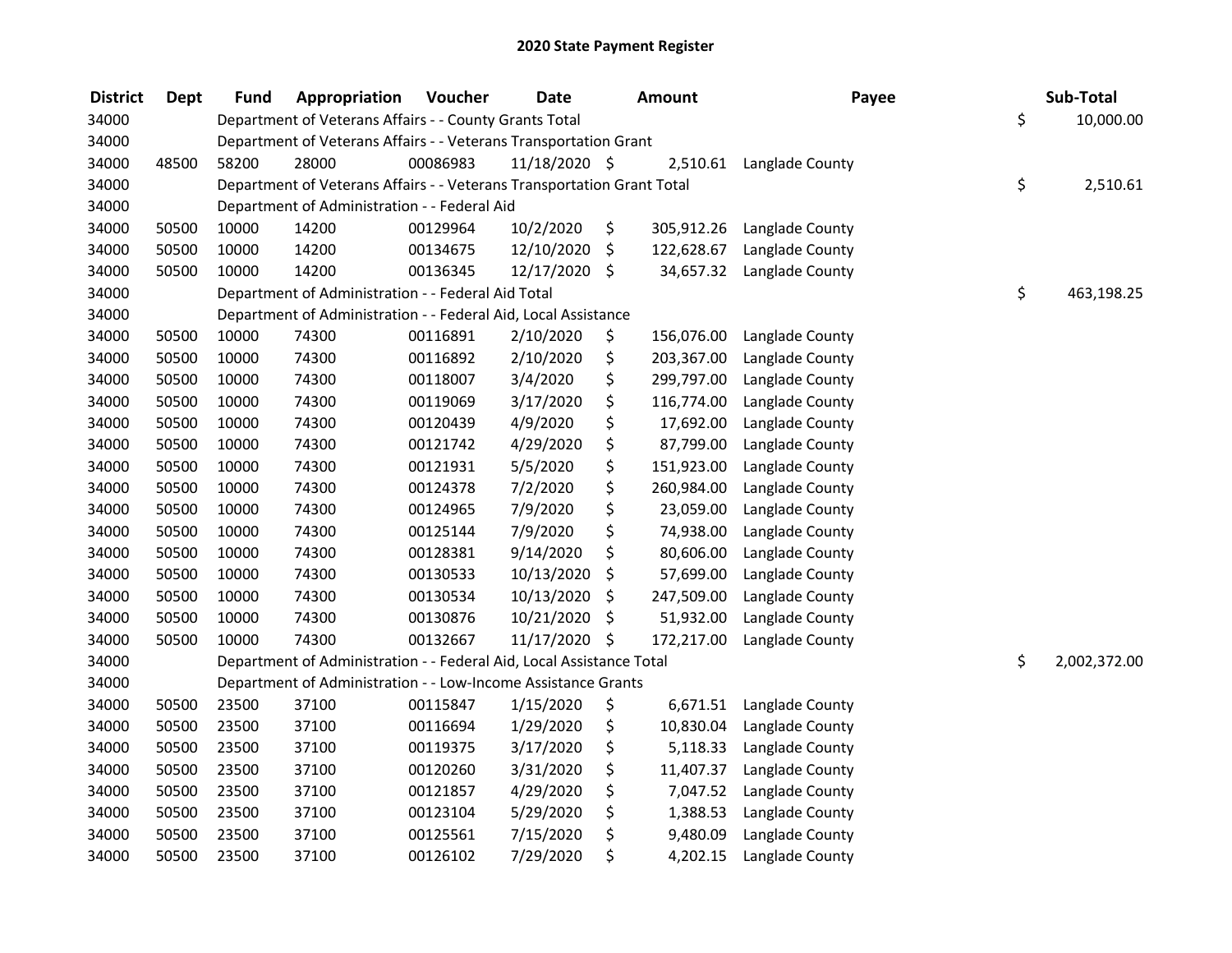# 2020 State Payment Register

| District | Dept | Fund | Appropriation | Voucher | Date | Amount | Payee | Sub-Total |
|---|---|---|---|---|---|---|---|---|
| 34000 | | Department of Veterans Affairs - - County Grants Total | | | | | | $ 10,000.00 |
| 34000 | | Department of Veterans Affairs - - Veterans Transportation Grant | | | | | | |
| 34000 | 48500 | 58200 | 28000 | 00086983 | 11/18/2020 | $ 2,510.61 | Langlade County | |
| 34000 | | Department of Veterans Affairs - - Veterans Transportation Grant Total | | | | | | $ 2,510.61 |
| 34000 | | Department of Administration - - Federal Aid | | | | | | |
| 34000 | 50500 | 10000 | 14200 | 00129964 | 10/2/2020 | $ 305,912.26 | Langlade County | |
| 34000 | 50500 | 10000 | 14200 | 00134675 | 12/10/2020 | $ 122,628.67 | Langlade County | |
| 34000 | 50500 | 10000 | 14200 | 00136345 | 12/17/2020 | $ 34,657.32 | Langlade County | |
| 34000 | | Department of Administration - - Federal Aid Total | | | | | | $ 463,198.25 |
| 34000 | | Department of Administration - - Federal Aid, Local Assistance | | | | | | |
| 34000 | 50500 | 10000 | 74300 | 00116891 | 2/10/2020 | $ 156,076.00 | Langlade County | |
| 34000 | 50500 | 10000 | 74300 | 00116892 | 2/10/2020 | $ 203,367.00 | Langlade County | |
| 34000 | 50500 | 10000 | 74300 | 00118007 | 3/4/2020 | $ 299,797.00 | Langlade County | |
| 34000 | 50500 | 10000 | 74300 | 00119069 | 3/17/2020 | $ 116,774.00 | Langlade County | |
| 34000 | 50500 | 10000 | 74300 | 00120439 | 4/9/2020 | $ 17,692.00 | Langlade County | |
| 34000 | 50500 | 10000 | 74300 | 00121742 | 4/29/2020 | $ 87,799.00 | Langlade County | |
| 34000 | 50500 | 10000 | 74300 | 00121931 | 5/5/2020 | $ 151,923.00 | Langlade County | |
| 34000 | 50500 | 10000 | 74300 | 00124378 | 7/2/2020 | $ 260,984.00 | Langlade County | |
| 34000 | 50500 | 10000 | 74300 | 00124965 | 7/9/2020 | $ 23,059.00 | Langlade County | |
| 34000 | 50500 | 10000 | 74300 | 00125144 | 7/9/2020 | $ 74,938.00 | Langlade County | |
| 34000 | 50500 | 10000 | 74300 | 00128381 | 9/14/2020 | $ 80,606.00 | Langlade County | |
| 34000 | 50500 | 10000 | 74300 | 00130533 | 10/13/2020 | $ 57,699.00 | Langlade County | |
| 34000 | 50500 | 10000 | 74300 | 00130534 | 10/13/2020 | $ 247,509.00 | Langlade County | |
| 34000 | 50500 | 10000 | 74300 | 00130876 | 10/21/2020 | $ 51,932.00 | Langlade County | |
| 34000 | 50500 | 10000 | 74300 | 00132667 | 11/17/2020 | $ 172,217.00 | Langlade County | |
| 34000 | | Department of Administration - - Federal Aid, Local Assistance Total | | | | | | $ 2,002,372.00 |
| 34000 | | Department of Administration - - Low-Income Assistance Grants | | | | | | |
| 34000 | 50500 | 23500 | 37100 | 00115847 | 1/15/2020 | $ 6,671.51 | Langlade County | |
| 34000 | 50500 | 23500 | 37100 | 00116694 | 1/29/2020 | $ 10,830.04 | Langlade County | |
| 34000 | 50500 | 23500 | 37100 | 00119375 | 3/17/2020 | $ 5,118.33 | Langlade County | |
| 34000 | 50500 | 23500 | 37100 | 00120260 | 3/31/2020 | $ 11,407.37 | Langlade County | |
| 34000 | 50500 | 23500 | 37100 | 00121857 | 4/29/2020 | $ 7,047.52 | Langlade County | |
| 34000 | 50500 | 23500 | 37100 | 00123104 | 5/29/2020 | $ 1,388.53 | Langlade County | |
| 34000 | 50500 | 23500 | 37100 | 00125561 | 7/15/2020 | $ 9,480.09 | Langlade County | |
| 34000 | 50500 | 23500 | 37100 | 00126102 | 7/29/2020 | $ 4,202.15 | Langlade County | |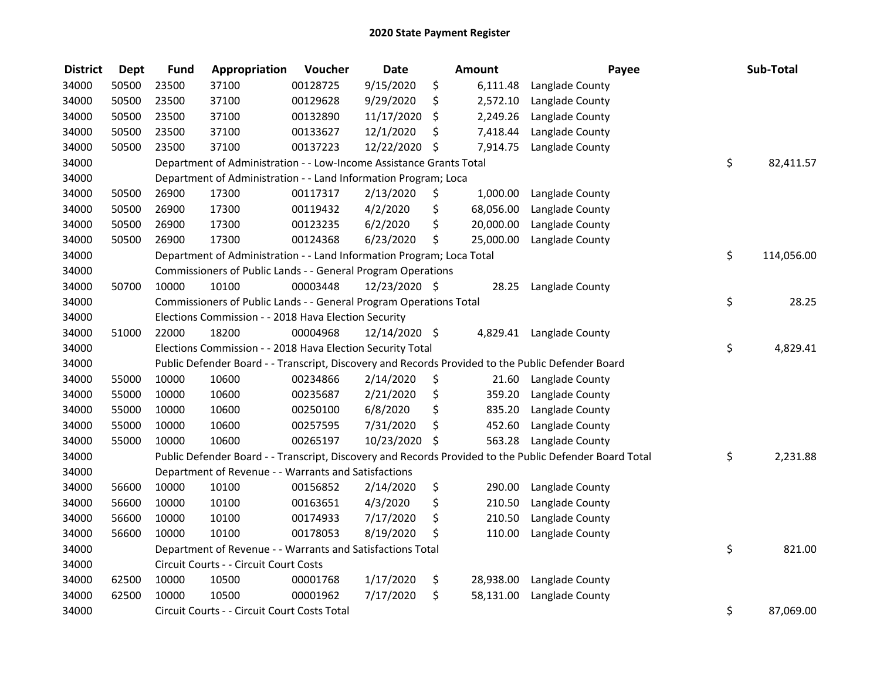# 2020 State Payment Register

| District | Dept | Fund | Appropriation | Voucher | Date | Amount | Payee | Sub-Total |
|---|---|---|---|---|---|---|---|---|
| 34000 | 50500 | 23500 | 37100 | 00128725 | 9/15/2020 | $ 6,111.48 | Langlade County | |
| 34000 | 50500 | 23500 | 37100 | 00129628 | 9/29/2020 | $ 2,572.10 | Langlade County | |
| 34000 | 50500 | 23500 | 37100 | 00132890 | 11/17/2020 | $ 2,249.26 | Langlade County | |
| 34000 | 50500 | 23500 | 37100 | 00133627 | 12/1/2020 | $ 7,418.44 | Langlade County | |
| 34000 | 50500 | 23500 | 37100 | 00137223 | 12/22/2020 | $ 7,914.75 | Langlade County | |
| 34000 | | Department of Administration - - Low-Income Assistance Grants Total | | | | | | $ 82,411.57 |
| 34000 | | Department of Administration - - Land Information Program; Loca | | | | | | |
| 34000 | 50500 | 26900 | 17300 | 00117317 | 2/13/2020 | $ 1,000.00 | Langlade County | |
| 34000 | 50500 | 26900 | 17300 | 00119432 | 4/2/2020 | $ 68,056.00 | Langlade County | |
| 34000 | 50500 | 26900 | 17300 | 00123235 | 6/2/2020 | $ 20,000.00 | Langlade County | |
| 34000 | 50500 | 26900 | 17300 | 00124368 | 6/23/2020 | $ 25,000.00 | Langlade County | |
| 34000 | | Department of Administration - - Land Information Program; Loca Total | | | | | | $ 114,056.00 |
| 34000 | | Commissioners of Public Lands - - General Program Operations | | | | | | |
| 34000 | 50700 | 10000 | 10100 | 00003448 | 12/23/2020 | $ 28.25 | Langlade County | |
| 34000 | | Commissioners of Public Lands - - General Program Operations Total | | | | | | $ 28.25 |
| 34000 | | Elections Commission - - 2018 Hava Election Security | | | | | | |
| 34000 | 51000 | 22000 | 18200 | 00004968 | 12/14/2020 | $ 4,829.41 | Langlade County | |
| 34000 | | Elections Commission - - 2018 Hava Election Security Total | | | | | | $ 4,829.41 |
| 34000 | | Public Defender Board - - Transcript, Discovery and Records Provided to the Public Defender Board | | | | | | |
| 34000 | 55000 | 10000 | 10600 | 00234866 | 2/14/2020 | $ 21.60 | Langlade County | |
| 34000 | 55000 | 10000 | 10600 | 00235687 | 2/21/2020 | $ 359.20 | Langlade County | |
| 34000 | 55000 | 10000 | 10600 | 00250100 | 6/8/2020 | $ 835.20 | Langlade County | |
| 34000 | 55000 | 10000 | 10600 | 00257595 | 7/31/2020 | $ 452.60 | Langlade County | |
| 34000 | 55000 | 10000 | 10600 | 00265197 | 10/23/2020 | $ 563.28 | Langlade County | |
| 34000 | | Public Defender Board - - Transcript, Discovery and Records Provided to the Public Defender Board Total | | | | | | $ 2,231.88 |
| 34000 | | Department of Revenue - - Warrants and Satisfactions | | | | | | |
| 34000 | 56600 | 10000 | 10100 | 00156852 | 2/14/2020 | $ 290.00 | Langlade County | |
| 34000 | 56600 | 10000 | 10100 | 00163651 | 4/3/2020 | $ 210.50 | Langlade County | |
| 34000 | 56600 | 10000 | 10100 | 00174933 | 7/17/2020 | $ 210.50 | Langlade County | |
| 34000 | 56600 | 10000 | 10100 | 00178053 | 8/19/2020 | $ 110.00 | Langlade County | |
| 34000 | | Department of Revenue - - Warrants and Satisfactions Total | | | | | | $ 821.00 |
| 34000 | | Circuit Courts - - Circuit Court Costs | | | | | | |
| 34000 | 62500 | 10000 | 10500 | 00001768 | 1/17/2020 | $ 28,938.00 | Langlade County | |
| 34000 | 62500 | 10000 | 10500 | 00001962 | 7/17/2020 | $ 58,131.00 | Langlade County | |
| 34000 | | Circuit Courts - - Circuit Court Costs Total | | | | | | $ 87,069.00 |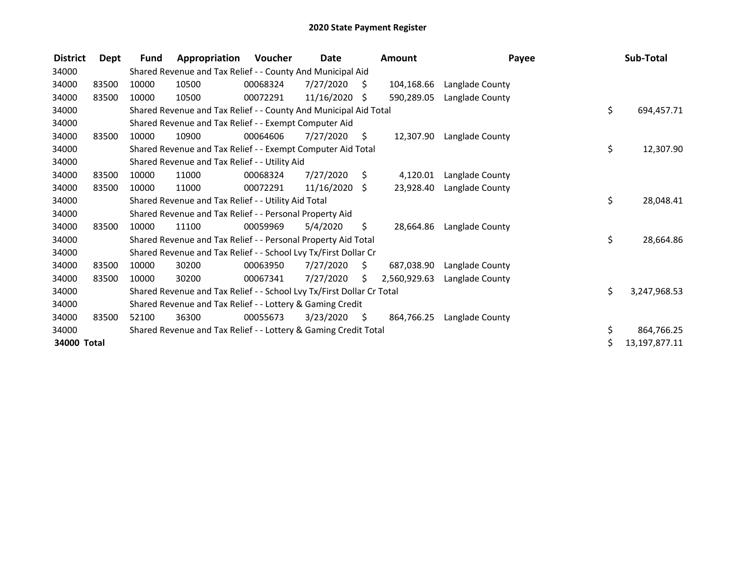# 2020 State Payment Register

| District | Dept | Fund | Appropriation | Voucher | Date | Amount | Payee | Sub-Total |
|---|---|---|---|---|---|---|---|---|
| 34000 | | Shared Revenue and Tax Relief - - County And Municipal Aid | | | | | | |
| 34000 | 83500 | 10000 | 10500 | 00068324 | 7/27/2020 | $ 104,168.66 | Langlade County | |
| 34000 | 83500 | 10000 | 10500 | 00072291 | 11/16/2020 | $ 590,289.05 | Langlade County | |
| 34000 | | Shared Revenue and Tax Relief - - County And Municipal Aid Total | | | | | | $ 694,457.71 |
| 34000 | | Shared Revenue and Tax Relief - - Exempt Computer Aid | | | | | | |
| 34000 | 83500 | 10000 | 10900 | 00064606 | 7/27/2020 | $ 12,307.90 | Langlade County | |
| 34000 | | Shared Revenue and Tax Relief - - Exempt Computer Aid Total | | | | | | $ 12,307.90 |
| 34000 | | Shared Revenue and Tax Relief - - Utility Aid | | | | | | |
| 34000 | 83500 | 10000 | 11000 | 00068324 | 7/27/2020 | $ 4,120.01 | Langlade County | |
| 34000 | 83500 | 10000 | 11000 | 00072291 | 11/16/2020 | $ 23,928.40 | Langlade County | |
| 34000 | | Shared Revenue and Tax Relief - - Utility Aid Total | | | | | | $ 28,048.41 |
| 34000 | | Shared Revenue and Tax Relief - - Personal Property Aid | | | | | | |
| 34000 | 83500 | 10000 | 11100 | 00059969 | 5/4/2020 | $ 28,664.86 | Langlade County | |
| 34000 | | Shared Revenue and Tax Relief - - Personal Property Aid Total | | | | | | $ 28,664.86 |
| 34000 | | Shared Revenue and Tax Relief - - School Lvy Tx/First Dollar Cr | | | | | | |
| 34000 | 83500 | 10000 | 30200 | 00063950 | 7/27/2020 | $ 687,038.90 | Langlade County | |
| 34000 | 83500 | 10000 | 30200 | 00067341 | 7/27/2020 | $ 2,560,929.63 | Langlade County | |
| 34000 | | Shared Revenue and Tax Relief - - School Lvy Tx/First Dollar Cr Total | | | | | | $ 3,247,968.53 |
| 34000 | | Shared Revenue and Tax Relief - - Lottery & Gaming Credit | | | | | | |
| 34000 | 83500 | 52100 | 36300 | 00055673 | 3/23/2020 | $ 864,766.25 | Langlade County | |
| 34000 | | Shared Revenue and Tax Relief - - Lottery & Gaming Credit Total | | | | | | $ 864,766.25 |
| **34000 Total** | | | | | | | | $ 13,197,877.11 |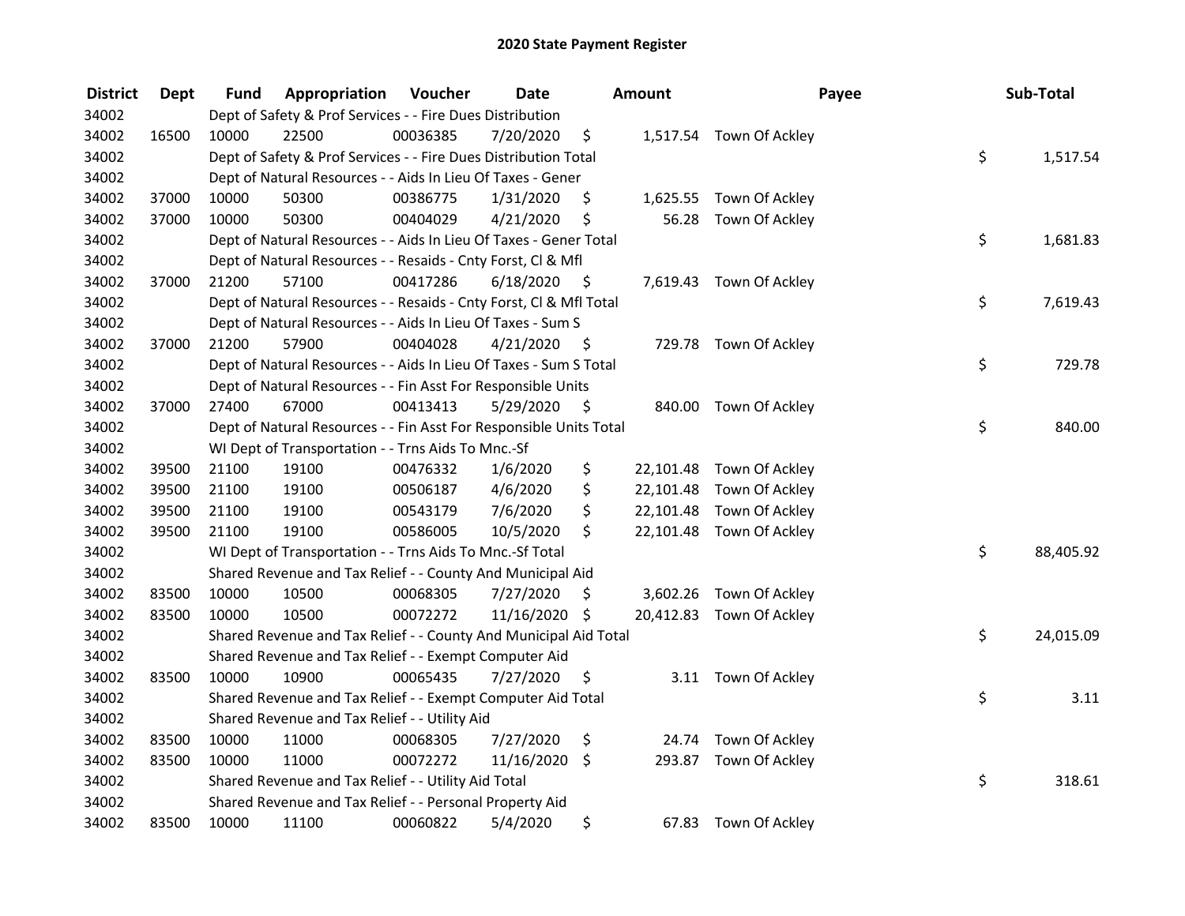# 2020 State Payment Register

| District | Dept | Fund | Appropriation | Voucher | Date | Amount | Payee | Sub-Total |
|---|---|---|---|---|---|---|---|---|
| 34002 | | | Dept of Safety & Prof Services - - Fire Dues Distribution | | | | | |
| 34002 | 16500 | 10000 | 22500 | 00036385 | 7/20/2020 | $ 1,517.54 | Town Of Ackley | |
| 34002 | | | Dept of Safety & Prof Services - - Fire Dues Distribution Total | | | | | $ 1,517.54 |
| 34002 | | | Dept of Natural Resources - - Aids In Lieu Of Taxes - Gener | | | | | |
| 34002 | 37000 | 10000 | 50300 | 00386775 | 1/31/2020 | $ 1,625.55 | Town Of Ackley | |
| 34002 | 37000 | 10000 | 50300 | 00404029 | 4/21/2020 | $ 56.28 | Town Of Ackley | |
| 34002 | | | Dept of Natural Resources - - Aids In Lieu Of Taxes - Gener Total | | | | | $ 1,681.83 |
| 34002 | | | Dept of Natural Resources - - Resaids - Cnty Forst, Cl & Mfl | | | | | |
| 34002 | 37000 | 21200 | 57100 | 00417286 | 6/18/2020 | $ 7,619.43 | Town Of Ackley | |
| 34002 | | | Dept of Natural Resources - - Resaids - Cnty Forst, Cl & Mfl Total | | | | | $ 7,619.43 |
| 34002 | | | Dept of Natural Resources - - Aids In Lieu Of Taxes - Sum S | | | | | |
| 34002 | 37000 | 21200 | 57900 | 00404028 | 4/21/2020 | $ 729.78 | Town Of Ackley | |
| 34002 | | | Dept of Natural Resources - - Aids In Lieu Of Taxes - Sum S Total | | | | | $ 729.78 |
| 34002 | | | Dept of Natural Resources - - Fin Asst For Responsible Units | | | | | |
| 34002 | 37000 | 27400 | 67000 | 00413413 | 5/29/2020 | $ 840.00 | Town Of Ackley | |
| 34002 | | | Dept of Natural Resources - - Fin Asst For Responsible Units Total | | | | | $ 840.00 |
| 34002 | | | WI Dept of Transportation - - Trns Aids To Mnc.-Sf | | | | | |
| 34002 | 39500 | 21100 | 19100 | 00476332 | 1/6/2020 | $ 22,101.48 | Town Of Ackley | |
| 34002 | 39500 | 21100 | 19100 | 00506187 | 4/6/2020 | $ 22,101.48 | Town Of Ackley | |
| 34002 | 39500 | 21100 | 19100 | 00543179 | 7/6/2020 | $ 22,101.48 | Town Of Ackley | |
| 34002 | 39500 | 21100 | 19100 | 00586005 | 10/5/2020 | $ 22,101.48 | Town Of Ackley | |
| 34002 | | | WI Dept of Transportation - - Trns Aids To Mnc.-Sf Total | | | | | $ 88,405.92 |
| 34002 | | | Shared Revenue and Tax Relief - - County And Municipal Aid | | | | | |
| 34002 | 83500 | 10000 | 10500 | 00068305 | 7/27/2020 | $ 3,602.26 | Town Of Ackley | |
| 34002 | 83500 | 10000 | 10500 | 00072272 | 11/16/2020 | $ 20,412.83 | Town Of Ackley | |
| 34002 | | | Shared Revenue and Tax Relief - - County And Municipal Aid Total | | | | | $ 24,015.09 |
| 34002 | | | Shared Revenue and Tax Relief - - Exempt Computer Aid | | | | | |
| 34002 | 83500 | 10000 | 10900 | 00065435 | 7/27/2020 | $ 3.11 | Town Of Ackley | |
| 34002 | | | Shared Revenue and Tax Relief - - Exempt Computer Aid Total | | | | | $ 3.11 |
| 34002 | | | Shared Revenue and Tax Relief - - Utility Aid | | | | | |
| 34002 | 83500 | 10000 | 11000 | 00068305 | 7/27/2020 | $ 24.74 | Town Of Ackley | |
| 34002 | 83500 | 10000 | 11000 | 00072272 | 11/16/2020 | $ 293.87 | Town Of Ackley | |
| 34002 | | | Shared Revenue and Tax Relief - - Utility Aid Total | | | | | $ 318.61 |
| 34002 | | | Shared Revenue and Tax Relief - - Personal Property Aid | | | | | |
| 34002 | 83500 | 10000 | 11100 | 00060822 | 5/4/2020 | $ 67.83 | Town Of Ackley | |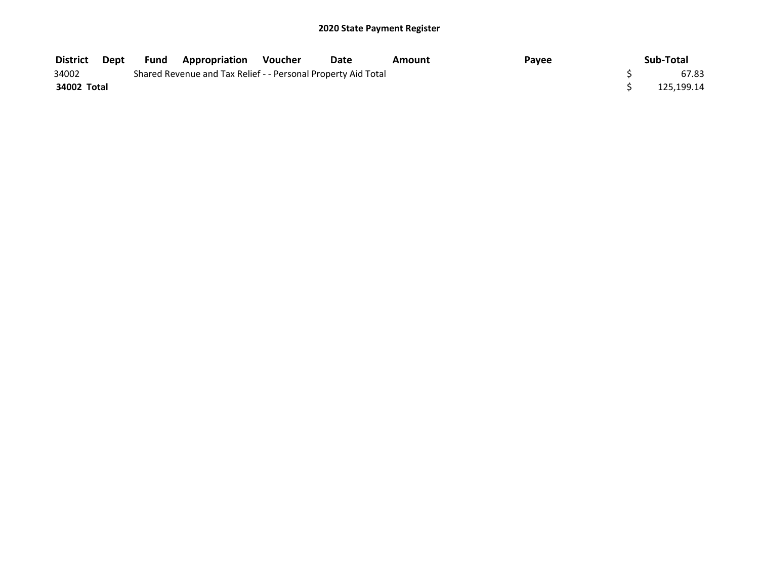## 2020 State Payment Register

| District | Dept | Fund | Appropriation | Voucher | Date | Amount | Payee | | Sub-Total |
|---|---|---|---|---|---|---|---|---|---|
| 34002 | | Shared Revenue and Tax Relief - - Personal Property Aid Total | | | | | | $ | 67.83 |
| **34002 Total** | | | | | | | | $ | 125,199.14 |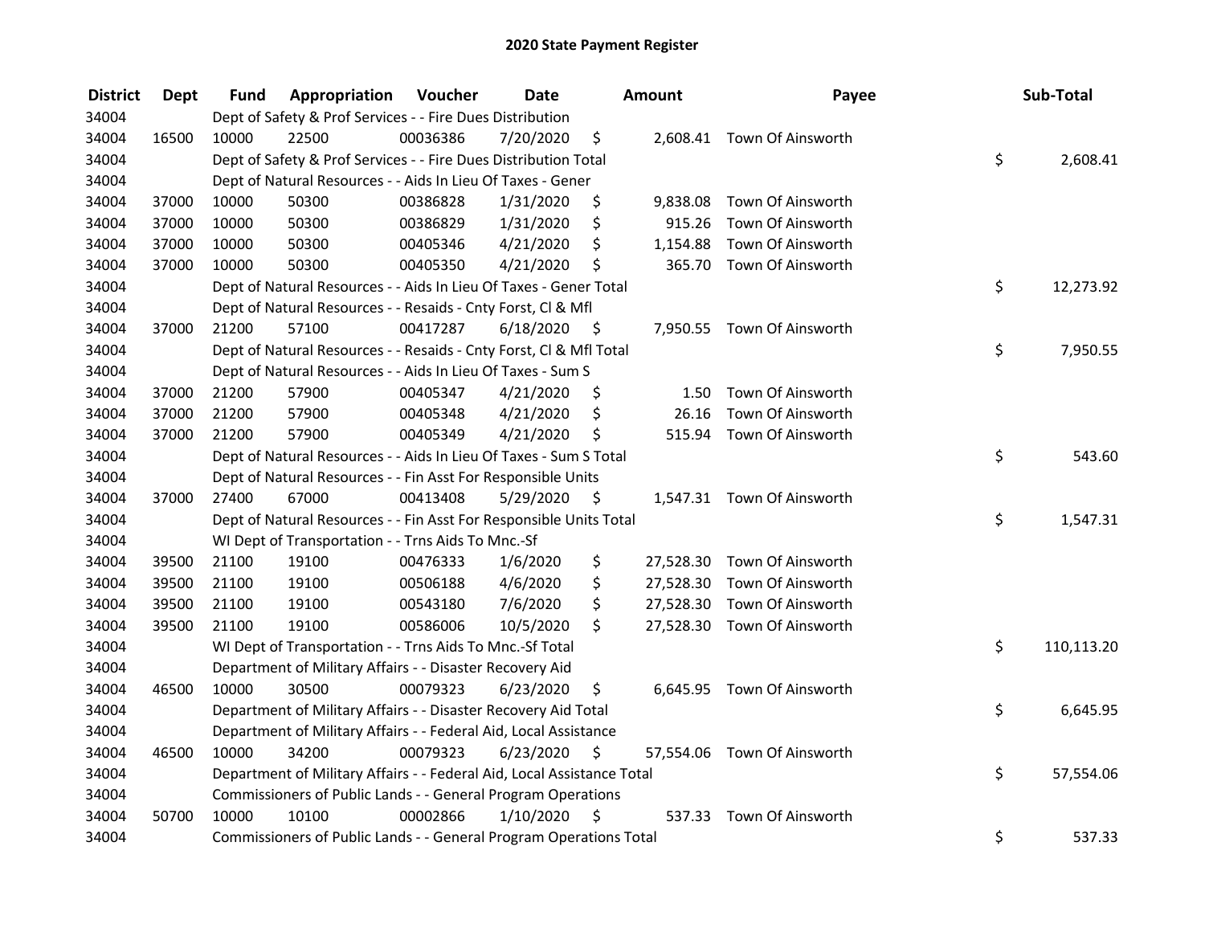# 2020 State Payment Register

| District | Dept | Fund | Appropriation | Voucher | Date | Amount | Payee | Sub-Total |
|---|---|---|---|---|---|---|---|---|
| 34004 | | | Dept of Safety & Prof Services - - Fire Dues Distribution | | | | | |
| 34004 | 16500 | 10000 | 22500 | 00036386 | 7/20/2020 | $ 2,608.41 | Town Of Ainsworth | |
| 34004 | | | Dept of Safety & Prof Services - - Fire Dues Distribution Total | | | | | $ 2,608.41 |
| 34004 | | | Dept of Natural Resources - - Aids In Lieu Of Taxes - Gener | | | | | |
| 34004 | 37000 | 10000 | 50300 | 00386828 | 1/31/2020 | $ 9,838.08 | Town Of Ainsworth | |
| 34004 | 37000 | 10000 | 50300 | 00386829 | 1/31/2020 | $ 915.26 | Town Of Ainsworth | |
| 34004 | 37000 | 10000 | 50300 | 00405346 | 4/21/2020 | $ 1,154.88 | Town Of Ainsworth | |
| 34004 | 37000 | 10000 | 50300 | 00405350 | 4/21/2020 | $ 365.70 | Town Of Ainsworth | |
| 34004 | | | Dept of Natural Resources - - Aids In Lieu Of Taxes - Gener Total | | | | | $ 12,273.92 |
| 34004 | | | Dept of Natural Resources - - Resaids - Cnty Forst, Cl & Mfl | | | | | |
| 34004 | 37000 | 21200 | 57100 | 00417287 | 6/18/2020 | $ 7,950.55 | Town Of Ainsworth | |
| 34004 | | | Dept of Natural Resources - - Resaids - Cnty Forst, Cl & Mfl Total | | | | | $ 7,950.55 |
| 34004 | | | Dept of Natural Resources - - Aids In Lieu Of Taxes - Sum S | | | | | |
| 34004 | 37000 | 21200 | 57900 | 00405347 | 4/21/2020 | $ 1.50 | Town Of Ainsworth | |
| 34004 | 37000 | 21200 | 57900 | 00405348 | 4/21/2020 | $ 26.16 | Town Of Ainsworth | |
| 34004 | 37000 | 21200 | 57900 | 00405349 | 4/21/2020 | $ 515.94 | Town Of Ainsworth | |
| 34004 | | | Dept of Natural Resources - - Aids In Lieu Of Taxes - Sum S Total | | | | | $ 543.60 |
| 34004 | | | Dept of Natural Resources - - Fin Asst For Responsible Units | | | | | |
| 34004 | 37000 | 27400 | 67000 | 00413408 | 5/29/2020 | $ 1,547.31 | Town Of Ainsworth | |
| 34004 | | | Dept of Natural Resources - - Fin Asst For Responsible Units Total | | | | | $ 1,547.31 |
| 34004 | | | WI Dept of Transportation - - Trns Aids To Mnc.-Sf | | | | | |
| 34004 | 39500 | 21100 | 19100 | 00476333 | 1/6/2020 | $ 27,528.30 | Town Of Ainsworth | |
| 34004 | 39500 | 21100 | 19100 | 00506188 | 4/6/2020 | $ 27,528.30 | Town Of Ainsworth | |
| 34004 | 39500 | 21100 | 19100 | 00543180 | 7/6/2020 | $ 27,528.30 | Town Of Ainsworth | |
| 34004 | 39500 | 21100 | 19100 | 00586006 | 10/5/2020 | $ 27,528.30 | Town Of Ainsworth | |
| 34004 | | | WI Dept of Transportation - - Trns Aids To Mnc.-Sf Total | | | | | $ 110,113.20 |
| 34004 | | | Department of Military Affairs - - Disaster Recovery Aid | | | | | |
| 34004 | 46500 | 10000 | 30500 | 00079323 | 6/23/2020 | $ 6,645.95 | Town Of Ainsworth | |
| 34004 | | | Department of Military Affairs - - Disaster Recovery Aid Total | | | | | $ 6,645.95 |
| 34004 | | | Department of Military Affairs - - Federal Aid, Local Assistance | | | | | |
| 34004 | 46500 | 10000 | 34200 | 00079323 | 6/23/2020 | $ 57,554.06 | Town Of Ainsworth | |
| 34004 | | | Department of Military Affairs - - Federal Aid, Local Assistance Total | | | | | $ 57,554.06 |
| 34004 | | | Commissioners of Public Lands - - General Program Operations | | | | | |
| 34004 | 50700 | 10000 | 10100 | 00002866 | 1/10/2020 | $ 537.33 | Town Of Ainsworth | |
| 34004 | | | Commissioners of Public Lands - - General Program Operations Total | | | | | $ 537.33 |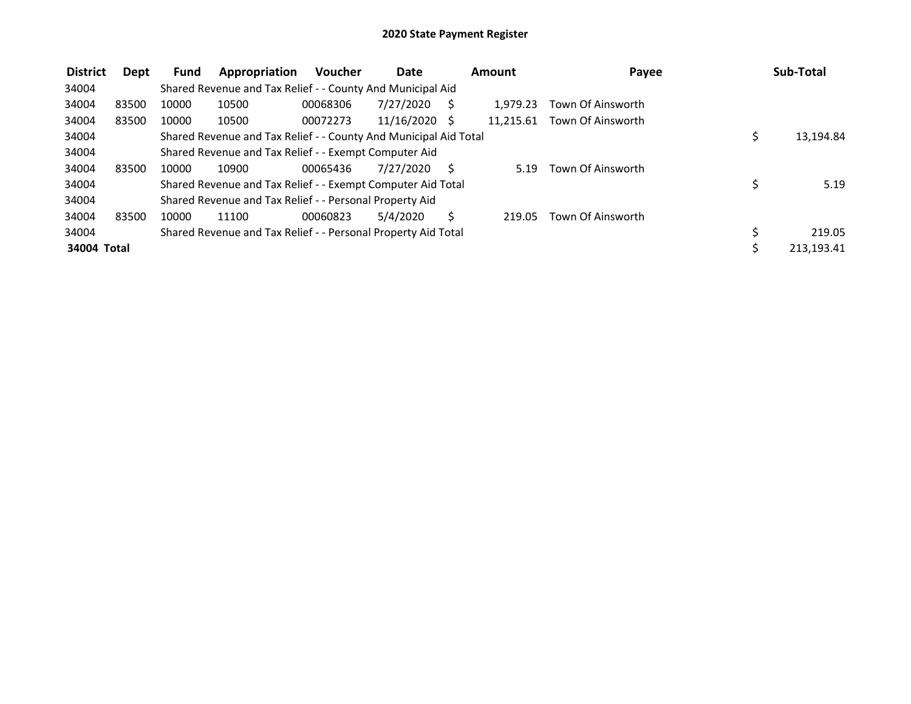# 2020 State Payment Register

| District | Dept | Fund | Appropriation | Voucher | Date | Amount | Payee | Sub-Total |
|---|---|---|---|---|---|---|---|---|
| 34004 | | Shared Revenue and Tax Relief - - County And Municipal Aid | | | | | | |
| 34004 | 83500 | 10000 | 10500 | 00068306 | 7/27/2020 | $ 1,979.23 | Town Of Ainsworth | |
| 34004 | 83500 | 10000 | 10500 | 00072273 | 11/16/2020 | $ 11,215.61 | Town Of Ainsworth | |
| 34004 | | Shared Revenue and Tax Relief - - County And Municipal Aid Total | | | | | | $ 13,194.84 |
| 34004 | | Shared Revenue and Tax Relief - - Exempt Computer Aid | | | | | | |
| 34004 | 83500 | 10000 | 10900 | 00065436 | 7/27/2020 | $ 5.19 | Town Of Ainsworth | |
| 34004 | | Shared Revenue and Tax Relief - - Exempt Computer Aid Total | | | | | | $ 5.19 |
| 34004 | | Shared Revenue and Tax Relief - - Personal Property Aid | | | | | | |
| 34004 | 83500 | 10000 | 11100 | 00060823 | 5/4/2020 | $ 219.05 | Town Of Ainsworth | |
| 34004 | | Shared Revenue and Tax Relief - - Personal Property Aid Total | | | | | | $ 219.05 |
| **34004 Total** | | | | | | | | $ 213,193.41 |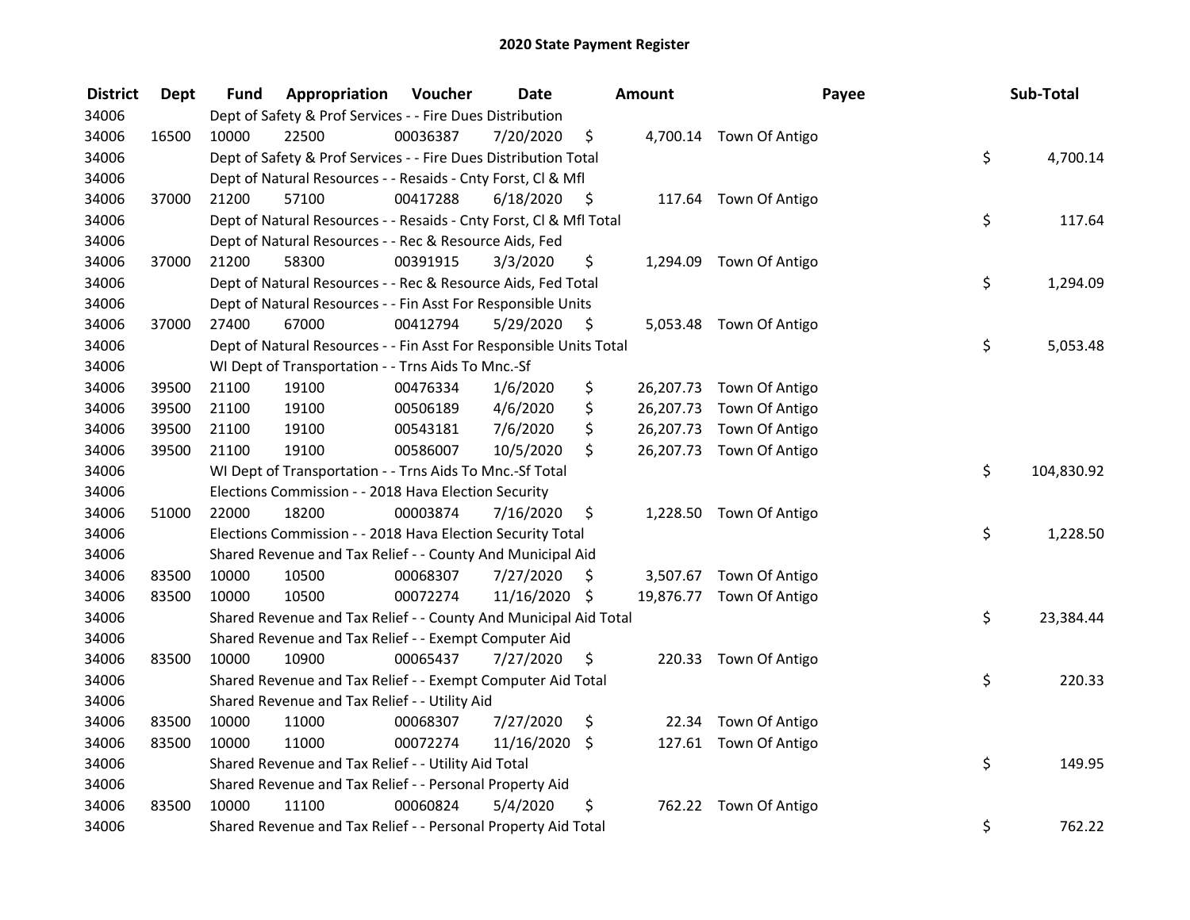# 2020 State Payment Register

| District | Dept | Fund | Appropriation | Voucher | Date | Amount | Payee | Sub-Total |
|---|---|---|---|---|---|---|---|---|
| 34006 | | Dept of Safety & Prof Services - - Fire Dues Distribution | | | | | | |
| 34006 | 16500 | 10000 | 22500 | 00036387 | 7/20/2020 | $ 4,700.14 | Town Of Antigo | |
| 34006 | | Dept of Safety & Prof Services - - Fire Dues Distribution Total | | | | | | $ 4,700.14 |
| 34006 | | Dept of Natural Resources - - Resaids - Cnty Forst, Cl & Mfl | | | | | | |
| 34006 | 37000 | 21200 | 57100 | 00417288 | 6/18/2020 | $ 117.64 | Town Of Antigo | |
| 34006 | | Dept of Natural Resources - - Resaids - Cnty Forst, Cl & Mfl Total | | | | | | $ 117.64 |
| 34006 | | Dept of Natural Resources - - Rec & Resource Aids, Fed | | | | | | |
| 34006 | 37000 | 21200 | 58300 | 00391915 | 3/3/2020 | $ 1,294.09 | Town Of Antigo | |
| 34006 | | Dept of Natural Resources - - Rec & Resource Aids, Fed Total | | | | | | $ 1,294.09 |
| 34006 | | Dept of Natural Resources - - Fin Asst For Responsible Units | | | | | | |
| 34006 | 37000 | 27400 | 67000 | 00412794 | 5/29/2020 | $ 5,053.48 | Town Of Antigo | |
| 34006 | | Dept of Natural Resources - - Fin Asst For Responsible Units Total | | | | | | $ 5,053.48 |
| 34006 | | WI Dept of Transportation - - Trns Aids To Mnc.-Sf | | | | | | |
| 34006 | 39500 | 21100 | 19100 | 00476334 | 1/6/2020 | $ 26,207.73 | Town Of Antigo | |
| 34006 | 39500 | 21100 | 19100 | 00506189 | 4/6/2020 | $ 26,207.73 | Town Of Antigo | |
| 34006 | 39500 | 21100 | 19100 | 00543181 | 7/6/2020 | $ 26,207.73 | Town Of Antigo | |
| 34006 | 39500 | 21100 | 19100 | 00586007 | 10/5/2020 | $ 26,207.73 | Town Of Antigo | |
| 34006 | | WI Dept of Transportation - - Trns Aids To Mnc.-Sf Total | | | | | | $ 104,830.92 |
| 34006 | | Elections Commission - - 2018 Hava Election Security | | | | | | |
| 34006 | 51000 | 22000 | 18200 | 00003874 | 7/16/2020 | $ 1,228.50 | Town Of Antigo | |
| 34006 | | Elections Commission - - 2018 Hava Election Security Total | | | | | | $ 1,228.50 |
| 34006 | | Shared Revenue and Tax Relief - - County And Municipal Aid | | | | | | |
| 34006 | 83500 | 10000 | 10500 | 00068307 | 7/27/2020 | $ 3,507.67 | Town Of Antigo | |
| 34006 | 83500 | 10000 | 10500 | 00072274 | 11/16/2020 | $ 19,876.77 | Town Of Antigo | |
| 34006 | | Shared Revenue and Tax Relief - - County And Municipal Aid Total | | | | | | $ 23,384.44 |
| 34006 | | Shared Revenue and Tax Relief - - Exempt Computer Aid | | | | | | |
| 34006 | 83500 | 10000 | 10900 | 00065437 | 7/27/2020 | $ 220.33 | Town Of Antigo | |
| 34006 | | Shared Revenue and Tax Relief - - Exempt Computer Aid Total | | | | | | $ 220.33 |
| 34006 | | Shared Revenue and Tax Relief - - Utility Aid | | | | | | |
| 34006 | 83500 | 10000 | 11000 | 00068307 | 7/27/2020 | $ 22.34 | Town Of Antigo | |
| 34006 | 83500 | 10000 | 11000 | 00072274 | 11/16/2020 | $ 127.61 | Town Of Antigo | |
| 34006 | | Shared Revenue and Tax Relief - - Utility Aid Total | | | | | | $ 149.95 |
| 34006 | | Shared Revenue and Tax Relief - - Personal Property Aid | | | | | | |
| 34006 | 83500 | 10000 | 11100 | 00060824 | 5/4/2020 | $ 762.22 | Town Of Antigo | |
| 34006 | | Shared Revenue and Tax Relief - - Personal Property Aid Total | | | | | | $ 762.22 |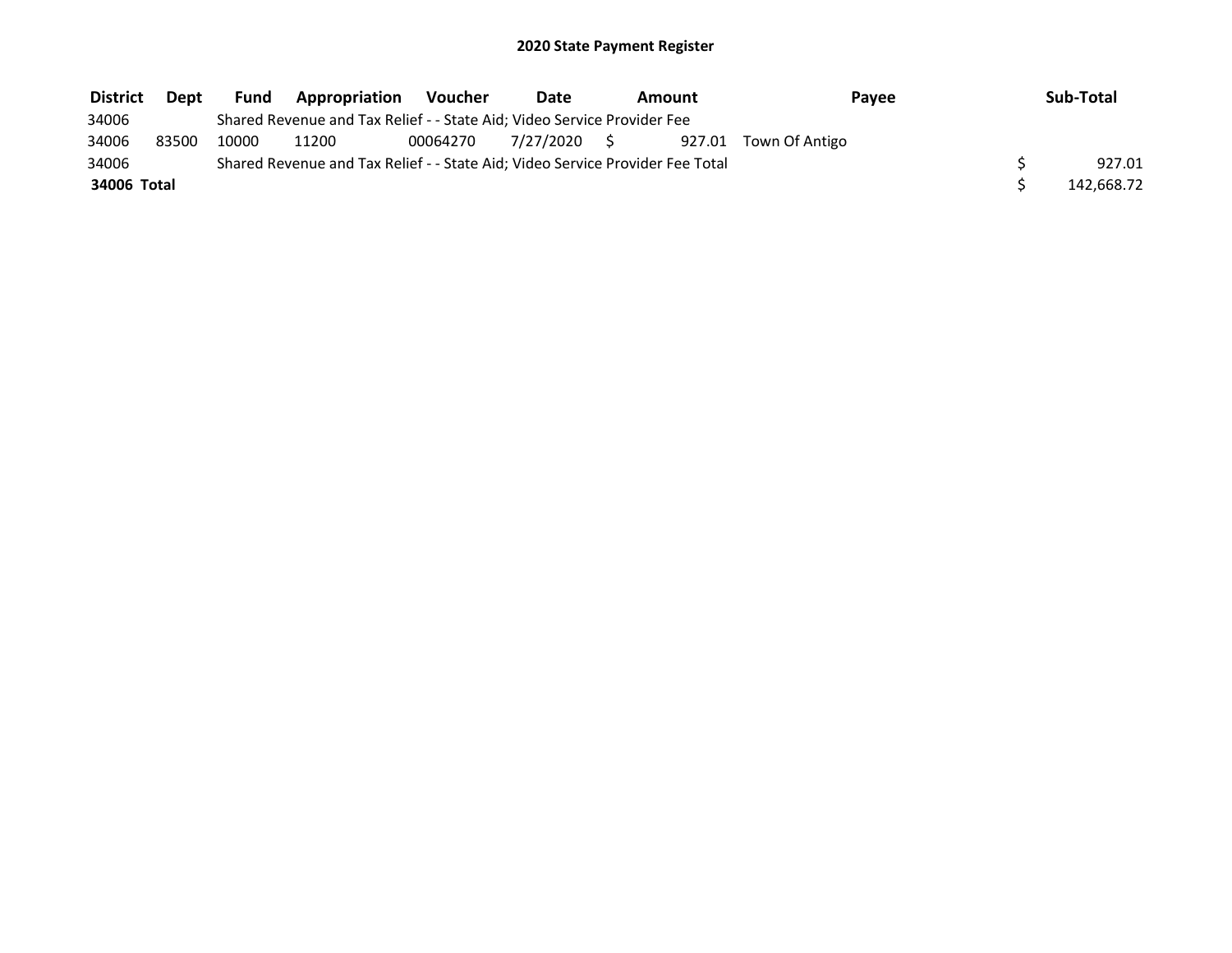## 2020 State Payment Register

| District | Dept | Fund | Appropriation | Voucher | Date | Amount | Payee | Sub-Total |
|---|---|---|---|---|---|---|---|---|
| 34006 | | Shared Revenue and Tax Relief - - State Aid; Video Service Provider Fee | | | | | | |
| 34006 | 83500 | 10000 | 11200 | 00064270 | 7/27/2020 | $ 927.01 | Town Of Antigo | |
| 34006 | | Shared Revenue and Tax Relief - - State Aid; Video Service Provider Fee Total | | | | | | $ 927.01 |
| **34006 Total** | | | | | | | | $ 142,668.72 |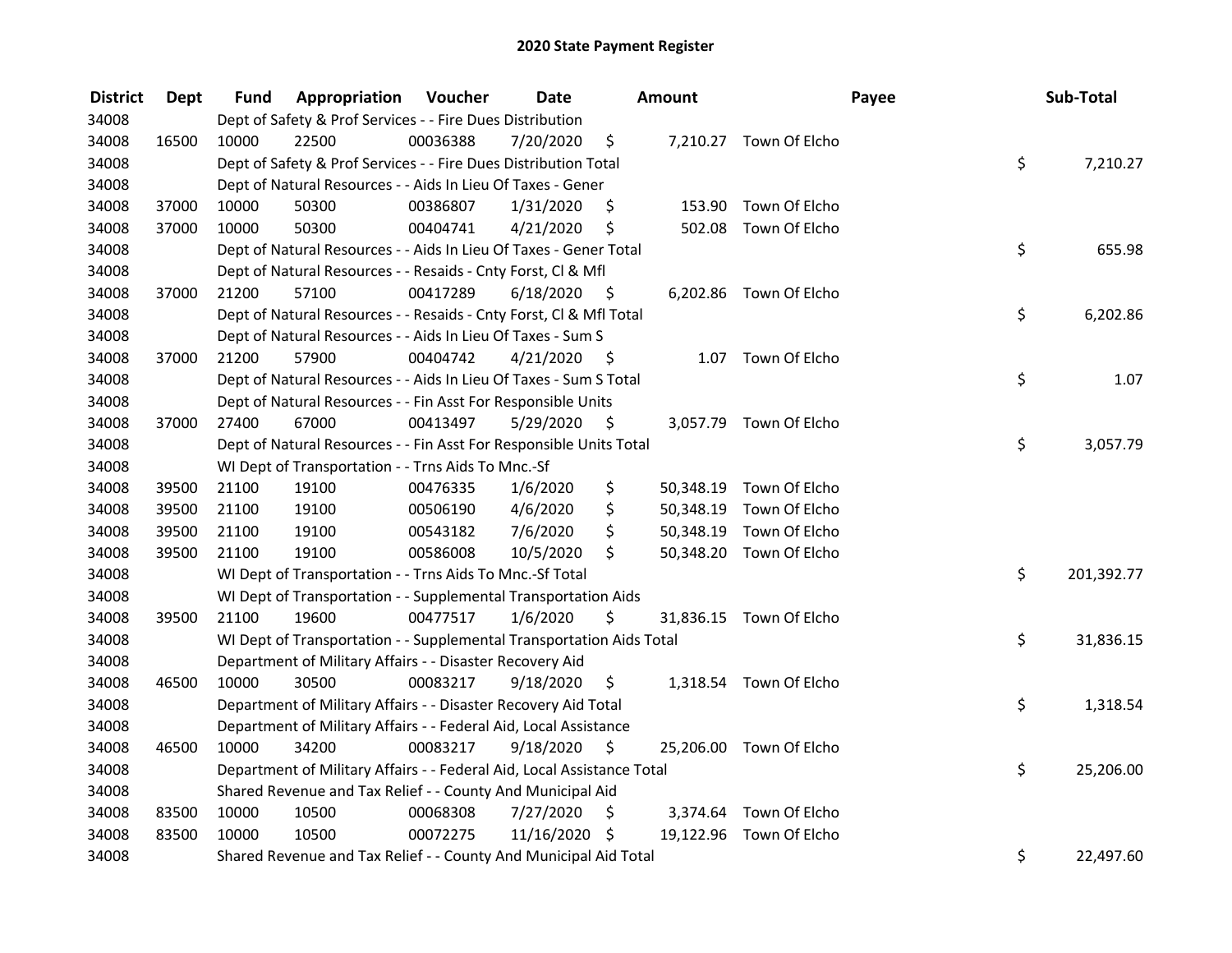# 2020 State Payment Register

| District | Dept | Fund | Appropriation | Voucher | Date | Amount | Payee | Sub-Total |
|---|---|---|---|---|---|---|---|---|
| 34008 | | Dept of Safety & Prof Services - - Fire Dues Distribution | | | | | | |
| 34008 | 16500 | 10000 | 22500 | 00036388 | 7/20/2020 | $ 7,210.27 | Town Of Elcho | |
| 34008 | | Dept of Safety & Prof Services - - Fire Dues Distribution Total | | | | | | $ 7,210.27 |
| 34008 | | Dept of Natural Resources - - Aids In Lieu Of Taxes - Gener | | | | | | |
| 34008 | 37000 | 10000 | 50300 | 00386807 | 1/31/2020 | $ 153.90 | Town Of Elcho | |
| 34008 | 37000 | 10000 | 50300 | 00404741 | 4/21/2020 | $ 502.08 | Town Of Elcho | |
| 34008 | | Dept of Natural Resources - - Aids In Lieu Of Taxes - Gener Total | | | | | | $ 655.98 |
| 34008 | | Dept of Natural Resources - - Resaids - Cnty Forst, Cl & Mfl | | | | | | |
| 34008 | 37000 | 21200 | 57100 | 00417289 | 6/18/2020 | $ 6,202.86 | Town Of Elcho | |
| 34008 | | Dept of Natural Resources - - Resaids - Cnty Forst, Cl & Mfl Total | | | | | | $ 6,202.86 |
| 34008 | | Dept of Natural Resources - - Aids In Lieu Of Taxes - Sum S | | | | | | |
| 34008 | 37000 | 21200 | 57900 | 00404742 | 4/21/2020 | $ 1.07 | Town Of Elcho | |
| 34008 | | Dept of Natural Resources - - Aids In Lieu Of Taxes - Sum S Total | | | | | | $ 1.07 |
| 34008 | | Dept of Natural Resources - - Fin Asst For Responsible Units | | | | | | |
| 34008 | 37000 | 27400 | 67000 | 00413497 | 5/29/2020 | $ 3,057.79 | Town Of Elcho | |
| 34008 | | Dept of Natural Resources - - Fin Asst For Responsible Units Total | | | | | | $ 3,057.79 |
| 34008 | | WI Dept of Transportation - - Trns Aids To Mnc.-Sf | | | | | | |
| 34008 | 39500 | 21100 | 19100 | 00476335 | 1/6/2020 | $ 50,348.19 | Town Of Elcho | |
| 34008 | 39500 | 21100 | 19100 | 00506190 | 4/6/2020 | $ 50,348.19 | Town Of Elcho | |
| 34008 | 39500 | 21100 | 19100 | 00543182 | 7/6/2020 | $ 50,348.19 | Town Of Elcho | |
| 34008 | 39500 | 21100 | 19100 | 00586008 | 10/5/2020 | $ 50,348.20 | Town Of Elcho | |
| 34008 | | WI Dept of Transportation - - Trns Aids To Mnc.-Sf Total | | | | | | $ 201,392.77 |
| 34008 | | WI Dept of Transportation - - Supplemental Transportation Aids | | | | | | |
| 34008 | 39500 | 21100 | 19600 | 00477517 | 1/6/2020 | $ 31,836.15 | Town Of Elcho | |
| 34008 | | WI Dept of Transportation - - Supplemental Transportation Aids Total | | | | | | $ 31,836.15 |
| 34008 | | Department of Military Affairs - - Disaster Recovery Aid | | | | | | |
| 34008 | 46500 | 10000 | 30500 | 00083217 | 9/18/2020 | $ 1,318.54 | Town Of Elcho | |
| 34008 | | Department of Military Affairs - - Disaster Recovery Aid Total | | | | | | $ 1,318.54 |
| 34008 | | Department of Military Affairs - - Federal Aid, Local Assistance | | | | | | |
| 34008 | 46500 | 10000 | 34200 | 00083217 | 9/18/2020 | $ 25,206.00 | Town Of Elcho | |
| 34008 | | Department of Military Affairs - - Federal Aid, Local Assistance Total | | | | | | $ 25,206.00 |
| 34008 | | Shared Revenue and Tax Relief - - County And Municipal Aid | | | | | | |
| 34008 | 83500 | 10000 | 10500 | 00068308 | 7/27/2020 | $ 3,374.64 | Town Of Elcho | |
| 34008 | 83500 | 10000 | 10500 | 00072275 | 11/16/2020 | $ 19,122.96 | Town Of Elcho | |
| 34008 | | Shared Revenue and Tax Relief - - County And Municipal Aid Total | | | | | | $ 22,497.60 |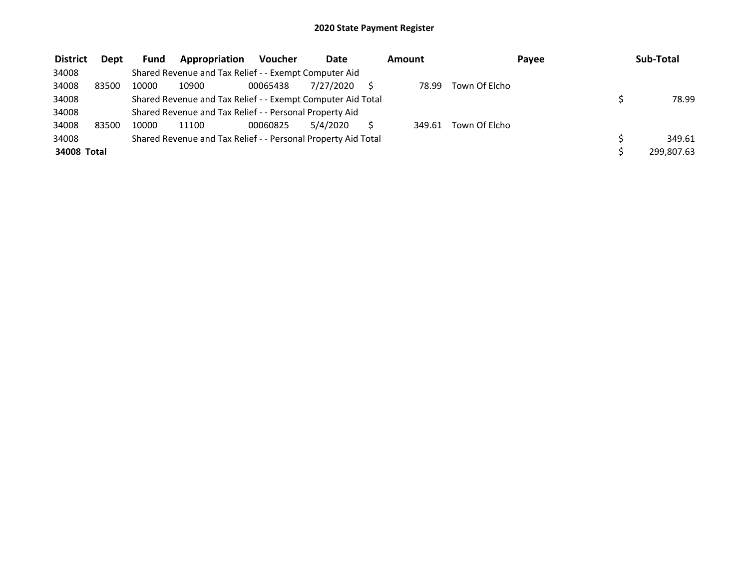# 2020 State Payment Register

| District | Dept | Fund | Appropriation | Voucher | Date | Amount | Payee | Sub-Total |
|---|---|---|---|---|---|---|---|---|
| 34008 | | Shared Revenue and Tax Relief - - Exempt Computer Aid | | | | | | |
| 34008 | 83500 | 10000 | 10900 | 00065438 | 7/27/2020 | $ 78.99 | Town Of Elcho | |
| 34008 | | Shared Revenue and Tax Relief - - Exempt Computer Aid Total | | | | | | $ 78.99 |
| 34008 | | Shared Revenue and Tax Relief - - Personal Property Aid | | | | | | |
| 34008 | 83500 | 10000 | 11100 | 00060825 | 5/4/2020 | $ 349.61 | Town Of Elcho | |
| 34008 | | Shared Revenue and Tax Relief - - Personal Property Aid Total | | | | | | $ 349.61 |
| **34008 Total** | | | | | | | | $ 299,807.63 |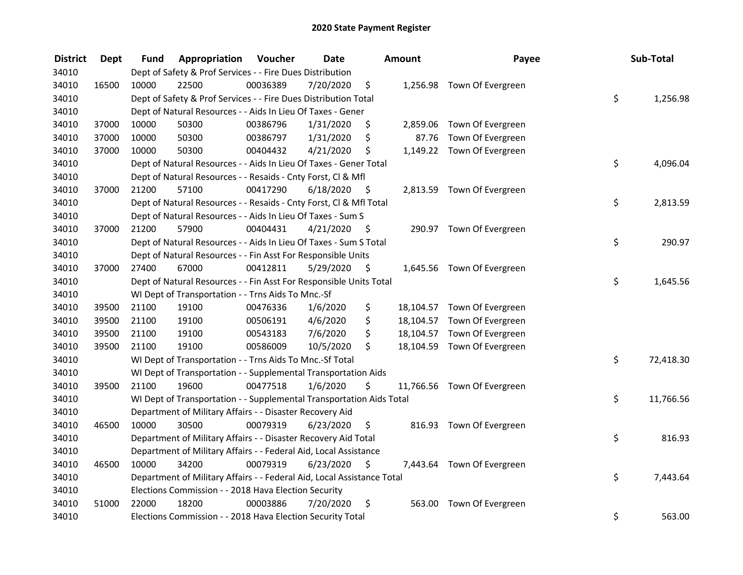# 2020 State Payment Register

| District | Dept | Fund | Appropriation | Voucher | Date | Amount | Payee | Sub-Total |
|---|---|---|---|---|---|---|---|---|
| 34010 | | Dept of Safety & Prof Services - - Fire Dues Distribution | | | | | | |
| 34010 | 16500 | 10000 | 22500 | 00036389 | 7/20/2020 | $ 1,256.98 | Town Of Evergreen | |
| 34010 | | Dept of Safety & Prof Services - - Fire Dues Distribution Total | | | | | | $ 1,256.98 |
| 34010 | | Dept of Natural Resources - - Aids In Lieu Of Taxes - Gener | | | | | | |
| 34010 | 37000 | 10000 | 50300 | 00386796 | 1/31/2020 | $ 2,859.06 | Town Of Evergreen | |
| 34010 | 37000 | 10000 | 50300 | 00386797 | 1/31/2020 | $ 87.76 | Town Of Evergreen | |
| 34010 | 37000 | 10000 | 50300 | 00404432 | 4/21/2020 | $ 1,149.22 | Town Of Evergreen | |
| 34010 | | Dept of Natural Resources - - Aids In Lieu Of Taxes - Gener Total | | | | | | $ 4,096.04 |
| 34010 | | Dept of Natural Resources - - Resaids - Cnty Forst, Cl & Mfl | | | | | | |
| 34010 | 37000 | 21200 | 57100 | 00417290 | 6/18/2020 | $ 2,813.59 | Town Of Evergreen | |
| 34010 | | Dept of Natural Resources - - Resaids - Cnty Forst, Cl & Mfl Total | | | | | | $ 2,813.59 |
| 34010 | | Dept of Natural Resources - - Aids In Lieu Of Taxes - Sum S | | | | | | |
| 34010 | 37000 | 21200 | 57900 | 00404431 | 4/21/2020 | $ 290.97 | Town Of Evergreen | |
| 34010 | | Dept of Natural Resources - - Aids In Lieu Of Taxes - Sum S Total | | | | | | $ 290.97 |
| 34010 | | Dept of Natural Resources - - Fin Asst For Responsible Units | | | | | | |
| 34010 | 37000 | 27400 | 67000 | 00412811 | 5/29/2020 | $ 1,645.56 | Town Of Evergreen | |
| 34010 | | Dept of Natural Resources - - Fin Asst For Responsible Units Total | | | | | | $ 1,645.56 |
| 34010 | | WI Dept of Transportation - - Trns Aids To Mnc.-Sf | | | | | | |
| 34010 | 39500 | 21100 | 19100 | 00476336 | 1/6/2020 | $ 18,104.57 | Town Of Evergreen | |
| 34010 | 39500 | 21100 | 19100 | 00506191 | 4/6/2020 | $ 18,104.57 | Town Of Evergreen | |
| 34010 | 39500 | 21100 | 19100 | 00543183 | 7/6/2020 | $ 18,104.57 | Town Of Evergreen | |
| 34010 | 39500 | 21100 | 19100 | 00586009 | 10/5/2020 | $ 18,104.59 | Town Of Evergreen | |
| 34010 | | WI Dept of Transportation - - Trns Aids To Mnc.-Sf Total | | | | | | $ 72,418.30 |
| 34010 | | WI Dept of Transportation - - Supplemental Transportation Aids | | | | | | |
| 34010 | 39500 | 21100 | 19600 | 00477518 | 1/6/2020 | $ 11,766.56 | Town Of Evergreen | |
| 34010 | | WI Dept of Transportation - - Supplemental Transportation Aids Total | | | | | | $ 11,766.56 |
| 34010 | | Department of Military Affairs - - Disaster Recovery Aid | | | | | | |
| 34010 | 46500 | 10000 | 30500 | 00079319 | 6/23/2020 | $ 816.93 | Town Of Evergreen | |
| 34010 | | Department of Military Affairs - - Disaster Recovery Aid Total | | | | | | $ 816.93 |
| 34010 | | Department of Military Affairs - - Federal Aid, Local Assistance | | | | | | |
| 34010 | 46500 | 10000 | 34200 | 00079319 | 6/23/2020 | $ 7,443.64 | Town Of Evergreen | |
| 34010 | | Department of Military Affairs - - Federal Aid, Local Assistance Total | | | | | | $ 7,443.64 |
| 34010 | | Elections Commission - - 2018 Hava Election Security | | | | | | |
| 34010 | 51000 | 22000 | 18200 | 00003886 | 7/20/2020 | $ 563.00 | Town Of Evergreen | |
| 34010 | | Elections Commission - - 2018 Hava Election Security Total | | | | | | $ 563.00 |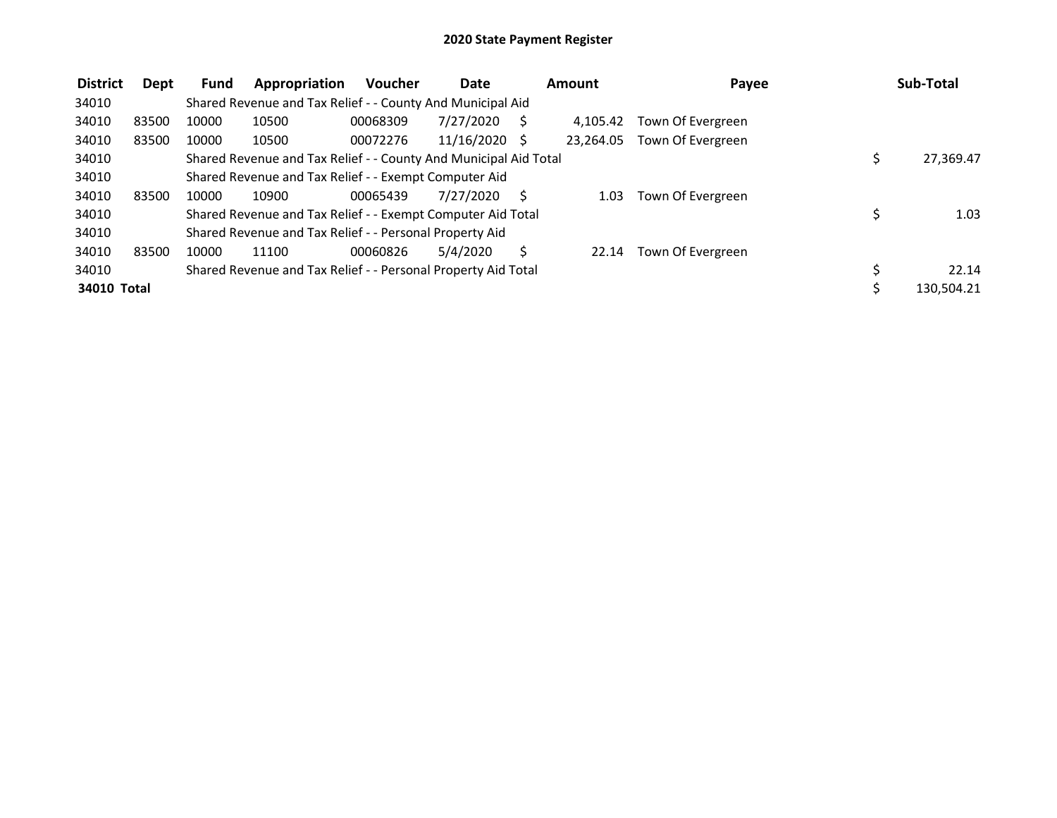## 2020 State Payment Register

| District | Dept | Fund | Appropriation | Voucher | Date | Amount | Payee | Sub-Total |
|---|---|---|---|---|---|---|---|---|
| 34010 | | Shared Revenue and Tax Relief - - County And Municipal Aid | | | | | | |
| 34010 | 83500 | 10000 | 10500 | 00068309 | 7/27/2020 | $ 4,105.42 | Town Of Evergreen | |
| 34010 | 83500 | 10000 | 10500 | 00072276 | 11/16/2020 | $ 23,264.05 | Town Of Evergreen | |
| 34010 | | Shared Revenue and Tax Relief - - County And Municipal Aid Total | | | | | | $ 27,369.47 |
| 34010 | | Shared Revenue and Tax Relief - - Exempt Computer Aid | | | | | | |
| 34010 | 83500 | 10000 | 10900 | 00065439 | 7/27/2020 | $ 1.03 | Town Of Evergreen | |
| 34010 | | Shared Revenue and Tax Relief - - Exempt Computer Aid Total | | | | | | $ 1.03 |
| 34010 | | Shared Revenue and Tax Relief - - Personal Property Aid | | | | | | |
| 34010 | 83500 | 10000 | 11100 | 00060826 | 5/4/2020 | $ 22.14 | Town Of Evergreen | |
| 34010 | | Shared Revenue and Tax Relief - - Personal Property Aid Total | | | | | | $ 22.14 |
| **34010 Total** | | | | | | | | $ 130,504.21 |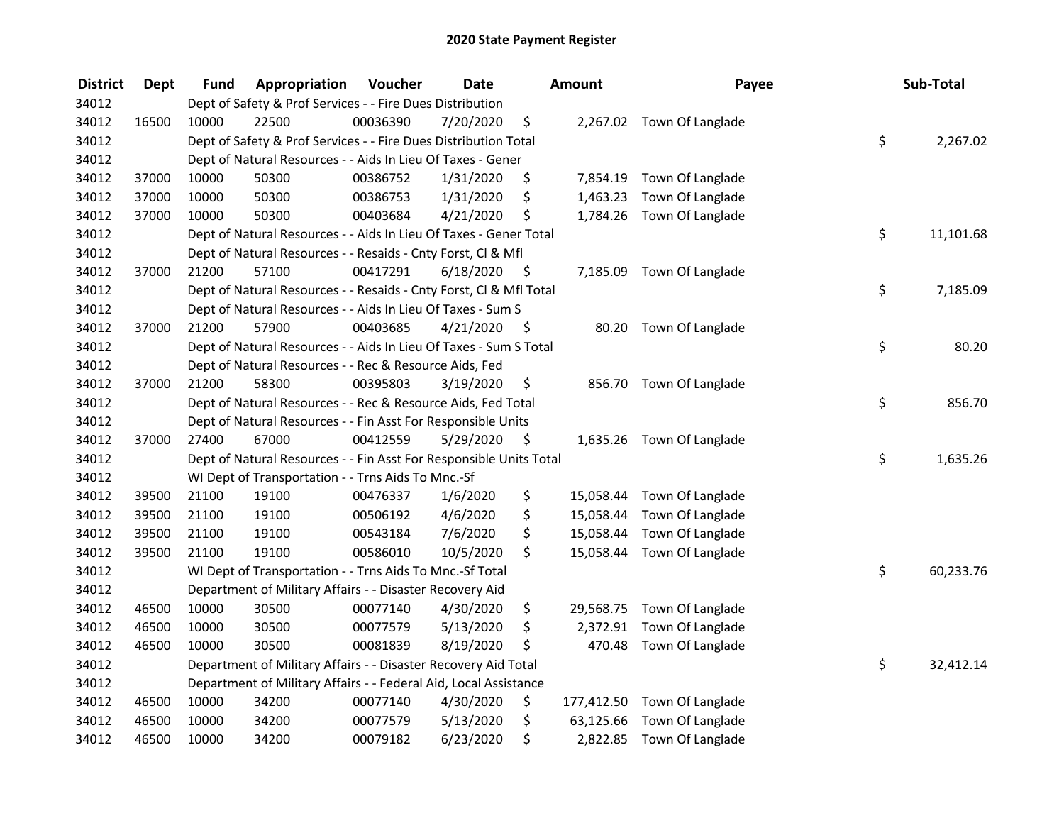# 2020 State Payment Register

| District | Dept | Fund | Appropriation | Voucher | Date | Amount | Payee | Sub-Total |
|---|---|---|---|---|---|---|---|---|
| 34012 | | | Dept of Safety & Prof Services - - Fire Dues Distribution | | | | | |
| 34012 | 16500 | 10000 | 22500 | 00036390 | 7/20/2020 | $ 2,267.02 | Town Of Langlade | |
| 34012 | | | Dept of Safety & Prof Services - - Fire Dues Distribution Total | | | | | $ 2,267.02 |
| 34012 | | | Dept of Natural Resources - - Aids In Lieu Of Taxes - Gener | | | | | |
| 34012 | 37000 | 10000 | 50300 | 00386752 | 1/31/2020 | $ 7,854.19 | Town Of Langlade | |
| 34012 | 37000 | 10000 | 50300 | 00386753 | 1/31/2020 | $ 1,463.23 | Town Of Langlade | |
| 34012 | 37000 | 10000 | 50300 | 00403684 | 4/21/2020 | $ 1,784.26 | Town Of Langlade | |
| 34012 | | | Dept of Natural Resources - - Aids In Lieu Of Taxes - Gener Total | | | | | $ 11,101.68 |
| 34012 | | | Dept of Natural Resources - - Resaids - Cnty Forst, Cl & Mfl | | | | | |
| 34012 | 37000 | 21200 | 57100 | 00417291 | 6/18/2020 | $ 7,185.09 | Town Of Langlade | |
| 34012 | | | Dept of Natural Resources - - Resaids - Cnty Forst, Cl & Mfl Total | | | | | $ 7,185.09 |
| 34012 | | | Dept of Natural Resources - - Aids In Lieu Of Taxes - Sum S | | | | | |
| 34012 | 37000 | 21200 | 57900 | 00403685 | 4/21/2020 | $ 80.20 | Town Of Langlade | |
| 34012 | | | Dept of Natural Resources - - Aids In Lieu Of Taxes - Sum S Total | | | | | $ 80.20 |
| 34012 | | | Dept of Natural Resources - - Rec & Resource Aids, Fed | | | | | |
| 34012 | 37000 | 21200 | 58300 | 00395803 | 3/19/2020 | $ 856.70 | Town Of Langlade | |
| 34012 | | | Dept of Natural Resources - - Rec & Resource Aids, Fed Total | | | | | $ 856.70 |
| 34012 | | | Dept of Natural Resources - - Fin Asst For Responsible Units | | | | | |
| 34012 | 37000 | 27400 | 67000 | 00412559 | 5/29/2020 | $ 1,635.26 | Town Of Langlade | |
| 34012 | | | Dept of Natural Resources - - Fin Asst For Responsible Units Total | | | | | $ 1,635.26 |
| 34012 | | | WI Dept of Transportation - - Trns Aids To Mnc.-Sf | | | | | |
| 34012 | 39500 | 21100 | 19100 | 00476337 | 1/6/2020 | $ 15,058.44 | Town Of Langlade | |
| 34012 | 39500 | 21100 | 19100 | 00506192 | 4/6/2020 | $ 15,058.44 | Town Of Langlade | |
| 34012 | 39500 | 21100 | 19100 | 00543184 | 7/6/2020 | $ 15,058.44 | Town Of Langlade | |
| 34012 | 39500 | 21100 | 19100 | 00586010 | 10/5/2020 | $ 15,058.44 | Town Of Langlade | |
| 34012 | | | WI Dept of Transportation - - Trns Aids To Mnc.-Sf Total | | | | | $ 60,233.76 |
| 34012 | | | Department of Military Affairs - - Disaster Recovery Aid | | | | | |
| 34012 | 46500 | 10000 | 30500 | 00077140 | 4/30/2020 | $ 29,568.75 | Town Of Langlade | |
| 34012 | 46500 | 10000 | 30500 | 00077579 | 5/13/2020 | $ 2,372.91 | Town Of Langlade | |
| 34012 | 46500 | 10000 | 30500 | 00081839 | 8/19/2020 | $ 470.48 | Town Of Langlade | |
| 34012 | | | Department of Military Affairs - - Disaster Recovery Aid Total | | | | | $ 32,412.14 |
| 34012 | | | Department of Military Affairs - - Federal Aid, Local Assistance | | | | | |
| 34012 | 46500 | 10000 | 34200 | 00077140 | 4/30/2020 | $ 177,412.50 | Town Of Langlade | |
| 34012 | 46500 | 10000 | 34200 | 00077579 | 5/13/2020 | $ 63,125.66 | Town Of Langlade | |
| 34012 | 46500 | 10000 | 34200 | 00079182 | 6/23/2020 | $ 2,822.85 | Town Of Langlade | |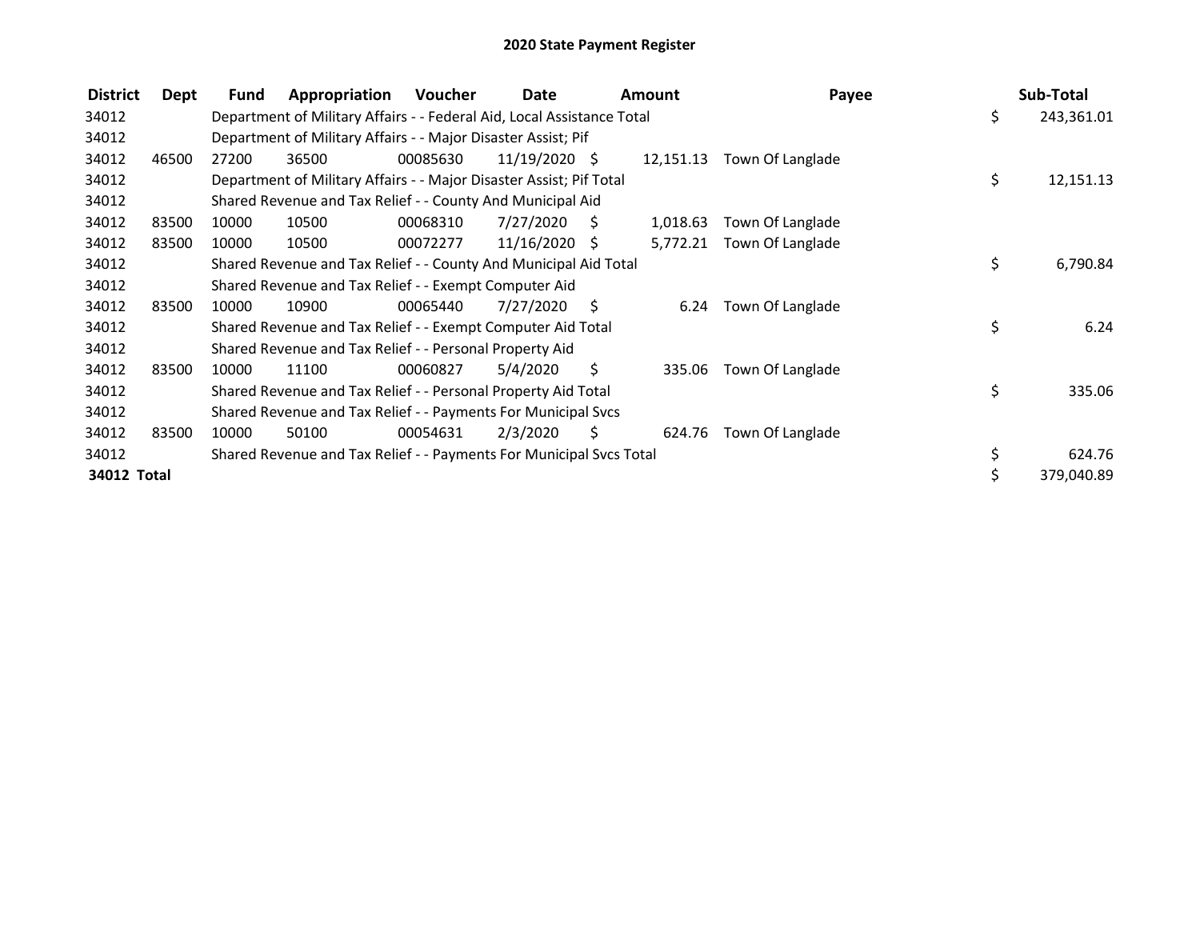# 2020 State Payment Register

| District | Dept | Fund | Appropriation | Voucher | Date | Amount | Payee | Sub-Total |
|---|---|---|---|---|---|---|---|---|
| 34012 | | Department of Military Affairs - - Federal Aid, Local Assistance Total | | | | | | $ 243,361.01 |
| 34012 | | Department of Military Affairs - - Major Disaster Assist; Pif | | | | | | |
| 34012 | 46500 | 27200 | 36500 | 00085630 | 11/19/2020 | $ 12,151.13 | Town Of Langlade | |
| 34012 | | Department of Military Affairs - - Major Disaster Assist; Pif Total | | | | | | $ 12,151.13 |
| 34012 | | Shared Revenue and Tax Relief - - County And Municipal Aid | | | | | | |
| 34012 | 83500 | 10000 | 10500 | 00068310 | 7/27/2020 | $ 1,018.63 | Town Of Langlade | |
| 34012 | 83500 | 10000 | 10500 | 00072277 | 11/16/2020 | $ 5,772.21 | Town Of Langlade | |
| 34012 | | Shared Revenue and Tax Relief - - County And Municipal Aid Total | | | | | | $ 6,790.84 |
| 34012 | | Shared Revenue and Tax Relief - - Exempt Computer Aid | | | | | | |
| 34012 | 83500 | 10000 | 10900 | 00065440 | 7/27/2020 | $ 6.24 | Town Of Langlade | |
| 34012 | | Shared Revenue and Tax Relief - - Exempt Computer Aid Total | | | | | | $ 6.24 |
| 34012 | | Shared Revenue and Tax Relief - - Personal Property Aid | | | | | | |
| 34012 | 83500 | 10000 | 11100 | 00060827 | 5/4/2020 | $ 335.06 | Town Of Langlade | |
| 34012 | | Shared Revenue and Tax Relief - - Personal Property Aid Total | | | | | | $ 335.06 |
| 34012 | | Shared Revenue and Tax Relief - - Payments For Municipal Svcs | | | | | | |
| 34012 | 83500 | 10000 | 50100 | 00054631 | 2/3/2020 | $ 624.76 | Town Of Langlade | |
| 34012 | | Shared Revenue and Tax Relief - - Payments For Municipal Svcs Total | | | | | | $ 624.76 |
| **34012 Total** | | | | | | | | $ 379,040.89 |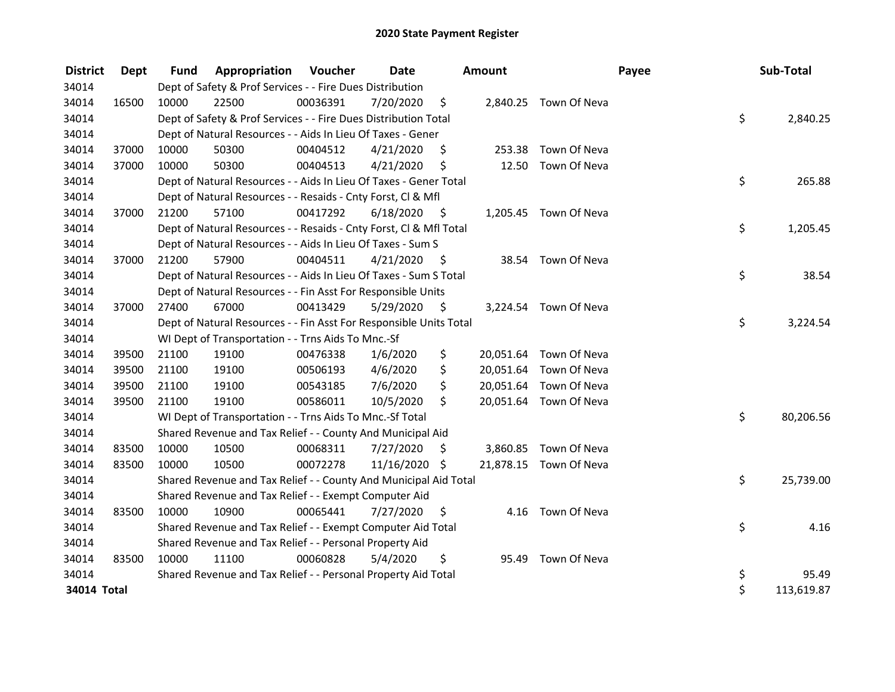# 2020 State Payment Register

| District | Dept | Fund | Appropriation | Voucher | Date | Amount | | Payee | Sub-Total | |
|---|---|---|---|---|---|---|---|---|---|---|
| 34014 | | Dept of Safety & Prof Services - - Fire Dues Distribution | | | | | | | | |
| 34014 | 16500 | 10000 | 22500 | 00036391 | 7/20/2020 | $ | 2,840.25 | Town Of Neva | | |
| 34014 | | Dept of Safety & Prof Services - - Fire Dues Distribution Total | | | | | | | $ | 2,840.25 |
| 34014 | | Dept of Natural Resources - - Aids In Lieu Of Taxes - Gener | | | | | | | | |
| 34014 | 37000 | 10000 | 50300 | 00404512 | 4/21/2020 | $ | 253.38 | Town Of Neva | | |
| 34014 | 37000 | 10000 | 50300 | 00404513 | 4/21/2020 | $ | 12.50 | Town Of Neva | | |
| 34014 | | Dept of Natural Resources - - Aids In Lieu Of Taxes - Gener Total | | | | | | | $ | 265.88 |
| 34014 | | Dept of Natural Resources - - Resaids - Cnty Forst, Cl & Mfl | | | | | | | | |
| 34014 | 37000 | 21200 | 57100 | 00417292 | 6/18/2020 | $ | 1,205.45 | Town Of Neva | | |
| 34014 | | Dept of Natural Resources - - Resaids - Cnty Forst, Cl & Mfl Total | | | | | | | $ | 1,205.45 |
| 34014 | | Dept of Natural Resources - - Aids In Lieu Of Taxes - Sum S | | | | | | | | |
| 34014 | 37000 | 21200 | 57900 | 00404511 | 4/21/2020 | $ | 38.54 | Town Of Neva | | |
| 34014 | | Dept of Natural Resources - - Aids In Lieu Of Taxes - Sum S Total | | | | | | | $ | 38.54 |
| 34014 | | Dept of Natural Resources - - Fin Asst For Responsible Units | | | | | | | | |
| 34014 | 37000 | 27400 | 67000 | 00413429 | 5/29/2020 | $ | 3,224.54 | Town Of Neva | | |
| 34014 | | Dept of Natural Resources - - Fin Asst For Responsible Units Total | | | | | | | $ | 3,224.54 |
| 34014 | | WI Dept of Transportation - - Trns Aids To Mnc.-Sf | | | | | | | | |
| 34014 | 39500 | 21100 | 19100 | 00476338 | 1/6/2020 | $ | 20,051.64 | Town Of Neva | | |
| 34014 | 39500 | 21100 | 19100 | 00506193 | 4/6/2020 | $ | 20,051.64 | Town Of Neva | | |
| 34014 | 39500 | 21100 | 19100 | 00543185 | 7/6/2020 | $ | 20,051.64 | Town Of Neva | | |
| 34014 | 39500 | 21100 | 19100 | 00586011 | 10/5/2020 | $ | 20,051.64 | Town Of Neva | | |
| 34014 | | WI Dept of Transportation - - Trns Aids To Mnc.-Sf Total | | | | | | | $ | 80,206.56 |
| 34014 | | Shared Revenue and Tax Relief - - County And Municipal Aid | | | | | | | | |
| 34014 | 83500 | 10000 | 10500 | 00068311 | 7/27/2020 | $ | 3,860.85 | Town Of Neva | | |
| 34014 | 83500 | 10000 | 10500 | 00072278 | 11/16/2020 | $ | 21,878.15 | Town Of Neva | | |
| 34014 | | Shared Revenue and Tax Relief - - County And Municipal Aid Total | | | | | | | $ | 25,739.00 |
| 34014 | | Shared Revenue and Tax Relief - - Exempt Computer Aid | | | | | | | | |
| 34014 | 83500 | 10000 | 10900 | 00065441 | 7/27/2020 | $ | 4.16 | Town Of Neva | | |
| 34014 | | Shared Revenue and Tax Relief - - Exempt Computer Aid Total | | | | | | | $ | 4.16 |
| 34014 | | Shared Revenue and Tax Relief - - Personal Property Aid | | | | | | | | |
| 34014 | 83500 | 10000 | 11100 | 00060828 | 5/4/2020 | $ | 95.49 | Town Of Neva | | |
| 34014 | | Shared Revenue and Tax Relief - - Personal Property Aid Total | | | | | | | $ | 95.49 |
| **34014 Total** | | | | | | | | | $ | 113,619.87 |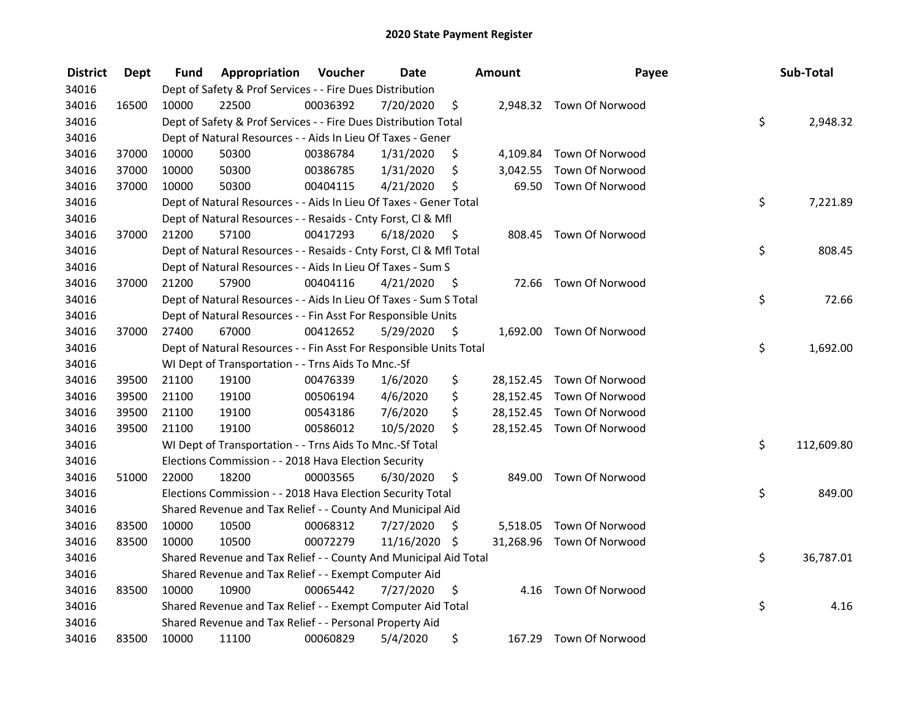# 2020 State Payment Register

| District | Dept | Fund | Appropriation | Voucher | Date | Amount | Payee | Sub-Total |
|---|---|---|---|---|---|---|---|---|
| 34016 | | Dept of Safety & Prof Services - - Fire Dues Distribution | | | | | | |
| 34016 | 16500 | 10000 | 22500 | 00036392 | 7/20/2020 | $ 2,948.32 | Town Of Norwood | |
| 34016 | | Dept of Safety & Prof Services - - Fire Dues Distribution Total | | | | | | $ 2,948.32 |
| 34016 | | Dept of Natural Resources - - Aids In Lieu Of Taxes - Gener | | | | | | |
| 34016 | 37000 | 10000 | 50300 | 00386784 | 1/31/2020 | $ 4,109.84 | Town Of Norwood | |
| 34016 | 37000 | 10000 | 50300 | 00386785 | 1/31/2020 | $ 3,042.55 | Town Of Norwood | |
| 34016 | 37000 | 10000 | 50300 | 00404115 | 4/21/2020 | $ 69.50 | Town Of Norwood | |
| 34016 | | Dept of Natural Resources - - Aids In Lieu Of Taxes - Gener Total | | | | | | $ 7,221.89 |
| 34016 | | Dept of Natural Resources - - Resaids - Cnty Forst, Cl & Mfl | | | | | | |
| 34016 | 37000 | 21200 | 57100 | 00417293 | 6/18/2020 | $ 808.45 | Town Of Norwood | |
| 34016 | | Dept of Natural Resources - - Resaids - Cnty Forst, Cl & Mfl Total | | | | | | $ 808.45 |
| 34016 | | Dept of Natural Resources - - Aids In Lieu Of Taxes - Sum S | | | | | | |
| 34016 | 37000 | 21200 | 57900 | 00404116 | 4/21/2020 | $ 72.66 | Town Of Norwood | |
| 34016 | | Dept of Natural Resources - - Aids In Lieu Of Taxes - Sum S Total | | | | | | $ 72.66 |
| 34016 | | Dept of Natural Resources - - Fin Asst For Responsible Units | | | | | | |
| 34016 | 37000 | 27400 | 67000 | 00412652 | 5/29/2020 | $ 1,692.00 | Town Of Norwood | |
| 34016 | | Dept of Natural Resources - - Fin Asst For Responsible Units Total | | | | | | $ 1,692.00 |
| 34016 | | WI Dept of Transportation - - Trns Aids To Mnc.-Sf | | | | | | |
| 34016 | 39500 | 21100 | 19100 | 00476339 | 1/6/2020 | $ 28,152.45 | Town Of Norwood | |
| 34016 | 39500 | 21100 | 19100 | 00506194 | 4/6/2020 | $ 28,152.45 | Town Of Norwood | |
| 34016 | 39500 | 21100 | 19100 | 00543186 | 7/6/2020 | $ 28,152.45 | Town Of Norwood | |
| 34016 | 39500 | 21100 | 19100 | 00586012 | 10/5/2020 | $ 28,152.45 | Town Of Norwood | |
| 34016 | | WI Dept of Transportation - - Trns Aids To Mnc.-Sf Total | | | | | | $ 112,609.80 |
| 34016 | | Elections Commission - - 2018 Hava Election Security | | | | | | |
| 34016 | 51000 | 22000 | 18200 | 00003565 | 6/30/2020 | $ 849.00 | Town Of Norwood | |
| 34016 | | Elections Commission - - 2018 Hava Election Security Total | | | | | | $ 849.00 |
| 34016 | | Shared Revenue and Tax Relief - - County And Municipal Aid | | | | | | |
| 34016 | 83500 | 10000 | 10500 | 00068312 | 7/27/2020 | $ 5,518.05 | Town Of Norwood | |
| 34016 | 83500 | 10000 | 10500 | 00072279 | 11/16/2020 | $ 31,268.96 | Town Of Norwood | |
| 34016 | | Shared Revenue and Tax Relief - - County And Municipal Aid Total | | | | | | $ 36,787.01 |
| 34016 | | Shared Revenue and Tax Relief - - Exempt Computer Aid | | | | | | |
| 34016 | 83500 | 10000 | 10900 | 00065442 | 7/27/2020 | $ 4.16 | Town Of Norwood | |
| 34016 | | Shared Revenue and Tax Relief - - Exempt Computer Aid Total | | | | | | $ 4.16 |
| 34016 | | Shared Revenue and Tax Relief - - Personal Property Aid | | | | | | |
| 34016 | 83500 | 10000 | 11100 | 00060829 | 5/4/2020 | $ 167.29 | Town Of Norwood | |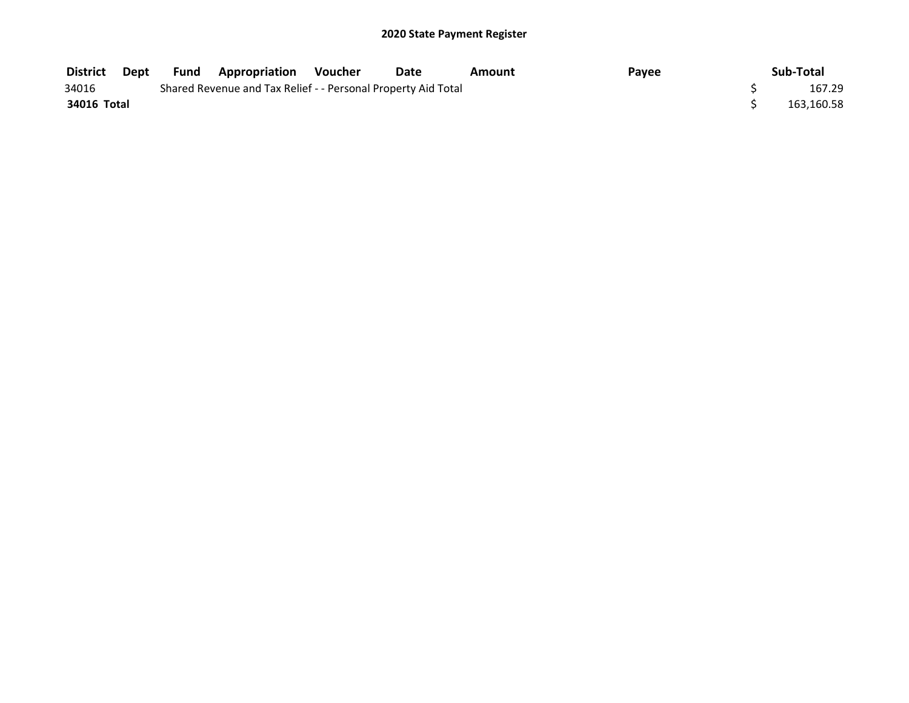## 2020 State Payment Register

| District | Dept | Fund | Appropriation | Voucher | Date | Amount | Payee | Sub-Total |
|---|---|---|---|---|---|---|---|---|
| 34016 | | Shared Revenue and Tax Relief - - Personal Property Aid Total | | | | | | $ 167.29 |
| **34016 Total** | | | | | | | | $ 163,160.58 |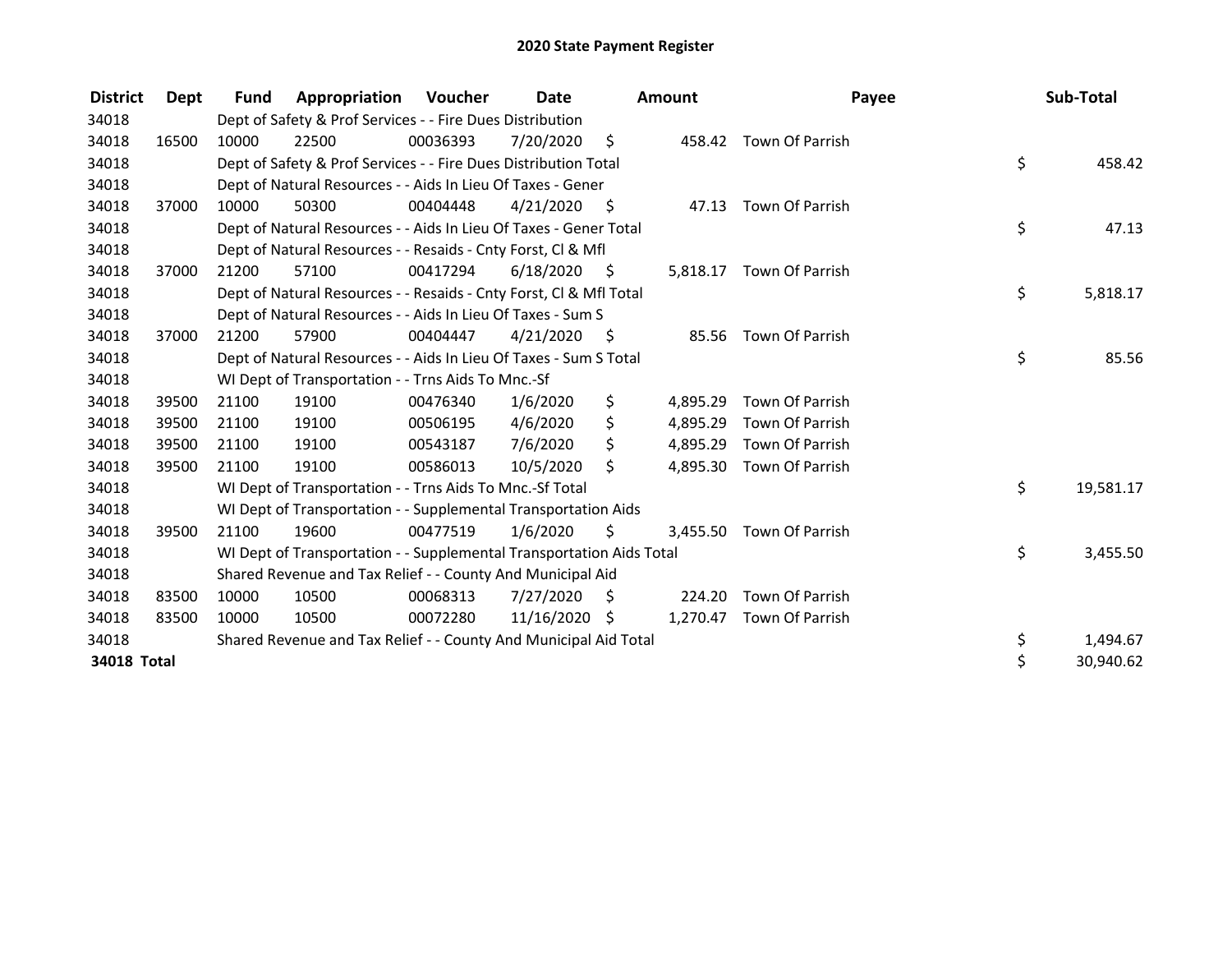# 2020 State Payment Register

| District | Dept | Fund | Appropriation | Voucher | Date | Amount | Payee | Sub-Total |
|---|---|---|---|---|---|---|---|---|
| 34018 | | Dept of Safety & Prof Services - - Fire Dues Distribution | | | | | | |
| 34018 | 16500 | 10000 | 22500 | 00036393 | 7/20/2020 | $ 458.42 | Town Of Parrish | |
| 34018 | | Dept of Safety & Prof Services - - Fire Dues Distribution Total | | | | | | $ 458.42 |
| 34018 | | Dept of Natural Resources - - Aids In Lieu Of Taxes - Gener | | | | | | |
| 34018 | 37000 | 10000 | 50300 | 00404448 | 4/21/2020 | $ 47.13 | Town Of Parrish | |
| 34018 | | Dept of Natural Resources - - Aids In Lieu Of Taxes - Gener Total | | | | | | $ 47.13 |
| 34018 | | Dept of Natural Resources - - Resaids - Cnty Forst, Cl & Mfl | | | | | | |
| 34018 | 37000 | 21200 | 57100 | 00417294 | 6/18/2020 | $ 5,818.17 | Town Of Parrish | |
| 34018 | | Dept of Natural Resources - - Resaids - Cnty Forst, Cl & Mfl Total | | | | | | $ 5,818.17 |
| 34018 | | Dept of Natural Resources - - Aids In Lieu Of Taxes - Sum S | | | | | | |
| 34018 | 37000 | 21200 | 57900 | 00404447 | 4/21/2020 | $ 85.56 | Town Of Parrish | |
| 34018 | | Dept of Natural Resources - - Aids In Lieu Of Taxes - Sum S Total | | | | | | $ 85.56 |
| 34018 | | WI Dept of Transportation - - Trns Aids To Mnc.-Sf | | | | | | |
| 34018 | 39500 | 21100 | 19100 | 00476340 | 1/6/2020 | $ 4,895.29 | Town Of Parrish | |
| 34018 | 39500 | 21100 | 19100 | 00506195 | 4/6/2020 | $ 4,895.29 | Town Of Parrish | |
| 34018 | 39500 | 21100 | 19100 | 00543187 | 7/6/2020 | $ 4,895.29 | Town Of Parrish | |
| 34018 | 39500 | 21100 | 19100 | 00586013 | 10/5/2020 | $ 4,895.30 | Town Of Parrish | |
| 34018 | | WI Dept of Transportation - - Trns Aids To Mnc.-Sf Total | | | | | | $ 19,581.17 |
| 34018 | | WI Dept of Transportation - - Supplemental Transportation Aids | | | | | | |
| 34018 | 39500 | 21100 | 19600 | 00477519 | 1/6/2020 | $ 3,455.50 | Town Of Parrish | |
| 34018 | | WI Dept of Transportation - - Supplemental Transportation Aids Total | | | | | | $ 3,455.50 |
| 34018 | | Shared Revenue and Tax Relief - - County And Municipal Aid | | | | | | |
| 34018 | 83500 | 10000 | 10500 | 00068313 | 7/27/2020 | $ 224.20 | Town Of Parrish | |
| 34018 | 83500 | 10000 | 10500 | 00072280 | 11/16/2020 | $ 1,270.47 | Town Of Parrish | |
| 34018 | | Shared Revenue and Tax Relief - - County And Municipal Aid Total | | | | | | $ 1,494.67 |
| **34018 Total** | | | | | | | | $ 30,940.62 |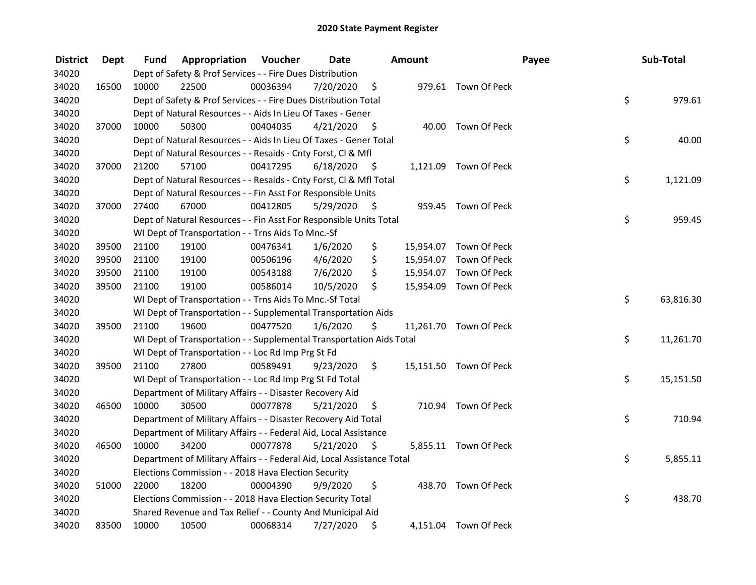# 2020 State Payment Register

| District | Dept | Fund | Appropriation | Voucher | Date | Amount | Payee | Sub-Total |
|---|---|---|---|---|---|---|---|---|
| 34020 | | Dept of Safety & Prof Services - - Fire Dues Distribution | | | | | | |
| 34020 | 16500 | 10000 | 22500 | 00036394 | 7/20/2020 | $ 979.61 | Town Of Peck | |
| 34020 | | Dept of Safety & Prof Services - - Fire Dues Distribution Total | | | | | | $ 979.61 |
| 34020 | | Dept of Natural Resources - - Aids In Lieu Of Taxes - Gener | | | | | | |
| 34020 | 37000 | 10000 | 50300 | 00404035 | 4/21/2020 | $ 40.00 | Town Of Peck | |
| 34020 | | Dept of Natural Resources - - Aids In Lieu Of Taxes - Gener Total | | | | | | $ 40.00 |
| 34020 | | Dept of Natural Resources - - Resaids - Cnty Forst, Cl & Mfl | | | | | | |
| 34020 | 37000 | 21200 | 57100 | 00417295 | 6/18/2020 | $ 1,121.09 | Town Of Peck | |
| 34020 | | Dept of Natural Resources - - Resaids - Cnty Forst, Cl & Mfl Total | | | | | | $ 1,121.09 |
| 34020 | | Dept of Natural Resources - - Fin Asst For Responsible Units | | | | | | |
| 34020 | 37000 | 27400 | 67000 | 00412805 | 5/29/2020 | $ 959.45 | Town Of Peck | |
| 34020 | | Dept of Natural Resources - - Fin Asst For Responsible Units Total | | | | | | $ 959.45 |
| 34020 | | WI Dept of Transportation - - Trns Aids To Mnc.-Sf | | | | | | |
| 34020 | 39500 | 21100 | 19100 | 00476341 | 1/6/2020 | $ 15,954.07 | Town Of Peck | |
| 34020 | 39500 | 21100 | 19100 | 00506196 | 4/6/2020 | $ 15,954.07 | Town Of Peck | |
| 34020 | 39500 | 21100 | 19100 | 00543188 | 7/6/2020 | $ 15,954.07 | Town Of Peck | |
| 34020 | 39500 | 21100 | 19100 | 00586014 | 10/5/2020 | $ 15,954.09 | Town Of Peck | |
| 34020 | | WI Dept of Transportation - - Trns Aids To Mnc.-Sf Total | | | | | | $ 63,816.30 |
| 34020 | | WI Dept of Transportation - - Supplemental Transportation Aids | | | | | | |
| 34020 | 39500 | 21100 | 19600 | 00477520 | 1/6/2020 | $ 11,261.70 | Town Of Peck | |
| 34020 | | WI Dept of Transportation - - Supplemental Transportation Aids Total | | | | | | $ 11,261.70 |
| 34020 | | WI Dept of Transportation - - Loc Rd Imp Prg St Fd | | | | | | |
| 34020 | 39500 | 21100 | 27800 | 00589491 | 9/23/2020 | $ 15,151.50 | Town Of Peck | |
| 34020 | | WI Dept of Transportation - - Loc Rd Imp Prg St Fd Total | | | | | | $ 15,151.50 |
| 34020 | | Department of Military Affairs - - Disaster Recovery Aid | | | | | | |
| 34020 | 46500 | 10000 | 30500 | 00077878 | 5/21/2020 | $ 710.94 | Town Of Peck | |
| 34020 | | Department of Military Affairs - - Disaster Recovery Aid Total | | | | | | $ 710.94 |
| 34020 | | Department of Military Affairs - - Federal Aid, Local Assistance | | | | | | |
| 34020 | 46500 | 10000 | 34200 | 00077878 | 5/21/2020 | $ 5,855.11 | Town Of Peck | |
| 34020 | | Department of Military Affairs - - Federal Aid, Local Assistance Total | | | | | | $ 5,855.11 |
| 34020 | | Elections Commission - - 2018 Hava Election Security | | | | | | |
| 34020 | 51000 | 22000 | 18200 | 00004390 | 9/9/2020 | $ 438.70 | Town Of Peck | |
| 34020 | | Elections Commission - - 2018 Hava Election Security Total | | | | | | $ 438.70 |
| 34020 | | Shared Revenue and Tax Relief - - County And Municipal Aid | | | | | | |
| 34020 | 83500 | 10000 | 10500 | 00068314 | 7/27/2020 | $ 4,151.04 | Town Of Peck | |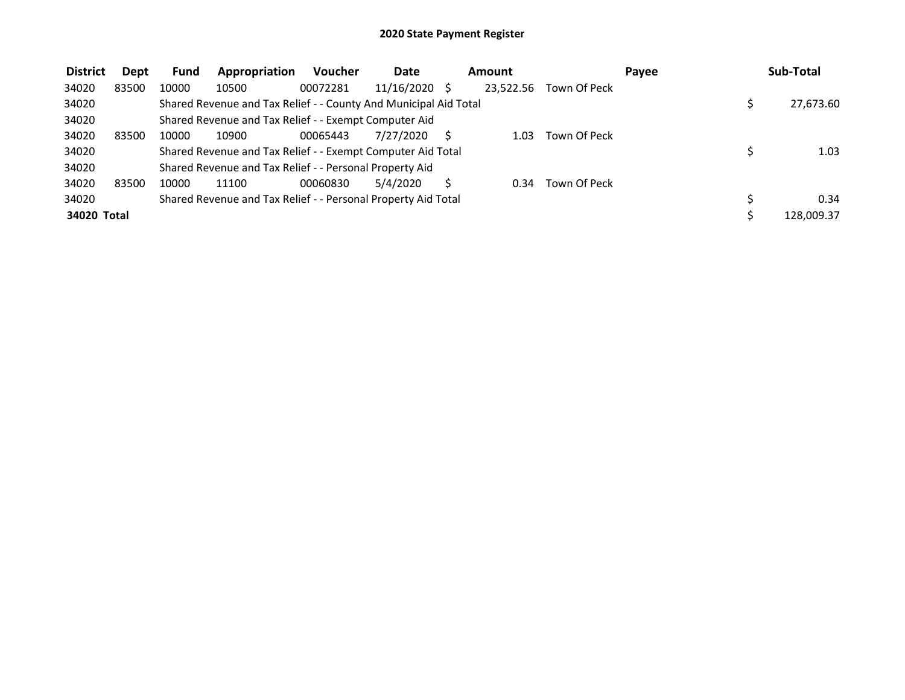**2020 State Payment Register**

| District | Dept | Fund | Appropriation | Voucher | Date | Amount | Payee | Sub-Total |
|---|---|---|---|---|---|---|---|---|
| 34020 | 83500 | 10000 | 10500 | 00072281 | 11/16/2020 | $ 23,522.56 | Town Of Peck | |
| 34020 | | Shared Revenue and Tax Relief - - County And Municipal Aid Total | | | | | | $ 27,673.60 |
| 34020 | | Shared Revenue and Tax Relief - - Exempt Computer Aid | | | | | | |
| 34020 | 83500 | 10000 | 10900 | 00065443 | 7/27/2020 | $ 1.03 | Town Of Peck | |
| 34020 | | Shared Revenue and Tax Relief - - Exempt Computer Aid Total | | | | | | $ 1.03 |
| 34020 | | Shared Revenue and Tax Relief - - Personal Property Aid | | | | | | |
| 34020 | 83500 | 10000 | 11100 | 00060830 | 5/4/2020 | $ 0.34 | Town Of Peck | |
| 34020 | | Shared Revenue and Tax Relief - - Personal Property Aid Total | | | | | | $ 0.34 |
| **34020 Total** | | | | | | | | $ 128,009.37 |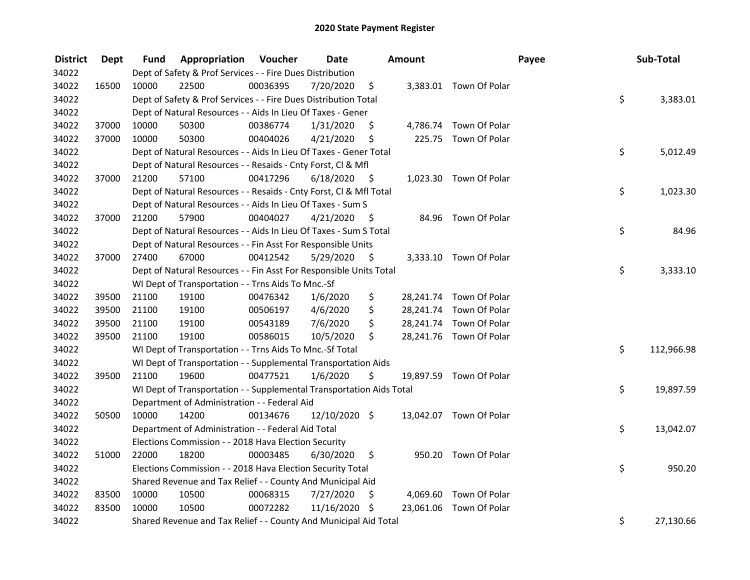# 2020 State Payment Register

| District | Dept | Fund | Appropriation | Voucher | Date | Amount | Payee | Sub-Total |
|---|---|---|---|---|---|---|---|---|
| 34022 | | | Dept of Safety & Prof Services - - Fire Dues Distribution | | | | | |
| 34022 | 16500 | 10000 | 22500 | 00036395 | 7/20/2020 | $ 3,383.01 | Town Of Polar | |
| 34022 | | | Dept of Safety & Prof Services - - Fire Dues Distribution Total | | | | | $ 3,383.01 |
| 34022 | | | Dept of Natural Resources - - Aids In Lieu Of Taxes - Gener | | | | | |
| 34022 | 37000 | 10000 | 50300 | 00386774 | 1/31/2020 | $ 4,786.74 | Town Of Polar | |
| 34022 | 37000 | 10000 | 50300 | 00404026 | 4/21/2020 | $ 225.75 | Town Of Polar | |
| 34022 | | | Dept of Natural Resources - - Aids In Lieu Of Taxes - Gener Total | | | | | $ 5,012.49 |
| 34022 | | | Dept of Natural Resources - - Resaids - Cnty Forst, Cl & Mfl | | | | | |
| 34022 | 37000 | 21200 | 57100 | 00417296 | 6/18/2020 | $ 1,023.30 | Town Of Polar | |
| 34022 | | | Dept of Natural Resources - - Resaids - Cnty Forst, Cl & Mfl Total | | | | | $ 1,023.30 |
| 34022 | | | Dept of Natural Resources - - Aids In Lieu Of Taxes - Sum S | | | | | |
| 34022 | 37000 | 21200 | 57900 | 00404027 | 4/21/2020 | $ 84.96 | Town Of Polar | |
| 34022 | | | Dept of Natural Resources - - Aids In Lieu Of Taxes - Sum S Total | | | | | $ 84.96 |
| 34022 | | | Dept of Natural Resources - - Fin Asst For Responsible Units | | | | | |
| 34022 | 37000 | 27400 | 67000 | 00412542 | 5/29/2020 | $ 3,333.10 | Town Of Polar | |
| 34022 | | | Dept of Natural Resources - - Fin Asst For Responsible Units Total | | | | | $ 3,333.10 |
| 34022 | | | WI Dept of Transportation - - Trns Aids To Mnc.-Sf | | | | | |
| 34022 | 39500 | 21100 | 19100 | 00476342 | 1/6/2020 | $ 28,241.74 | Town Of Polar | |
| 34022 | 39500 | 21100 | 19100 | 00506197 | 4/6/2020 | $ 28,241.74 | Town Of Polar | |
| 34022 | 39500 | 21100 | 19100 | 00543189 | 7/6/2020 | $ 28,241.74 | Town Of Polar | |
| 34022 | 39500 | 21100 | 19100 | 00586015 | 10/5/2020 | $ 28,241.76 | Town Of Polar | |
| 34022 | | | WI Dept of Transportation - - Trns Aids To Mnc.-Sf Total | | | | | $ 112,966.98 |
| 34022 | | | WI Dept of Transportation - - Supplemental Transportation Aids | | | | | |
| 34022 | 39500 | 21100 | 19600 | 00477521 | 1/6/2020 | $ 19,897.59 | Town Of Polar | |
| 34022 | | | WI Dept of Transportation - - Supplemental Transportation Aids Total | | | | | $ 19,897.59 |
| 34022 | | | Department of Administration - - Federal Aid | | | | | |
| 34022 | 50500 | 10000 | 14200 | 00134676 | 12/10/2020 | $ 13,042.07 | Town Of Polar | |
| 34022 | | | Department of Administration - - Federal Aid Total | | | | | $ 13,042.07 |
| 34022 | | | Elections Commission - - 2018 Hava Election Security | | | | | |
| 34022 | 51000 | 22000 | 18200 | 00003485 | 6/30/2020 | $ 950.20 | Town Of Polar | |
| 34022 | | | Elections Commission - - 2018 Hava Election Security Total | | | | | $ 950.20 |
| 34022 | | | Shared Revenue and Tax Relief - - County And Municipal Aid | | | | | |
| 34022 | 83500 | 10000 | 10500 | 00068315 | 7/27/2020 | $ 4,069.60 | Town Of Polar | |
| 34022 | 83500 | 10000 | 10500 | 00072282 | 11/16/2020 | $ 23,061.06 | Town Of Polar | |
| 34022 | | | Shared Revenue and Tax Relief - - County And Municipal Aid Total | | | | | $ 27,130.66 |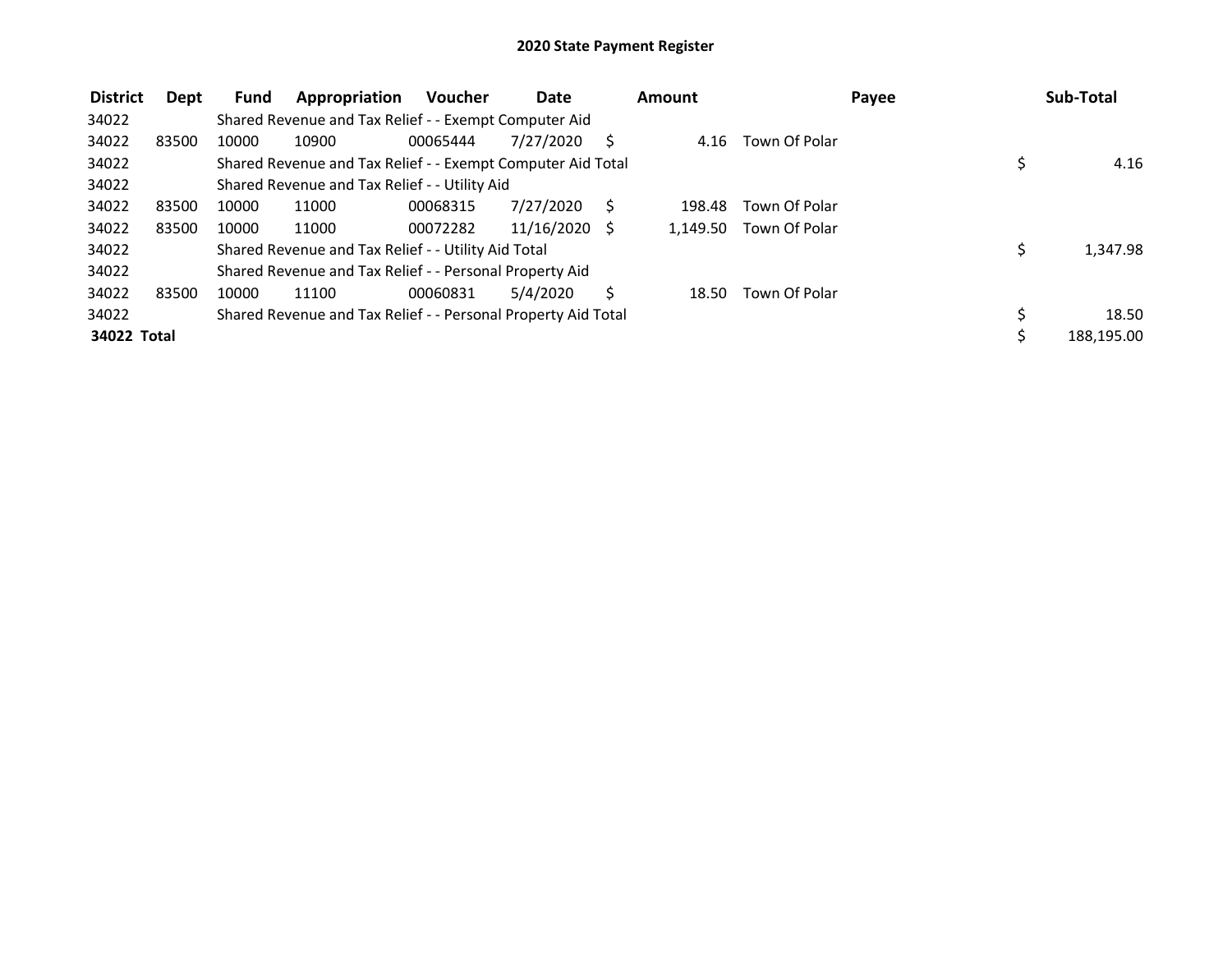# 2020 State Payment Register

| District | Dept | Fund | Appropriation | Voucher | Date | Amount | Payee | Sub-Total |
|---|---|---|---|---|---|---|---|---|
| 34022 | | Shared Revenue and Tax Relief - - Exempt Computer Aid | | | | | | |
| 34022 | 83500 | 10000 | 10900 | 00065444 | 7/27/2020 | $ 4.16 | Town Of Polar | |
| 34022 | | Shared Revenue and Tax Relief - - Exempt Computer Aid Total | | | | | | $ 4.16 |
| 34022 | | Shared Revenue and Tax Relief - - Utility Aid | | | | | | |
| 34022 | 83500 | 10000 | 11000 | 00068315 | 7/27/2020 | $ 198.48 | Town Of Polar | |
| 34022 | 83500 | 10000 | 11000 | 00072282 | 11/16/2020 | $ 1,149.50 | Town Of Polar | |
| 34022 | | Shared Revenue and Tax Relief - - Utility Aid Total | | | | | | $ 1,347.98 |
| 34022 | | Shared Revenue and Tax Relief - - Personal Property Aid | | | | | | |
| 34022 | 83500 | 10000 | 11100 | 00060831 | 5/4/2020 | $ 18.50 | Town Of Polar | |
| 34022 | | Shared Revenue and Tax Relief - - Personal Property Aid Total | | | | | | $ 18.50 |
| **34022 Total** | | | | | | | | $ 188,195.00 |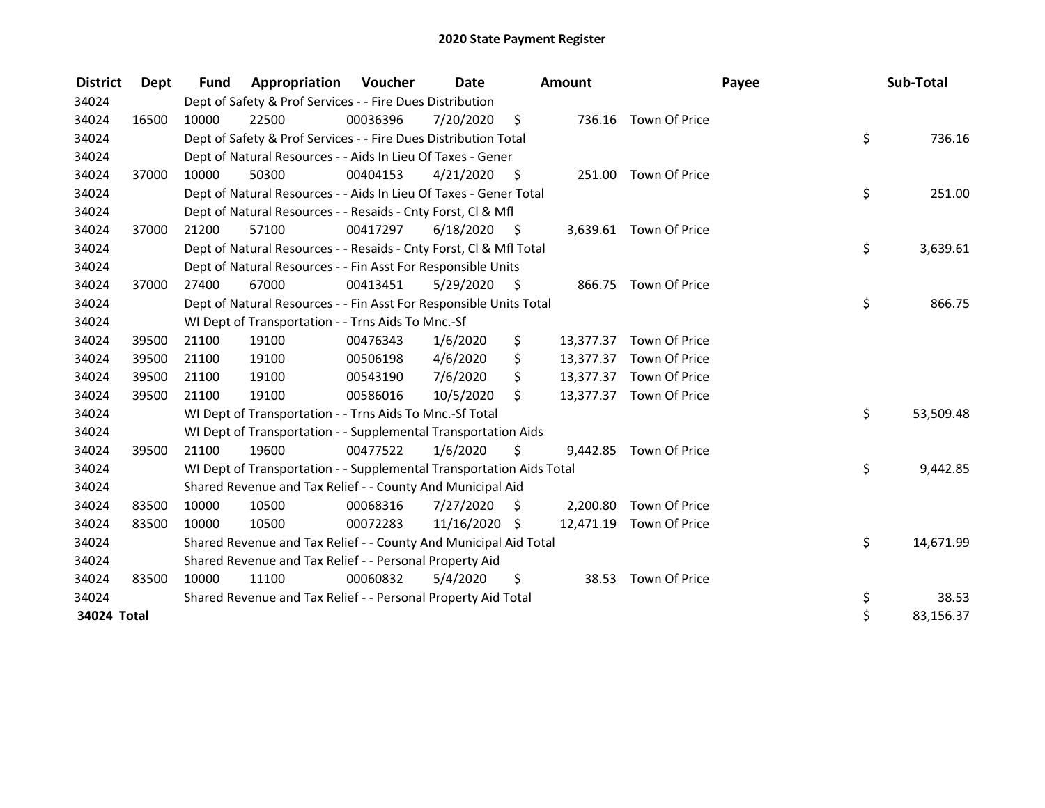# 2020 State Payment Register

| District | Dept | Fund | Appropriation | Voucher | Date | Amount | Payee | Sub-Total |
|---|---|---|---|---|---|---|---|---|
| 34024 | | Dept of Safety & Prof Services - - Fire Dues Distribution | | | | | | |
| 34024 | 16500 | 10000 | 22500 | 00036396 | 7/20/2020 | $ 736.16 | Town Of Price | |
| 34024 | | Dept of Safety & Prof Services - - Fire Dues Distribution Total | | | | | | $ 736.16 |
| 34024 | | Dept of Natural Resources - - Aids In Lieu Of Taxes - Gener | | | | | | |
| 34024 | 37000 | 10000 | 50300 | 00404153 | 4/21/2020 | $ 251.00 | Town Of Price | |
| 34024 | | Dept of Natural Resources - - Aids In Lieu Of Taxes - Gener Total | | | | | | $ 251.00 |
| 34024 | | Dept of Natural Resources - - Resaids - Cnty Forst, Cl & Mfl | | | | | | |
| 34024 | 37000 | 21200 | 57100 | 00417297 | 6/18/2020 | $ 3,639.61 | Town Of Price | |
| 34024 | | Dept of Natural Resources - - Resaids - Cnty Forst, Cl & Mfl Total | | | | | | $ 3,639.61 |
| 34024 | | Dept of Natural Resources - - Fin Asst For Responsible Units | | | | | | |
| 34024 | 37000 | 27400 | 67000 | 00413451 | 5/29/2020 | $ 866.75 | Town Of Price | |
| 34024 | | Dept of Natural Resources - - Fin Asst For Responsible Units Total | | | | | | $ 866.75 |
| 34024 | | WI Dept of Transportation - - Trns Aids To Mnc.-Sf | | | | | | |
| 34024 | 39500 | 21100 | 19100 | 00476343 | 1/6/2020 | $ 13,377.37 | Town Of Price | |
| 34024 | 39500 | 21100 | 19100 | 00506198 | 4/6/2020 | $ 13,377.37 | Town Of Price | |
| 34024 | 39500 | 21100 | 19100 | 00543190 | 7/6/2020 | $ 13,377.37 | Town Of Price | |
| 34024 | 39500 | 21100 | 19100 | 00586016 | 10/5/2020 | $ 13,377.37 | Town Of Price | |
| 34024 | | WI Dept of Transportation - - Trns Aids To Mnc.-Sf Total | | | | | | $ 53,509.48 |
| 34024 | | WI Dept of Transportation - - Supplemental Transportation Aids | | | | | | |
| 34024 | 39500 | 21100 | 19600 | 00477522 | 1/6/2020 | $ 9,442.85 | Town Of Price | |
| 34024 | | WI Dept of Transportation - - Supplemental Transportation Aids Total | | | | | | $ 9,442.85 |
| 34024 | | Shared Revenue and Tax Relief - - County And Municipal Aid | | | | | | |
| 34024 | 83500 | 10000 | 10500 | 00068316 | 7/27/2020 | $ 2,200.80 | Town Of Price | |
| 34024 | 83500 | 10000 | 10500 | 00072283 | 11/16/2020 | $ 12,471.19 | Town Of Price | |
| 34024 | | Shared Revenue and Tax Relief - - County And Municipal Aid Total | | | | | | $ 14,671.99 |
| 34024 | | Shared Revenue and Tax Relief - - Personal Property Aid | | | | | | |
| 34024 | 83500 | 10000 | 11100 | 00060832 | 5/4/2020 | $ 38.53 | Town Of Price | |
| 34024 | | Shared Revenue and Tax Relief - - Personal Property Aid Total | | | | | | $ 38.53 |
| **34024 Total** | | | | | | | | $ 83,156.37 |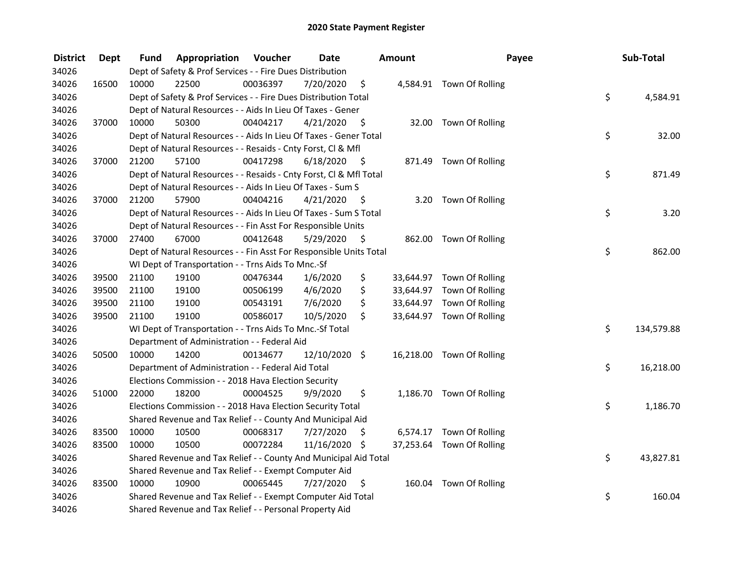# 2020 State Payment Register

| District | Dept | Fund | Appropriation | Voucher | Date | Amount | Payee | Sub-Total |
|---|---|---|---|---|---|---|---|---|
| 34026 | | Dept of Safety & Prof Services - - Fire Dues Distribution | | | | | | |
| 34026 | 16500 | 10000 | 22500 | 00036397 | 7/20/2020 | $ 4,584.91 | Town Of Rolling | |
| 34026 | | Dept of Safety & Prof Services - - Fire Dues Distribution Total | | | | | | $ 4,584.91 |
| 34026 | | Dept of Natural Resources - - Aids In Lieu Of Taxes - Gener | | | | | | |
| 34026 | 37000 | 10000 | 50300 | 00404217 | 4/21/2020 | $ 32.00 | Town Of Rolling | |
| 34026 | | Dept of Natural Resources - - Aids In Lieu Of Taxes - Gener Total | | | | | | $ 32.00 |
| 34026 | | Dept of Natural Resources - - Resaids - Cnty Forst, Cl & Mfl | | | | | | |
| 34026 | 37000 | 21200 | 57100 | 00417298 | 6/18/2020 | $ 871.49 | Town Of Rolling | |
| 34026 | | Dept of Natural Resources - - Resaids - Cnty Forst, Cl & Mfl Total | | | | | | $ 871.49 |
| 34026 | | Dept of Natural Resources - - Aids In Lieu Of Taxes - Sum S | | | | | | |
| 34026 | 37000 | 21200 | 57900 | 00404216 | 4/21/2020 | $ 3.20 | Town Of Rolling | |
| 34026 | | Dept of Natural Resources - - Aids In Lieu Of Taxes - Sum S Total | | | | | | $ 3.20 |
| 34026 | | Dept of Natural Resources - - Fin Asst For Responsible Units | | | | | | |
| 34026 | 37000 | 27400 | 67000 | 00412648 | 5/29/2020 | $ 862.00 | Town Of Rolling | |
| 34026 | | Dept of Natural Resources - - Fin Asst For Responsible Units Total | | | | | | $ 862.00 |
| 34026 | | WI Dept of Transportation - - Trns Aids To Mnc.-Sf | | | | | | |
| 34026 | 39500 | 21100 | 19100 | 00476344 | 1/6/2020 | $ 33,644.97 | Town Of Rolling | |
| 34026 | 39500 | 21100 | 19100 | 00506199 | 4/6/2020 | $ 33,644.97 | Town Of Rolling | |
| 34026 | 39500 | 21100 | 19100 | 00543191 | 7/6/2020 | $ 33,644.97 | Town Of Rolling | |
| 34026 | 39500 | 21100 | 19100 | 00586017 | 10/5/2020 | $ 33,644.97 | Town Of Rolling | |
| 34026 | | WI Dept of Transportation - - Trns Aids To Mnc.-Sf Total | | | | | | $ 134,579.88 |
| 34026 | | Department of Administration - - Federal Aid | | | | | | |
| 34026 | 50500 | 10000 | 14200 | 00134677 | 12/10/2020 | $ 16,218.00 | Town Of Rolling | |
| 34026 | | Department of Administration - - Federal Aid Total | | | | | | $ 16,218.00 |
| 34026 | | Elections Commission - - 2018 Hava Election Security | | | | | | |
| 34026 | 51000 | 22000 | 18200 | 00004525 | 9/9/2020 | $ 1,186.70 | Town Of Rolling | |
| 34026 | | Elections Commission - - 2018 Hava Election Security Total | | | | | | $ 1,186.70 |
| 34026 | | Shared Revenue and Tax Relief - - County And Municipal Aid | | | | | | |
| 34026 | 83500 | 10000 | 10500 | 00068317 | 7/27/2020 | $ 6,574.17 | Town Of Rolling | |
| 34026 | 83500 | 10000 | 10500 | 00072284 | 11/16/2020 | $ 37,253.64 | Town Of Rolling | |
| 34026 | | Shared Revenue and Tax Relief - - County And Municipal Aid Total | | | | | | $ 43,827.81 |
| 34026 | | Shared Revenue and Tax Relief - - Exempt Computer Aid | | | | | | |
| 34026 | 83500 | 10000 | 10900 | 00065445 | 7/27/2020 | $ 160.04 | Town Of Rolling | |
| 34026 | | Shared Revenue and Tax Relief - - Exempt Computer Aid Total | | | | | | $ 160.04 |
| 34026 | | Shared Revenue and Tax Relief - - Personal Property Aid | | | | | | |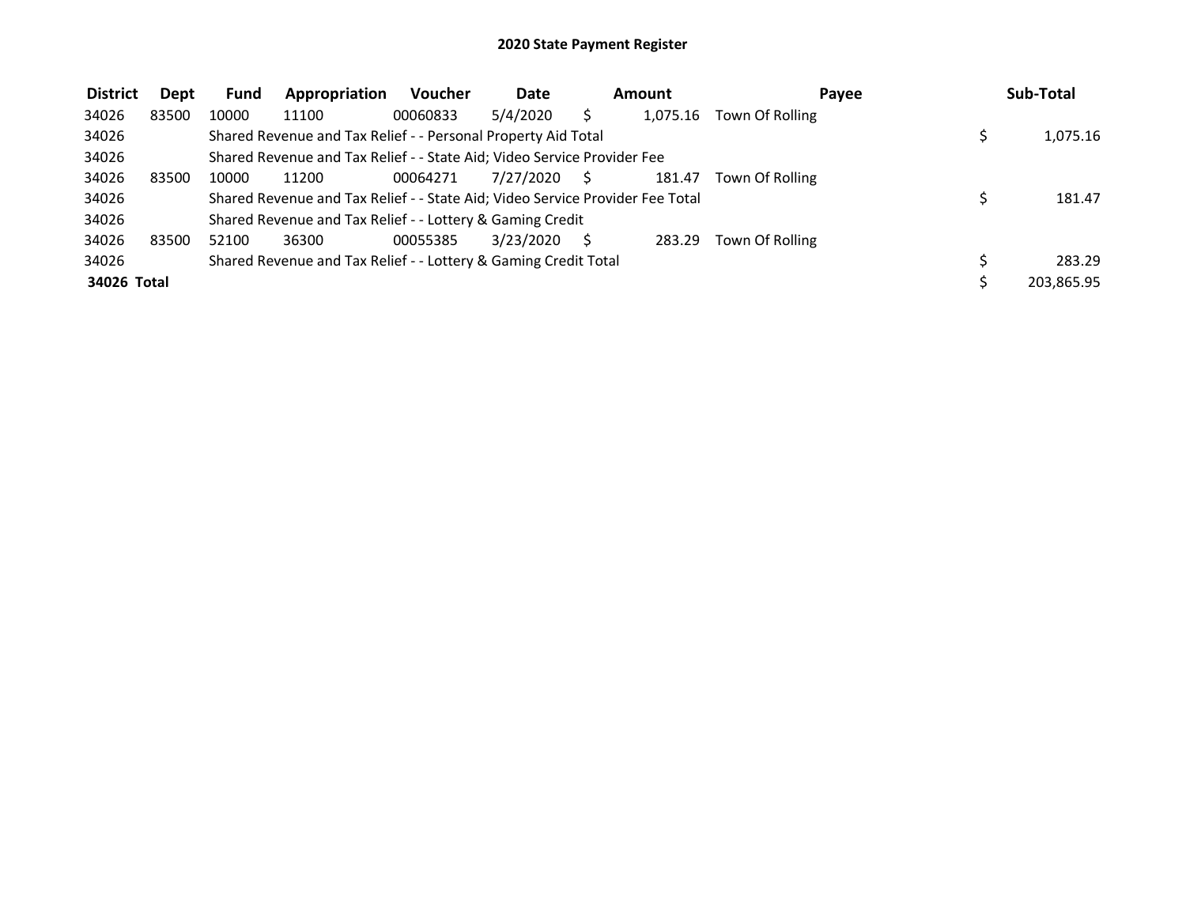# 2020 State Payment Register

| District | Dept | Fund | Appropriation | Voucher | Date | Amount | Payee | Sub-Total |
|---|---|---|---|---|---|---|---|---|
| 34026 | 83500 | 10000 | 11100 | 00060833 | 5/4/2020 | $ 1,075.16 | Town Of Rolling | |
| 34026 | | Shared Revenue and Tax Relief - - Personal Property Aid Total | | | | | | $ 1,075.16 |
| 34026 | | Shared Revenue and Tax Relief - - State Aid; Video Service Provider Fee | | | | | | |
| 34026 | 83500 | 10000 | 11200 | 00064271 | 7/27/2020 | $ 181.47 | Town Of Rolling | |
| 34026 | | Shared Revenue and Tax Relief - - State Aid; Video Service Provider Fee Total | | | | | | $ 181.47 |
| 34026 | | Shared Revenue and Tax Relief - - Lottery & Gaming Credit | | | | | | |
| 34026 | 83500 | 52100 | 36300 | 00055385 | 3/23/2020 | $ 283.29 | Town Of Rolling | |
| 34026 | | Shared Revenue and Tax Relief - - Lottery & Gaming Credit Total | | | | | | $ 283.29 |
| **34026 Total** | | | | | | | | $ 203,865.95 |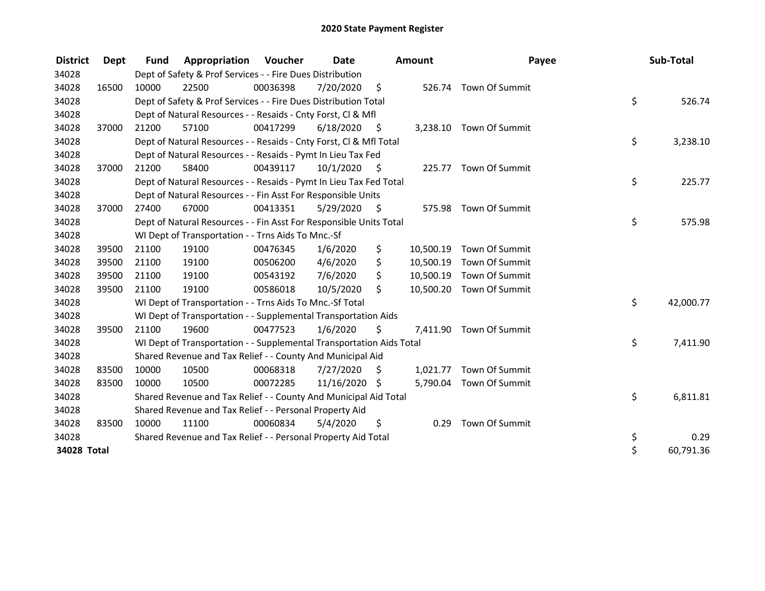# 2020 State Payment Register

| District | Dept | Fund | Appropriation | Voucher | Date | Amount | Payee | Sub-Total |
|---|---|---|---|---|---|---|---|---|
| 34028 | | Dept of Safety & Prof Services - - Fire Dues Distribution | | | | | | |
| 34028 | 16500 | 10000 | 22500 | 00036398 | 7/20/2020 | $ 526.74 | Town Of Summit | |
| 34028 | | Dept of Safety & Prof Services - - Fire Dues Distribution Total | | | | | | $ 526.74 |
| 34028 | | Dept of Natural Resources - - Resaids - Cnty Forst, Cl & Mfl | | | | | | |
| 34028 | 37000 | 21200 | 57100 | 00417299 | 6/18/2020 | $ 3,238.10 | Town Of Summit | |
| 34028 | | Dept of Natural Resources - - Resaids - Cnty Forst, Cl & Mfl Total | | | | | | $ 3,238.10 |
| 34028 | | Dept of Natural Resources - - Resaids - Pymt In Lieu Tax Fed | | | | | | |
| 34028 | 37000 | 21200 | 58400 | 00439117 | 10/1/2020 | $ 225.77 | Town Of Summit | |
| 34028 | | Dept of Natural Resources - - Resaids - Pymt In Lieu Tax Fed Total | | | | | | $ 225.77 |
| 34028 | | Dept of Natural Resources - - Fin Asst For Responsible Units | | | | | | |
| 34028 | 37000 | 27400 | 67000 | 00413351 | 5/29/2020 | $ 575.98 | Town Of Summit | |
| 34028 | | Dept of Natural Resources - - Fin Asst For Responsible Units Total | | | | | | $ 575.98 |
| 34028 | | WI Dept of Transportation - - Trns Aids To Mnc.-Sf | | | | | | |
| 34028 | 39500 | 21100 | 19100 | 00476345 | 1/6/2020 | $ 10,500.19 | Town Of Summit | |
| 34028 | 39500 | 21100 | 19100 | 00506200 | 4/6/2020 | $ 10,500.19 | Town Of Summit | |
| 34028 | 39500 | 21100 | 19100 | 00543192 | 7/6/2020 | $ 10,500.19 | Town Of Summit | |
| 34028 | 39500 | 21100 | 19100 | 00586018 | 10/5/2020 | $ 10,500.20 | Town Of Summit | |
| 34028 | | WI Dept of Transportation - - Trns Aids To Mnc.-Sf Total | | | | | | $ 42,000.77 |
| 34028 | | WI Dept of Transportation - - Supplemental Transportation Aids | | | | | | |
| 34028 | 39500 | 21100 | 19600 | 00477523 | 1/6/2020 | $ 7,411.90 | Town Of Summit | |
| 34028 | | WI Dept of Transportation - - Supplemental Transportation Aids Total | | | | | | $ 7,411.90 |
| 34028 | | Shared Revenue and Tax Relief - - County And Municipal Aid | | | | | | |
| 34028 | 83500 | 10000 | 10500 | 00068318 | 7/27/2020 | $ 1,021.77 | Town Of Summit | |
| 34028 | 83500 | 10000 | 10500 | 00072285 | 11/16/2020 | $ 5,790.04 | Town Of Summit | |
| 34028 | | Shared Revenue and Tax Relief - - County And Municipal Aid Total | | | | | | $ 6,811.81 |
| 34028 | | Shared Revenue and Tax Relief - - Personal Property Aid | | | | | | |
| 34028 | 83500 | 10000 | 11100 | 00060834 | 5/4/2020 | $ 0.29 | Town Of Summit | |
| 34028 | | Shared Revenue and Tax Relief - - Personal Property Aid Total | | | | | | $ 0.29 |
| **34028 Total** | | | | | | | | $ 60,791.36 |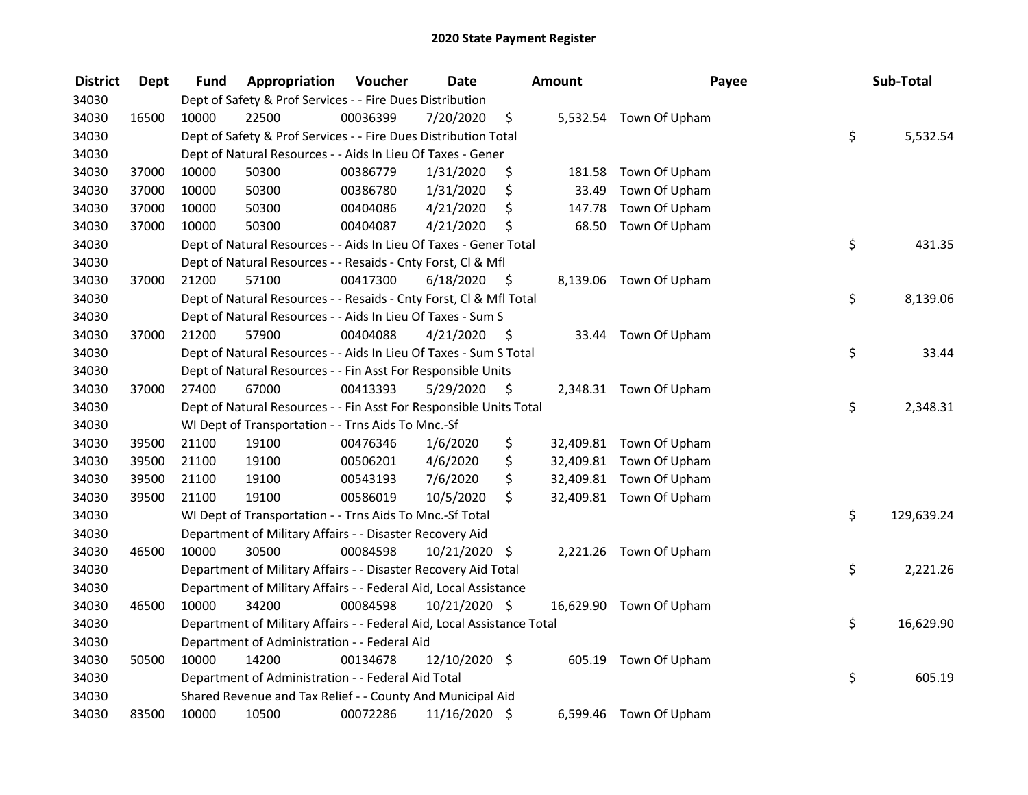# 2020 State Payment Register

| District | Dept | Fund | Appropriation | Voucher | Date | Amount | Payee | Sub-Total |
|---|---|---|---|---|---|---|---|---|
| 34030 | | | Dept of Safety & Prof Services - - Fire Dues Distribution | | | | | |
| 34030 | 16500 | 10000 | 22500 | 00036399 | 7/20/2020 | $ 5,532.54 | Town Of Upham | |
| 34030 | | | Dept of Safety & Prof Services - - Fire Dues Distribution Total | | | | | $ 5,532.54 |
| 34030 | | | Dept of Natural Resources - - Aids In Lieu Of Taxes - Gener | | | | | |
| 34030 | 37000 | 10000 | 50300 | 00386779 | 1/31/2020 | $ 181.58 | Town Of Upham | |
| 34030 | 37000 | 10000 | 50300 | 00386780 | 1/31/2020 | $ 33.49 | Town Of Upham | |
| 34030 | 37000 | 10000 | 50300 | 00404086 | 4/21/2020 | $ 147.78 | Town Of Upham | |
| 34030 | 37000 | 10000 | 50300 | 00404087 | 4/21/2020 | $ 68.50 | Town Of Upham | |
| 34030 | | | Dept of Natural Resources - - Aids In Lieu Of Taxes - Gener Total | | | | | $ 431.35 |
| 34030 | | | Dept of Natural Resources - - Resaids - Cnty Forst, Cl & Mfl | | | | | |
| 34030 | 37000 | 21200 | 57100 | 00417300 | 6/18/2020 | $ 8,139.06 | Town Of Upham | |
| 34030 | | | Dept of Natural Resources - - Resaids - Cnty Forst, Cl & Mfl Total | | | | | $ 8,139.06 |
| 34030 | | | Dept of Natural Resources - - Aids In Lieu Of Taxes - Sum S | | | | | |
| 34030 | 37000 | 21200 | 57900 | 00404088 | 4/21/2020 | $ 33.44 | Town Of Upham | |
| 34030 | | | Dept of Natural Resources - - Aids In Lieu Of Taxes - Sum S Total | | | | | $ 33.44 |
| 34030 | | | Dept of Natural Resources - - Fin Asst For Responsible Units | | | | | |
| 34030 | 37000 | 27400 | 67000 | 00413393 | 5/29/2020 | $ 2,348.31 | Town Of Upham | |
| 34030 | | | Dept of Natural Resources - - Fin Asst For Responsible Units Total | | | | | $ 2,348.31 |
| 34030 | | | WI Dept of Transportation - - Trns Aids To Mnc.-Sf | | | | | |
| 34030 | 39500 | 21100 | 19100 | 00476346 | 1/6/2020 | $ 32,409.81 | Town Of Upham | |
| 34030 | 39500 | 21100 | 19100 | 00506201 | 4/6/2020 | $ 32,409.81 | Town Of Upham | |
| 34030 | 39500 | 21100 | 19100 | 00543193 | 7/6/2020 | $ 32,409.81 | Town Of Upham | |
| 34030 | 39500 | 21100 | 19100 | 00586019 | 10/5/2020 | $ 32,409.81 | Town Of Upham | |
| 34030 | | | WI Dept of Transportation - - Trns Aids To Mnc.-Sf Total | | | | | $ 129,639.24 |
| 34030 | | | Department of Military Affairs - - Disaster Recovery Aid | | | | | |
| 34030 | 46500 | 10000 | 30500 | 00084598 | 10/21/2020 | $ 2,221.26 | Town Of Upham | |
| 34030 | | | Department of Military Affairs - - Disaster Recovery Aid Total | | | | | $ 2,221.26 |
| 34030 | | | Department of Military Affairs - - Federal Aid, Local Assistance | | | | | |
| 34030 | 46500 | 10000 | 34200 | 00084598 | 10/21/2020 | $ 16,629.90 | Town Of Upham | |
| 34030 | | | Department of Military Affairs - - Federal Aid, Local Assistance Total | | | | | $ 16,629.90 |
| 34030 | | | Department of Administration - - Federal Aid | | | | | |
| 34030 | 50500 | 10000 | 14200 | 00134678 | 12/10/2020 | $ 605.19 | Town Of Upham | |
| 34030 | | | Department of Administration - - Federal Aid Total | | | | | $ 605.19 |
| 34030 | | | Shared Revenue and Tax Relief - - County And Municipal Aid | | | | | |
| 34030 | 83500 | 10000 | 10500 | 00072286 | 11/16/2020 | $ 6,599.46 | Town Of Upham | |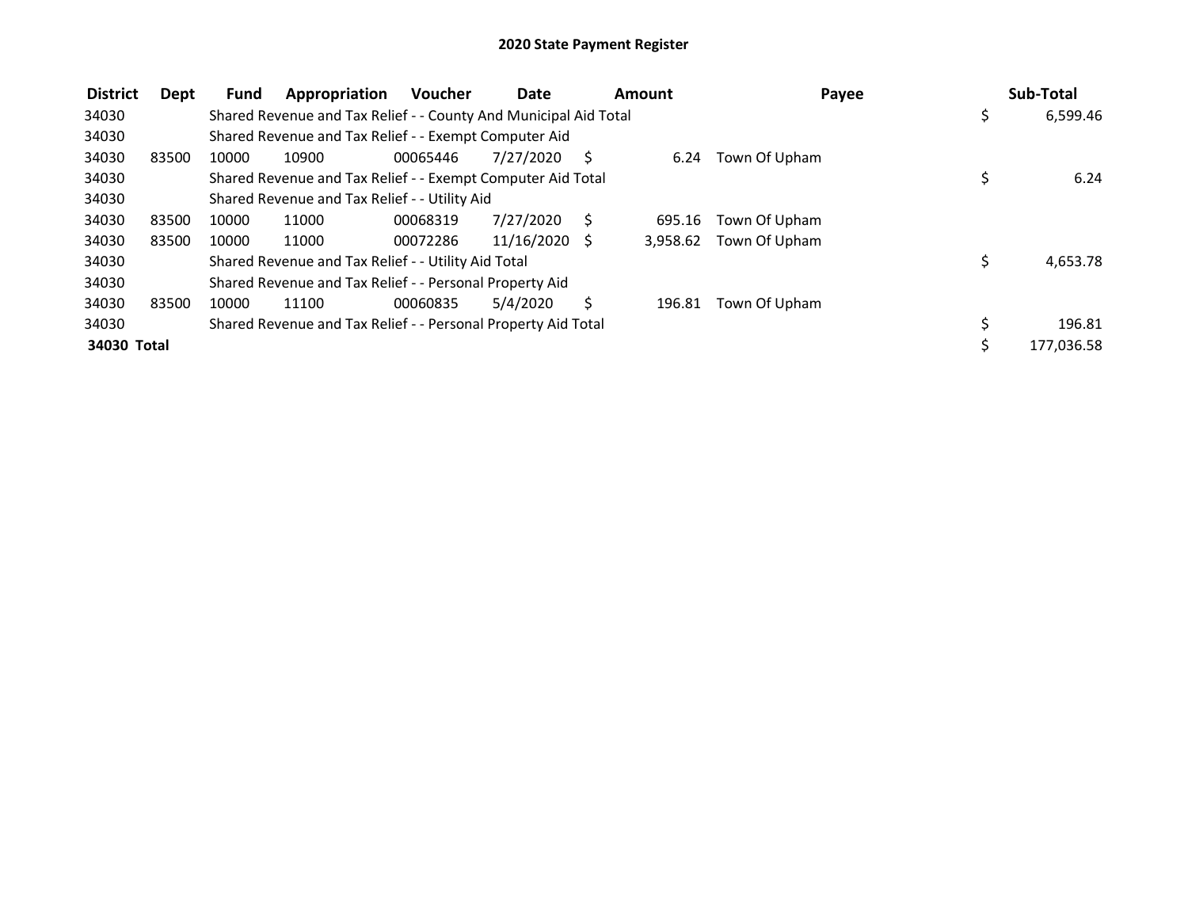# 2020 State Payment Register

| District | Dept | Fund | Appropriation | Voucher | Date | Amount | Payee | Sub-Total |
|---|---|---|---|---|---|---|---|---|
| 34030 | | Shared Revenue and Tax Relief - - County And Municipal Aid Total | | | | | | $ 6,599.46 |
| 34030 | | Shared Revenue and Tax Relief - - Exempt Computer Aid | | | | | | |
| 34030 | 83500 | 10000 | 10900 | 00065446 | 7/27/2020 | $ 6.24 | Town Of Upham | |
| 34030 | | Shared Revenue and Tax Relief - - Exempt Computer Aid Total | | | | | | $ 6.24 |
| 34030 | | Shared Revenue and Tax Relief - - Utility Aid | | | | | | |
| 34030 | 83500 | 10000 | 11000 | 00068319 | 7/27/2020 | $ 695.16 | Town Of Upham | |
| 34030 | 83500 | 10000 | 11000 | 00072286 | 11/16/2020 | $ 3,958.62 | Town Of Upham | |
| 34030 | | Shared Revenue and Tax Relief - - Utility Aid Total | | | | | | $ 4,653.78 |
| 34030 | | Shared Revenue and Tax Relief - - Personal Property Aid | | | | | | |
| 34030 | 83500 | 10000 | 11100 | 00060835 | 5/4/2020 | $ 196.81 | Town Of Upham | |
| 34030 | | Shared Revenue and Tax Relief - - Personal Property Aid Total | | | | | | $ 196.81 |
| **34030 Total** | | | | | | | | $ 177,036.58 |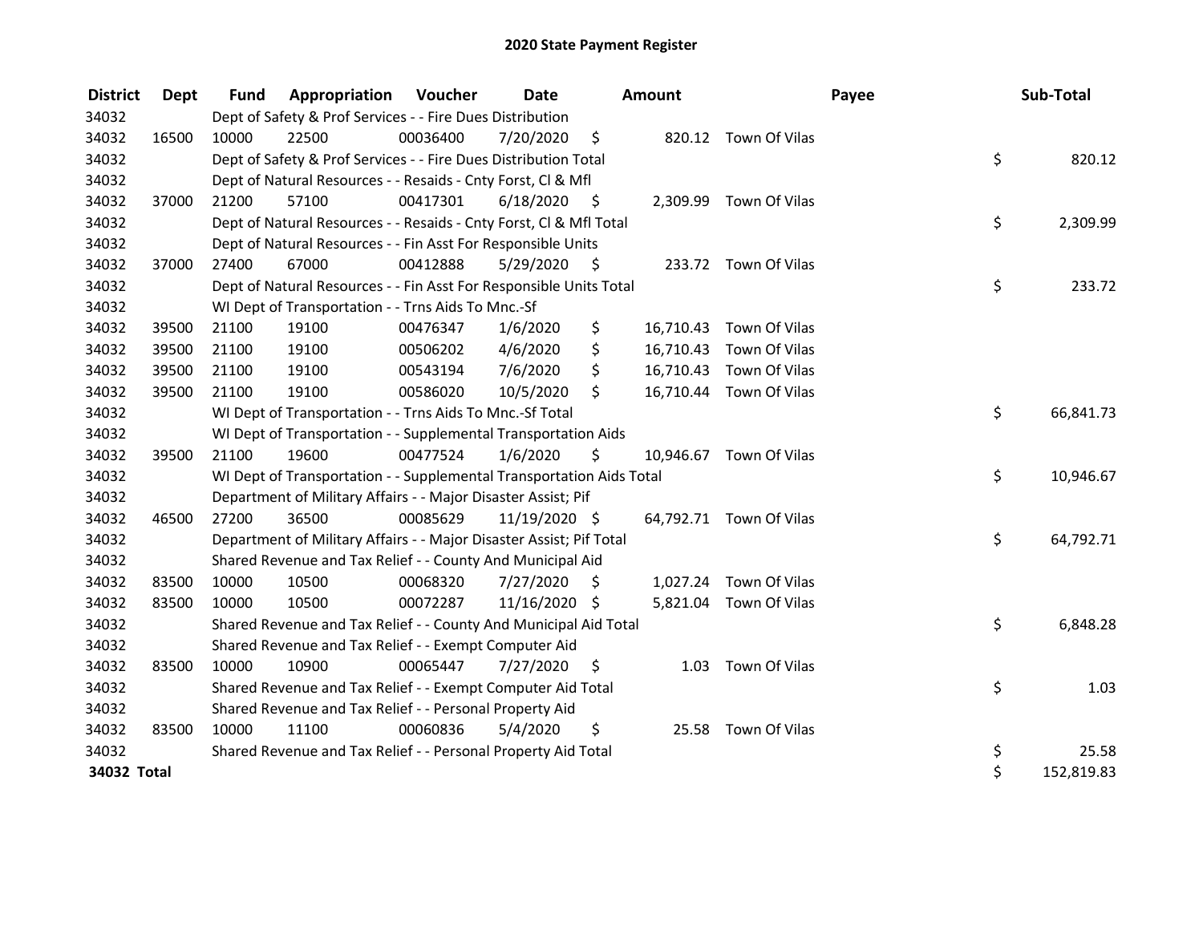# 2020 State Payment Register

| District | Dept | Fund | Appropriation | Voucher | Date | Amount | Payee | Sub-Total |
|---|---|---|---|---|---|---|---|---|
| 34032 | | Dept of Safety & Prof Services - - Fire Dues Distribution | | | | | | |
| 34032 | 16500 | 10000 | 22500 | 00036400 | 7/20/2020 | $ 820.12 | Town Of Vilas | |
| 34032 | | Dept of Safety & Prof Services - - Fire Dues Distribution Total | | | | | | $ 820.12 |
| 34032 | | Dept of Natural Resources - - Resaids - Cnty Forst, Cl & Mfl | | | | | | |
| 34032 | 37000 | 21200 | 57100 | 00417301 | 6/18/2020 | $ 2,309.99 | Town Of Vilas | |
| 34032 | | Dept of Natural Resources - - Resaids - Cnty Forst, Cl & Mfl Total | | | | | | $ 2,309.99 |
| 34032 | | Dept of Natural Resources - - Fin Asst For Responsible Units | | | | | | |
| 34032 | 37000 | 27400 | 67000 | 00412888 | 5/29/2020 | $ 233.72 | Town Of Vilas | |
| 34032 | | Dept of Natural Resources - - Fin Asst For Responsible Units Total | | | | | | $ 233.72 |
| 34032 | | WI Dept of Transportation - - Trns Aids To Mnc.-Sf | | | | | | |
| 34032 | 39500 | 21100 | 19100 | 00476347 | 1/6/2020 | $ 16,710.43 | Town Of Vilas | |
| 34032 | 39500 | 21100 | 19100 | 00506202 | 4/6/2020 | $ 16,710.43 | Town Of Vilas | |
| 34032 | 39500 | 21100 | 19100 | 00543194 | 7/6/2020 | $ 16,710.43 | Town Of Vilas | |
| 34032 | 39500 | 21100 | 19100 | 00586020 | 10/5/2020 | $ 16,710.44 | Town Of Vilas | |
| 34032 | | WI Dept of Transportation - - Trns Aids To Mnc.-Sf Total | | | | | | $ 66,841.73 |
| 34032 | | WI Dept of Transportation - - Supplemental Transportation Aids | | | | | | |
| 34032 | 39500 | 21100 | 19600 | 00477524 | 1/6/2020 | $ 10,946.67 | Town Of Vilas | |
| 34032 | | WI Dept of Transportation - - Supplemental Transportation Aids Total | | | | | | $ 10,946.67 |
| 34032 | | Department of Military Affairs - - Major Disaster Assist; Pif | | | | | | |
| 34032 | 46500 | 27200 | 36500 | 00085629 | 11/19/2020 | $ 64,792.71 | Town Of Vilas | |
| 34032 | | Department of Military Affairs - - Major Disaster Assist; Pif Total | | | | | | $ 64,792.71 |
| 34032 | | Shared Revenue and Tax Relief - - County And Municipal Aid | | | | | | |
| 34032 | 83500 | 10000 | 10500 | 00068320 | 7/27/2020 | $ 1,027.24 | Town Of Vilas | |
| 34032 | 83500 | 10000 | 10500 | 00072287 | 11/16/2020 | $ 5,821.04 | Town Of Vilas | |
| 34032 | | Shared Revenue and Tax Relief - - County And Municipal Aid Total | | | | | | $ 6,848.28 |
| 34032 | | Shared Revenue and Tax Relief - - Exempt Computer Aid | | | | | | |
| 34032 | 83500 | 10000 | 10900 | 00065447 | 7/27/2020 | $ 1.03 | Town Of Vilas | |
| 34032 | | Shared Revenue and Tax Relief - - Exempt Computer Aid Total | | | | | | $ 1.03 |
| 34032 | | Shared Revenue and Tax Relief - - Personal Property Aid | | | | | | |
| 34032 | 83500 | 10000 | 11100 | 00060836 | 5/4/2020 | $ 25.58 | Town Of Vilas | |
| 34032 | | Shared Revenue and Tax Relief - - Personal Property Aid Total | | | | | | $ 25.58 |
| **34032 Total** | | | | | | | | $ 152,819.83 |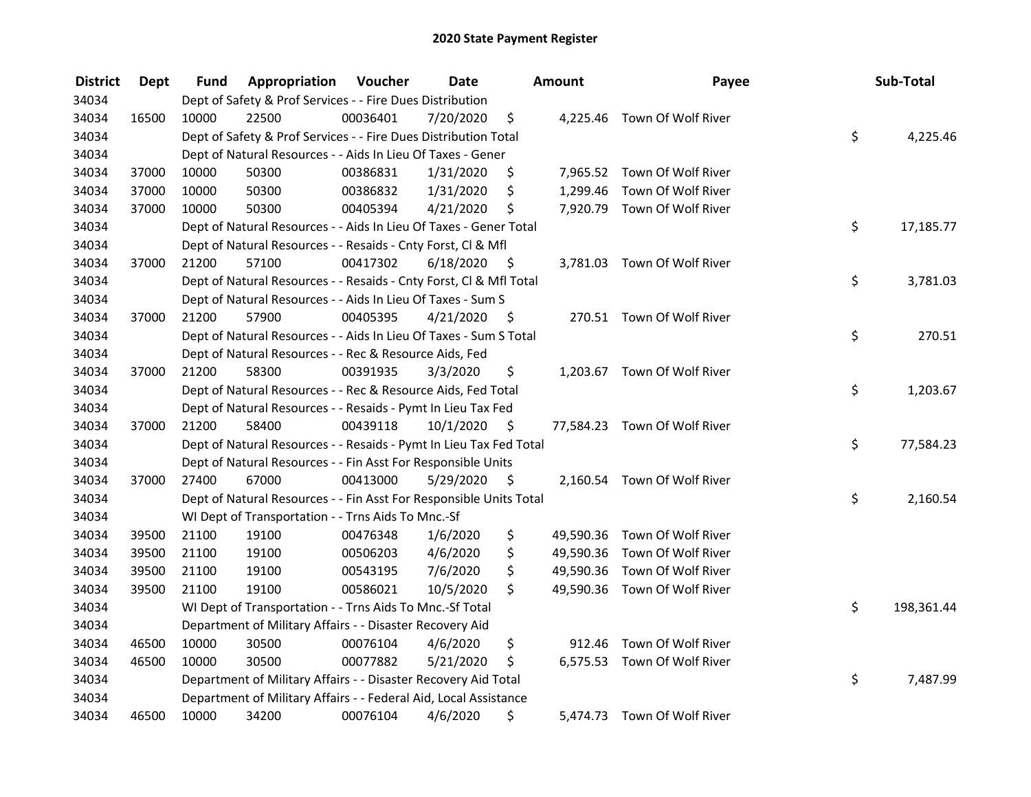# 2020 State Payment Register

| District | Dept | Fund | Appropriation | Voucher | Date | Amount | Payee | Sub-Total |
|---|---|---|---|---|---|---|---|---|
| 34034 | | | Dept of Safety & Prof Services - - Fire Dues Distribution | | | | | |
| 34034 | 16500 | 10000 | 22500 | 00036401 | 7/20/2020 | $ 4,225.46 | Town Of Wolf River | |
| 34034 | | | Dept of Safety & Prof Services - - Fire Dues Distribution Total | | | | | $ 4,225.46 |
| 34034 | | | Dept of Natural Resources - - Aids In Lieu Of Taxes - Gener | | | | | |
| 34034 | 37000 | 10000 | 50300 | 00386831 | 1/31/2020 | $ 7,965.52 | Town Of Wolf River | |
| 34034 | 37000 | 10000 | 50300 | 00386832 | 1/31/2020 | $ 1,299.46 | Town Of Wolf River | |
| 34034 | 37000 | 10000 | 50300 | 00405394 | 4/21/2020 | $ 7,920.79 | Town Of Wolf River | |
| 34034 | | | Dept of Natural Resources - - Aids In Lieu Of Taxes - Gener Total | | | | | $ 17,185.77 |
| 34034 | | | Dept of Natural Resources - - Resaids - Cnty Forst, Cl & Mfl | | | | | |
| 34034 | 37000 | 21200 | 57100 | 00417302 | 6/18/2020 | $ 3,781.03 | Town Of Wolf River | |
| 34034 | | | Dept of Natural Resources - - Resaids - Cnty Forst, Cl & Mfl Total | | | | | $ 3,781.03 |
| 34034 | | | Dept of Natural Resources - - Aids In Lieu Of Taxes - Sum S | | | | | |
| 34034 | 37000 | 21200 | 57900 | 00405395 | 4/21/2020 | $ 270.51 | Town Of Wolf River | |
| 34034 | | | Dept of Natural Resources - - Aids In Lieu Of Taxes - Sum S Total | | | | | $ 270.51 |
| 34034 | | | Dept of Natural Resources - - Rec & Resource Aids, Fed | | | | | |
| 34034 | 37000 | 21200 | 58300 | 00391935 | 3/3/2020 | $ 1,203.67 | Town Of Wolf River | |
| 34034 | | | Dept of Natural Resources - - Rec & Resource Aids, Fed Total | | | | | $ 1,203.67 |
| 34034 | | | Dept of Natural Resources - - Resaids - Pymt In Lieu Tax Fed | | | | | |
| 34034 | 37000 | 21200 | 58400 | 00439118 | 10/1/2020 | $ 77,584.23 | Town Of Wolf River | |
| 34034 | | | Dept of Natural Resources - - Resaids - Pymt In Lieu Tax Fed Total | | | | | $ 77,584.23 |
| 34034 | | | Dept of Natural Resources - - Fin Asst For Responsible Units | | | | | |
| 34034 | 37000 | 27400 | 67000 | 00413000 | 5/29/2020 | $ 2,160.54 | Town Of Wolf River | |
| 34034 | | | Dept of Natural Resources - - Fin Asst For Responsible Units Total | | | | | $ 2,160.54 |
| 34034 | | | WI Dept of Transportation - - Trns Aids To Mnc.-Sf | | | | | |
| 34034 | 39500 | 21100 | 19100 | 00476348 | 1/6/2020 | $ 49,590.36 | Town Of Wolf River | |
| 34034 | 39500 | 21100 | 19100 | 00506203 | 4/6/2020 | $ 49,590.36 | Town Of Wolf River | |
| 34034 | 39500 | 21100 | 19100 | 00543195 | 7/6/2020 | $ 49,590.36 | Town Of Wolf River | |
| 34034 | 39500 | 21100 | 19100 | 00586021 | 10/5/2020 | $ 49,590.36 | Town Of Wolf River | |
| 34034 | | | WI Dept of Transportation - - Trns Aids To Mnc.-Sf Total | | | | | $ 198,361.44 |
| 34034 | | | Department of Military Affairs - - Disaster Recovery Aid | | | | | |
| 34034 | 46500 | 10000 | 30500 | 00076104 | 4/6/2020 | $ 912.46 | Town Of Wolf River | |
| 34034 | 46500 | 10000 | 30500 | 00077882 | 5/21/2020 | $ 6,575.53 | Town Of Wolf River | |
| 34034 | | | Department of Military Affairs - - Disaster Recovery Aid Total | | | | | $ 7,487.99 |
| 34034 | | | Department of Military Affairs - - Federal Aid, Local Assistance | | | | | |
| 34034 | 46500 | 10000 | 34200 | 00076104 | 4/6/2020 | $ 5,474.73 | Town Of Wolf River | |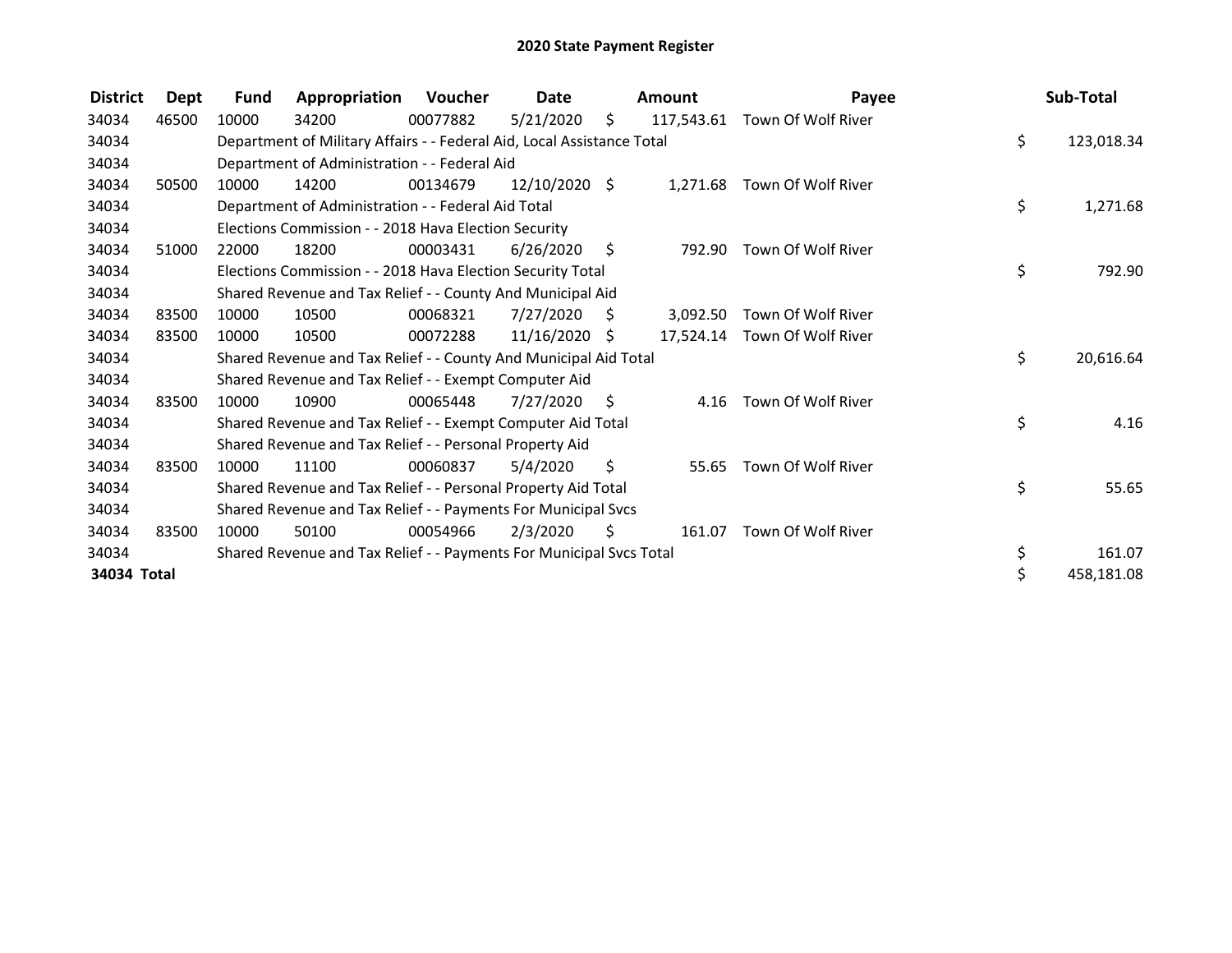# 2020 State Payment Register

| District | Dept | Fund | Appropriation | Voucher | Date | Amount | Payee | Sub-Total |
|---|---|---|---|---|---|---|---|---|
| 34034 | 46500 | 10000 | 34200 | 00077882 | 5/21/2020 | $ 117,543.61 | Town Of Wolf River | |
| 34034 | | Department of Military Affairs - - Federal Aid, Local Assistance Total | | | | | | $ 123,018.34 |
| 34034 | | Department of Administration - - Federal Aid | | | | | | |
| 34034 | 50500 | 10000 | 14200 | 00134679 | 12/10/2020 | $ 1,271.68 | Town Of Wolf River | |
| 34034 | | Department of Administration - - Federal Aid Total | | | | | | $ 1,271.68 |
| 34034 | | Elections Commission - - 2018 Hava Election Security | | | | | | |
| 34034 | 51000 | 22000 | 18200 | 00003431 | 6/26/2020 | $ 792.90 | Town Of Wolf River | |
| 34034 | | Elections Commission - - 2018 Hava Election Security Total | | | | | | $ 792.90 |
| 34034 | | Shared Revenue and Tax Relief - - County And Municipal Aid | | | | | | |
| 34034 | 83500 | 10000 | 10500 | 00068321 | 7/27/2020 | $ 3,092.50 | Town Of Wolf River | |
| 34034 | 83500 | 10000 | 10500 | 00072288 | 11/16/2020 | $ 17,524.14 | Town Of Wolf River | |
| 34034 | | Shared Revenue and Tax Relief - - County And Municipal Aid Total | | | | | | $ 20,616.64 |
| 34034 | | Shared Revenue and Tax Relief - - Exempt Computer Aid | | | | | | |
| 34034 | 83500 | 10000 | 10900 | 00065448 | 7/27/2020 | $ 4.16 | Town Of Wolf River | |
| 34034 | | Shared Revenue and Tax Relief - - Exempt Computer Aid Total | | | | | | $ 4.16 |
| 34034 | | Shared Revenue and Tax Relief - - Personal Property Aid | | | | | | |
| 34034 | 83500 | 10000 | 11100 | 00060837 | 5/4/2020 | $ 55.65 | Town Of Wolf River | |
| 34034 | | Shared Revenue and Tax Relief - - Personal Property Aid Total | | | | | | $ 55.65 |
| 34034 | | Shared Revenue and Tax Relief - - Payments For Municipal Svcs | | | | | | |
| 34034 | 83500 | 10000 | 50100 | 00054966 | 2/3/2020 | $ 161.07 | Town Of Wolf River | |
| 34034 | | Shared Revenue and Tax Relief - - Payments For Municipal Svcs Total | | | | | | $ 161.07 |
| **34034 Total** | | | | | | | | $ 458,181.08 |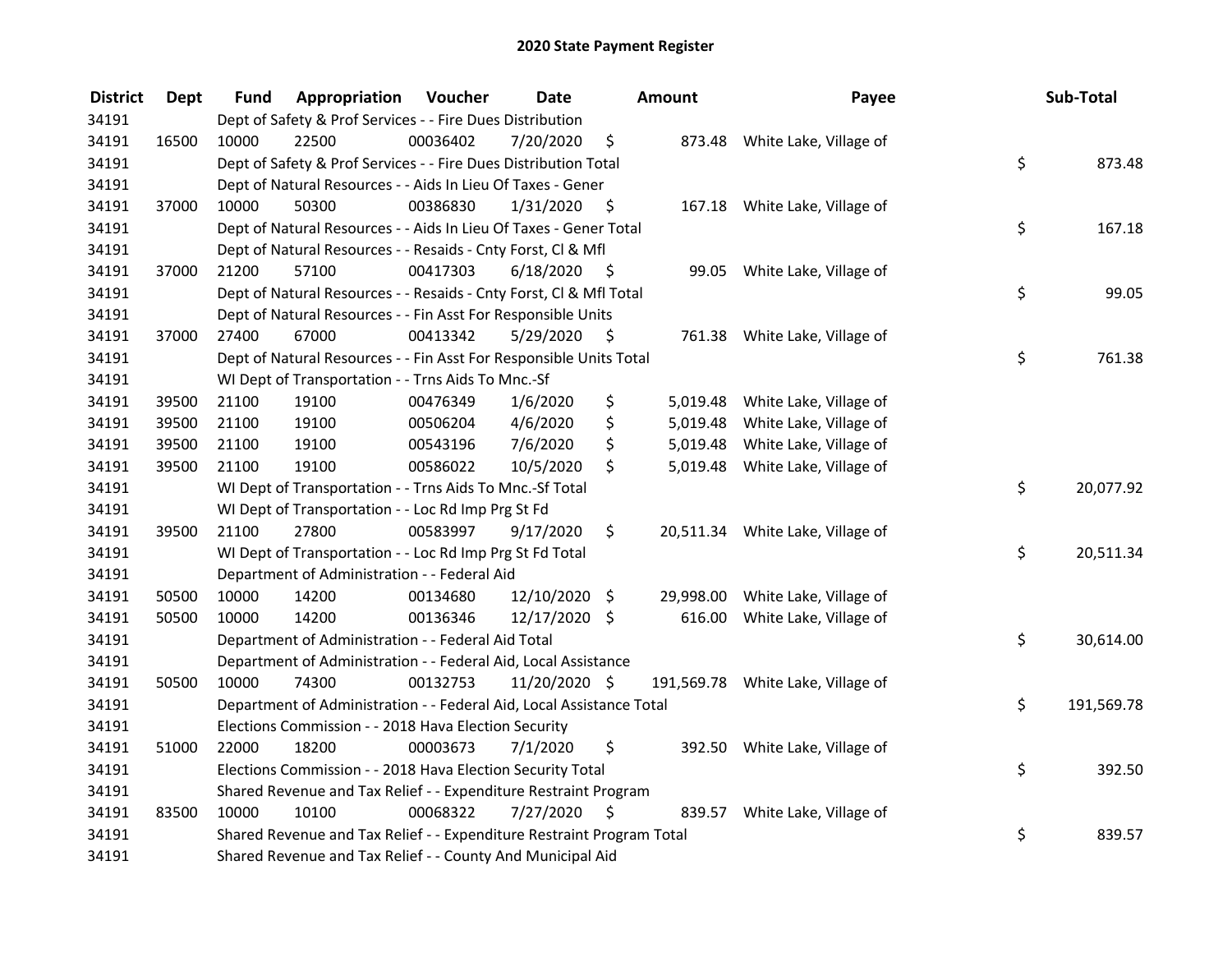# 2020 State Payment Register

| District | Dept | Fund | Appropriation | Voucher | Date | Amount | Payee | Sub-Total |
|---|---|---|---|---|---|---|---|---|
| 34191 | | Dept of Safety & Prof Services - - Fire Dues Distribution | | | | | | |
| 34191 | 16500 | 10000 | 22500 | 00036402 | 7/20/2020 | $ 873.48 | White Lake, Village of | |
| 34191 | | Dept of Safety & Prof Services - - Fire Dues Distribution Total | | | | | | $ 873.48 |
| 34191 | | Dept of Natural Resources - - Aids In Lieu Of Taxes - Gener | | | | | | |
| 34191 | 37000 | 10000 | 50300 | 00386830 | 1/31/2020 | $ 167.18 | White Lake, Village of | |
| 34191 | | Dept of Natural Resources - - Aids In Lieu Of Taxes - Gener Total | | | | | | $ 167.18 |
| 34191 | | Dept of Natural Resources - - Resaids - Cnty Forst, Cl & Mfl | | | | | | |
| 34191 | 37000 | 21200 | 57100 | 00417303 | 6/18/2020 | $ 99.05 | White Lake, Village of | |
| 34191 | | Dept of Natural Resources - - Resaids - Cnty Forst, Cl & Mfl Total | | | | | | $ 99.05 |
| 34191 | | Dept of Natural Resources - - Fin Asst For Responsible Units | | | | | | |
| 34191 | 37000 | 27400 | 67000 | 00413342 | 5/29/2020 | $ 761.38 | White Lake, Village of | |
| 34191 | | Dept of Natural Resources - - Fin Asst For Responsible Units Total | | | | | | $ 761.38 |
| 34191 | | WI Dept of Transportation - - Trns Aids To Mnc.-Sf | | | | | | |
| 34191 | 39500 | 21100 | 19100 | 00476349 | 1/6/2020 | $ 5,019.48 | White Lake, Village of | |
| 34191 | 39500 | 21100 | 19100 | 00506204 | 4/6/2020 | $ 5,019.48 | White Lake, Village of | |
| 34191 | 39500 | 21100 | 19100 | 00543196 | 7/6/2020 | $ 5,019.48 | White Lake, Village of | |
| 34191 | 39500 | 21100 | 19100 | 00586022 | 10/5/2020 | $ 5,019.48 | White Lake, Village of | |
| 34191 | | WI Dept of Transportation - - Trns Aids To Mnc.-Sf Total | | | | | | $ 20,077.92 |
| 34191 | | WI Dept of Transportation - - Loc Rd Imp Prg St Fd | | | | | | |
| 34191 | 39500 | 21100 | 27800 | 00583997 | 9/17/2020 | $ 20,511.34 | White Lake, Village of | |
| 34191 | | WI Dept of Transportation - - Loc Rd Imp Prg St Fd Total | | | | | | $ 20,511.34 |
| 34191 | | Department of Administration - - Federal Aid | | | | | | |
| 34191 | 50500 | 10000 | 14200 | 00134680 | 12/10/2020 | $ 29,998.00 | White Lake, Village of | |
| 34191 | 50500 | 10000 | 14200 | 00136346 | 12/17/2020 | $ 616.00 | White Lake, Village of | |
| 34191 | | Department of Administration - - Federal Aid Total | | | | | | $ 30,614.00 |
| 34191 | | Department of Administration - - Federal Aid, Local Assistance | | | | | | |
| 34191 | 50500 | 10000 | 74300 | 00132753 | 11/20/2020 | $ 191,569.78 | White Lake, Village of | |
| 34191 | | Department of Administration - - Federal Aid, Local Assistance Total | | | | | | $ 191,569.78 |
| 34191 | | Elections Commission - - 2018 Hava Election Security | | | | | | |
| 34191 | 51000 | 22000 | 18200 | 00003673 | 7/1/2020 | $ 392.50 | White Lake, Village of | |
| 34191 | | Elections Commission - - 2018 Hava Election Security Total | | | | | | $ 392.50 |
| 34191 | | Shared Revenue and Tax Relief - - Expenditure Restraint Program | | | | | | |
| 34191 | 83500 | 10000 | 10100 | 00068322 | 7/27/2020 | $ 839.57 | White Lake, Village of | |
| 34191 | | Shared Revenue and Tax Relief - - Expenditure Restraint Program Total | | | | | | $ 839.57 |
| 34191 | | Shared Revenue and Tax Relief - - County And Municipal Aid | | | | | | |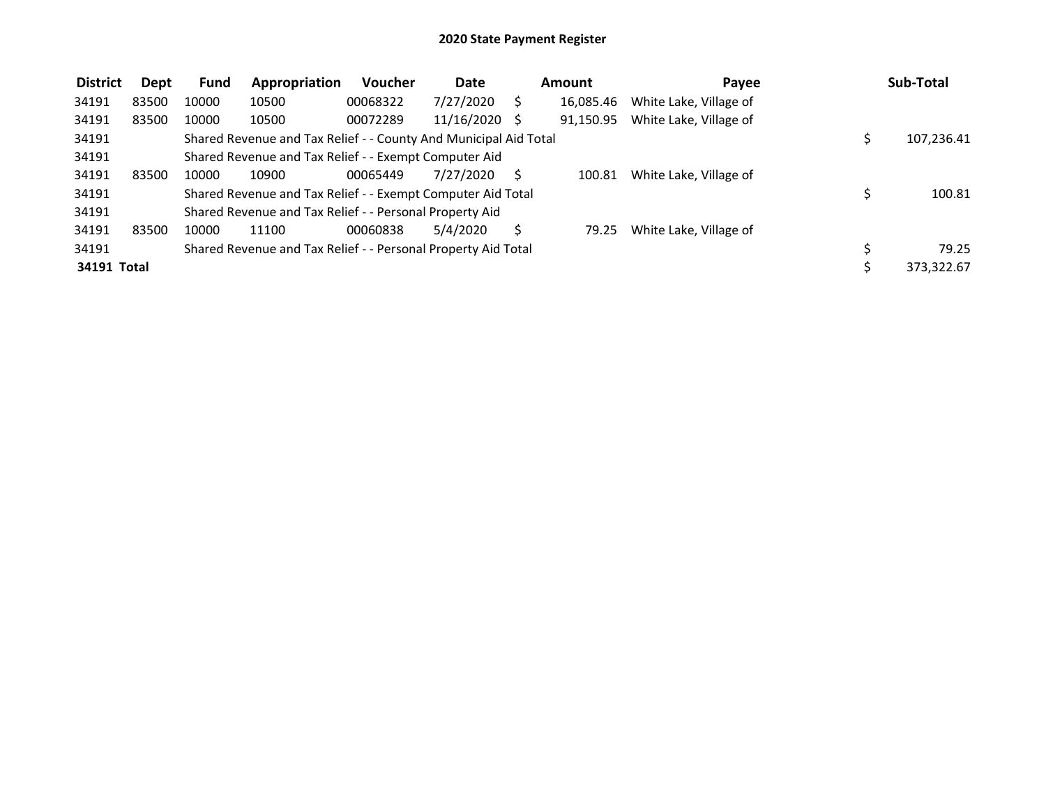# 2020 State Payment Register

| District | Dept | Fund | Appropriation | Voucher | Date | Amount | Payee | Sub-Total |
|---|---|---|---|---|---|---|---|---|
| 34191 | 83500 | 10000 | 10500 | 00068322 | 7/27/2020 | $ 16,085.46 | White Lake, Village of | |
| 34191 | 83500 | 10000 | 10500 | 00072289 | 11/16/2020 | $ 91,150.95 | White Lake, Village of | |
| 34191 | | Shared Revenue and Tax Relief - - County And Municipal Aid Total | | | | | | $ 107,236.41 |
| 34191 | | Shared Revenue and Tax Relief - - Exempt Computer Aid | | | | | | |
| 34191 | 83500 | 10000 | 10900 | 00065449 | 7/27/2020 | $ 100.81 | White Lake, Village of | |
| 34191 | | Shared Revenue and Tax Relief - - Exempt Computer Aid Total | | | | | | $ 100.81 |
| 34191 | | Shared Revenue and Tax Relief - - Personal Property Aid | | | | | | |
| 34191 | 83500 | 10000 | 11100 | 00060838 | 5/4/2020 | $ 79.25 | White Lake, Village of | |
| 34191 | | Shared Revenue and Tax Relief - - Personal Property Aid Total | | | | | | $ 79.25 |
| **34191 Total** | | | | | | | | $ 373,322.67 |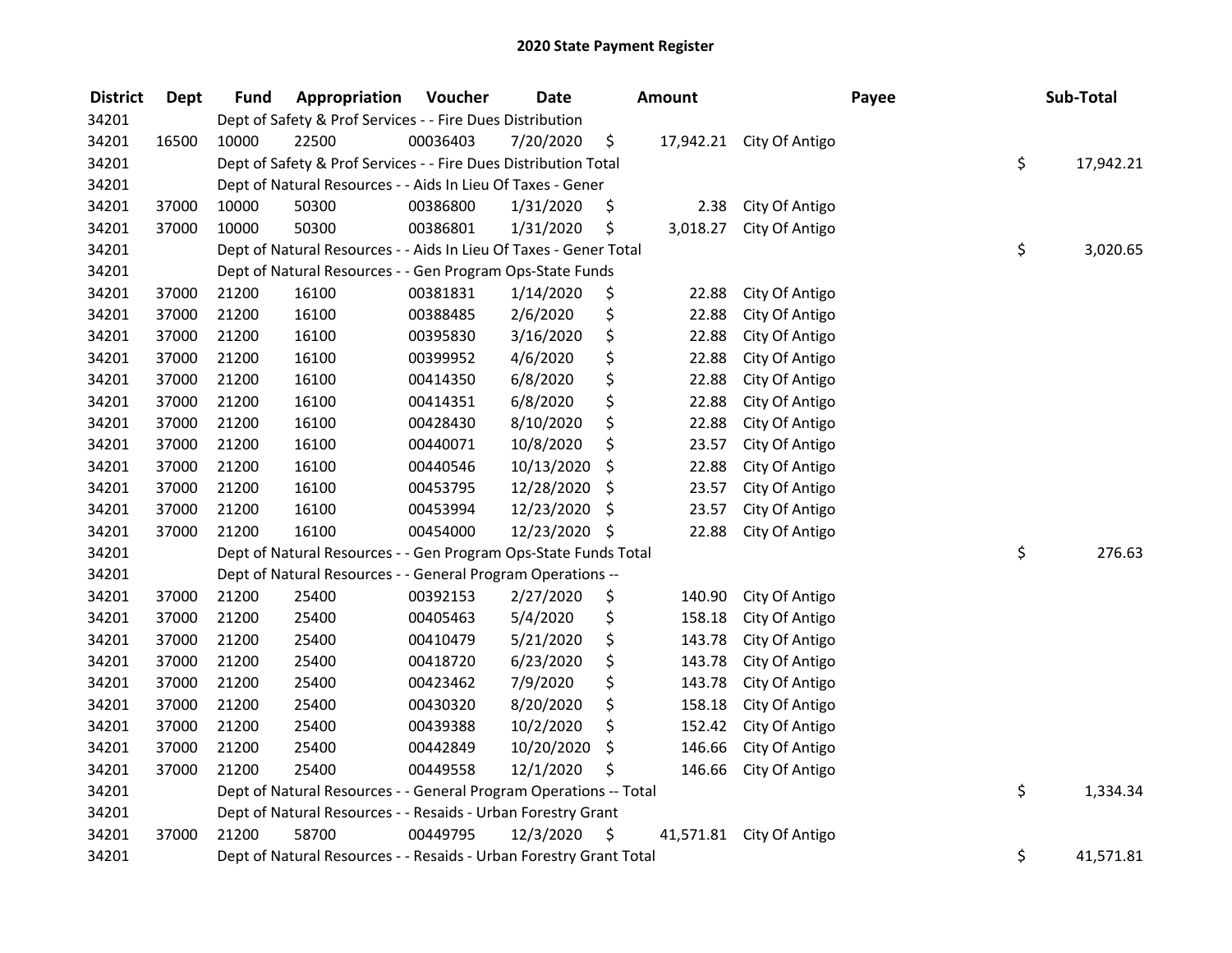# 2020 State Payment Register

| District | Dept | Fund | Appropriation | Voucher | Date | Amount | | Payee | Sub-Total | |
|---|---|---|---|---|---|---|---|---|---|---|
| 34201 | | Dept of Safety & Prof Services - - Fire Dues Distribution | | | | | | | | |
| 34201 | 16500 | 10000 | 22500 | 00036403 | 7/20/2020 | $ | 17,942.21 | City Of Antigo | | |
| 34201 | | Dept of Safety & Prof Services - - Fire Dues Distribution Total | | | | | | | $ | 17,942.21 |
| 34201 | | Dept of Natural Resources - - Aids In Lieu Of Taxes - Gener | | | | | | | | |
| 34201 | 37000 | 10000 | 50300 | 00386800 | 1/31/2020 | $ | 2.38 | City Of Antigo | | |
| 34201 | 37000 | 10000 | 50300 | 00386801 | 1/31/2020 | $ | 3,018.27 | City Of Antigo | | |
| 34201 | | Dept of Natural Resources - - Aids In Lieu Of Taxes - Gener Total | | | | | | | $ | 3,020.65 |
| 34201 | | Dept of Natural Resources - - Gen Program Ops-State Funds | | | | | | | | |
| 34201 | 37000 | 21200 | 16100 | 00381831 | 1/14/2020 | $ | 22.88 | City Of Antigo | | |
| 34201 | 37000 | 21200 | 16100 | 00388485 | 2/6/2020 | $ | 22.88 | City Of Antigo | | |
| 34201 | 37000 | 21200 | 16100 | 00395830 | 3/16/2020 | $ | 22.88 | City Of Antigo | | |
| 34201 | 37000 | 21200 | 16100 | 00399952 | 4/6/2020 | $ | 22.88 | City Of Antigo | | |
| 34201 | 37000 | 21200 | 16100 | 00414350 | 6/8/2020 | $ | 22.88 | City Of Antigo | | |
| 34201 | 37000 | 21200 | 16100 | 00414351 | 6/8/2020 | $ | 22.88 | City Of Antigo | | |
| 34201 | 37000 | 21200 | 16100 | 00428430 | 8/10/2020 | $ | 22.88 | City Of Antigo | | |
| 34201 | 37000 | 21200 | 16100 | 00440071 | 10/8/2020 | $ | 23.57 | City Of Antigo | | |
| 34201 | 37000 | 21200 | 16100 | 00440546 | 10/13/2020 | $ | 22.88 | City Of Antigo | | |
| 34201 | 37000 | 21200 | 16100 | 00453795 | 12/28/2020 | $ | 23.57 | City Of Antigo | | |
| 34201 | 37000 | 21200 | 16100 | 00453994 | 12/23/2020 | $ | 23.57 | City Of Antigo | | |
| 34201 | 37000 | 21200 | 16100 | 00454000 | 12/23/2020 | $ | 22.88 | City Of Antigo | | |
| 34201 | | Dept of Natural Resources - - Gen Program Ops-State Funds Total | | | | | | | $ | 276.63 |
| 34201 | | Dept of Natural Resources - - General Program Operations -- | | | | | | | | |
| 34201 | 37000 | 21200 | 25400 | 00392153 | 2/27/2020 | $ | 140.90 | City Of Antigo | | |
| 34201 | 37000 | 21200 | 25400 | 00405463 | 5/4/2020 | $ | 158.18 | City Of Antigo | | |
| 34201 | 37000 | 21200 | 25400 | 00410479 | 5/21/2020 | $ | 143.78 | City Of Antigo | | |
| 34201 | 37000 | 21200 | 25400 | 00418720 | 6/23/2020 | $ | 143.78 | City Of Antigo | | |
| 34201 | 37000 | 21200 | 25400 | 00423462 | 7/9/2020 | $ | 143.78 | City Of Antigo | | |
| 34201 | 37000 | 21200 | 25400 | 00430320 | 8/20/2020 | $ | 158.18 | City Of Antigo | | |
| 34201 | 37000 | 21200 | 25400 | 00439388 | 10/2/2020 | $ | 152.42 | City Of Antigo | | |
| 34201 | 37000 | 21200 | 25400 | 00442849 | 10/20/2020 | $ | 146.66 | City Of Antigo | | |
| 34201 | 37000 | 21200 | 25400 | 00449558 | 12/1/2020 | $ | 146.66 | City Of Antigo | | |
| 34201 | | Dept of Natural Resources - - General Program Operations -- Total | | | | | | | $ | 1,334.34 |
| 34201 | | Dept of Natural Resources - - Resaids - Urban Forestry Grant | | | | | | | | |
| 34201 | 37000 | 21200 | 58700 | 00449795 | 12/3/2020 | $ | 41,571.81 | City Of Antigo | | |
| 34201 | | Dept of Natural Resources - - Resaids - Urban Forestry Grant Total | | | | | | | $ | 41,571.81 |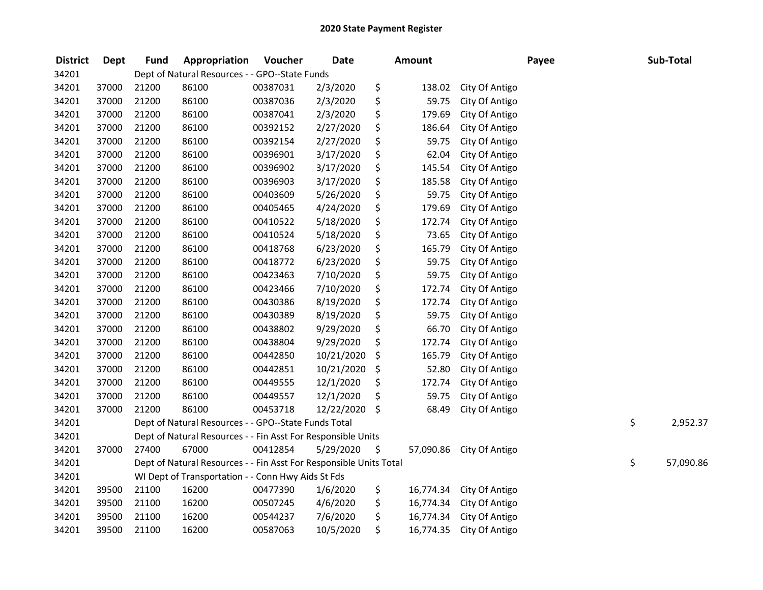# 2020 State Payment Register

| District | Dept | Fund | Appropriation | Voucher | Date | Amount | Payee | Sub-Total |
|---|---|---|---|---|---|---|---|---|
| 34201 | | Dept of Natural Resources - - GPO--State Funds | | | | | | |
| 34201 | 37000 | 21200 | 86100 | 00387031 | 2/3/2020 | $ 138.02 | City Of Antigo | |
| 34201 | 37000 | 21200 | 86100 | 00387036 | 2/3/2020 | $ 59.75 | City Of Antigo | |
| 34201 | 37000 | 21200 | 86100 | 00387041 | 2/3/2020 | $ 179.69 | City Of Antigo | |
| 34201 | 37000 | 21200 | 86100 | 00392152 | 2/27/2020 | $ 186.64 | City Of Antigo | |
| 34201 | 37000 | 21200 | 86100 | 00392154 | 2/27/2020 | $ 59.75 | City Of Antigo | |
| 34201 | 37000 | 21200 | 86100 | 00396901 | 3/17/2020 | $ 62.04 | City Of Antigo | |
| 34201 | 37000 | 21200 | 86100 | 00396902 | 3/17/2020 | $ 145.54 | City Of Antigo | |
| 34201 | 37000 | 21200 | 86100 | 00396903 | 3/17/2020 | $ 185.58 | City Of Antigo | |
| 34201 | 37000 | 21200 | 86100 | 00403609 | 5/26/2020 | $ 59.75 | City Of Antigo | |
| 34201 | 37000 | 21200 | 86100 | 00405465 | 4/24/2020 | $ 179.69 | City Of Antigo | |
| 34201 | 37000 | 21200 | 86100 | 00410522 | 5/18/2020 | $ 172.74 | City Of Antigo | |
| 34201 | 37000 | 21200 | 86100 | 00410524 | 5/18/2020 | $ 73.65 | City Of Antigo | |
| 34201 | 37000 | 21200 | 86100 | 00418768 | 6/23/2020 | $ 165.79 | City Of Antigo | |
| 34201 | 37000 | 21200 | 86100 | 00418772 | 6/23/2020 | $ 59.75 | City Of Antigo | |
| 34201 | 37000 | 21200 | 86100 | 00423463 | 7/10/2020 | $ 59.75 | City Of Antigo | |
| 34201 | 37000 | 21200 | 86100 | 00423466 | 7/10/2020 | $ 172.74 | City Of Antigo | |
| 34201 | 37000 | 21200 | 86100 | 00430386 | 8/19/2020 | $ 172.74 | City Of Antigo | |
| 34201 | 37000 | 21200 | 86100 | 00430389 | 8/19/2020 | $ 59.75 | City Of Antigo | |
| 34201 | 37000 | 21200 | 86100 | 00438802 | 9/29/2020 | $ 66.70 | City Of Antigo | |
| 34201 | 37000 | 21200 | 86100 | 00438804 | 9/29/2020 | $ 172.74 | City Of Antigo | |
| 34201 | 37000 | 21200 | 86100 | 00442850 | 10/21/2020 | $ 165.79 | City Of Antigo | |
| 34201 | 37000 | 21200 | 86100 | 00442851 | 10/21/2020 | $ 52.80 | City Of Antigo | |
| 34201 | 37000 | 21200 | 86100 | 00449555 | 12/1/2020 | $ 172.74 | City Of Antigo | |
| 34201 | 37000 | 21200 | 86100 | 00449557 | 12/1/2020 | $ 59.75 | City Of Antigo | |
| 34201 | 37000 | 21200 | 86100 | 00453718 | 12/22/2020 | $ 68.49 | City Of Antigo | |
| 34201 | | Dept of Natural Resources - - GPO--State Funds Total | | | | | | $ 2,952.37 |
| 34201 | | Dept of Natural Resources - - Fin Asst For Responsible Units | | | | | | |
| 34201 | 37000 | 27400 | 67000 | 00412854 | 5/29/2020 | $ 57,090.86 | City Of Antigo | |
| 34201 | | Dept of Natural Resources - - Fin Asst For Responsible Units Total | | | | | | $ 57,090.86 |
| 34201 | | WI Dept of Transportation - - Conn Hwy Aids St Fds | | | | | | |
| 34201 | 39500 | 21100 | 16200 | 00477390 | 1/6/2020 | $ 16,774.34 | City Of Antigo | |
| 34201 | 39500 | 21100 | 16200 | 00507245 | 4/6/2020 | $ 16,774.34 | City Of Antigo | |
| 34201 | 39500 | 21100 | 16200 | 00544237 | 7/6/2020 | $ 16,774.34 | City Of Antigo | |
| 34201 | 39500 | 21100 | 16200 | 00587063 | 10/5/2020 | $ 16,774.35 | City Of Antigo | |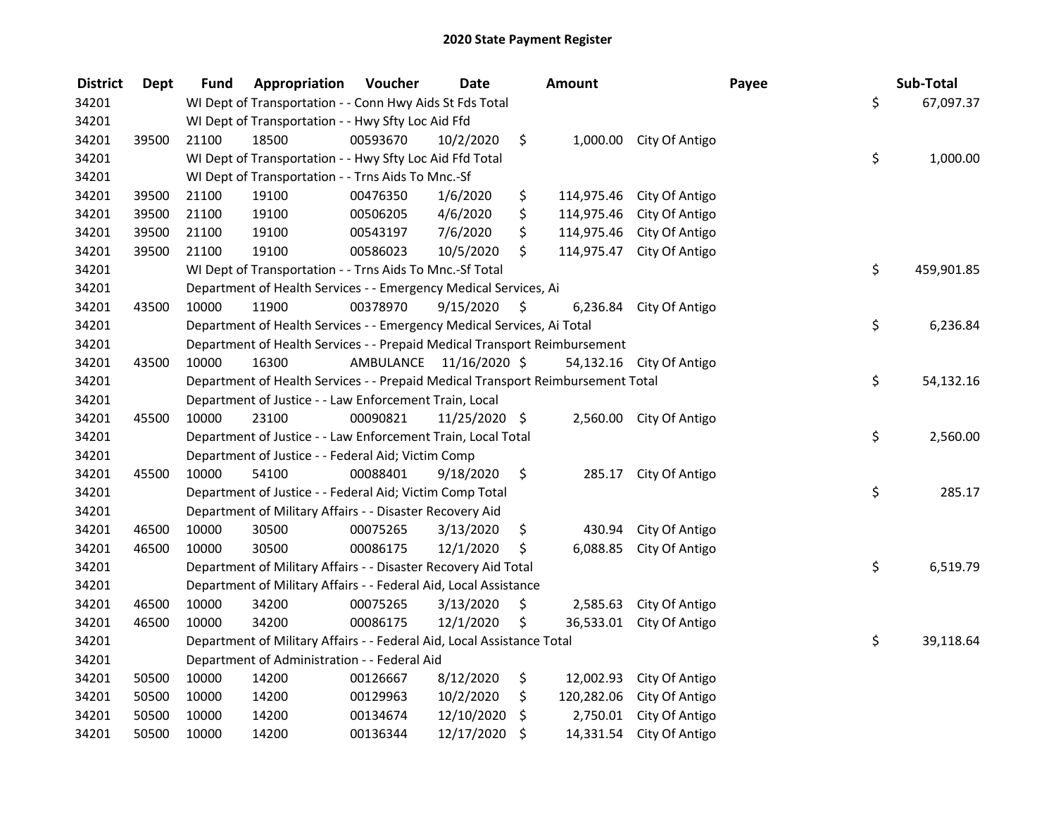# 2020 State Payment Register

| District | Dept | Fund | Appropriation | Voucher | Date | Amount | Payee | Sub-Total |
|---|---|---|---|---|---|---|---|---|
| 34201 | | WI Dept of Transportation - - Conn Hwy Aids St Fds Total | | | | | | $ 67,097.37 |
| 34201 | | WI Dept of Transportation - - Hwy Sfty Loc Aid Ffd | | | | | | |
| 34201 | 39500 | 21100 | 18500 | 00593670 | 10/2/2020 | $ 1,000.00 | City Of Antigo | |
| 34201 | | WI Dept of Transportation - - Hwy Sfty Loc Aid Ffd Total | | | | | | $ 1,000.00 |
| 34201 | | WI Dept of Transportation - - Trns Aids To Mnc.-Sf | | | | | | |
| 34201 | 39500 | 21100 | 19100 | 00476350 | 1/6/2020 | $ 114,975.46 | City Of Antigo | |
| 34201 | 39500 | 21100 | 19100 | 00506205 | 4/6/2020 | $ 114,975.46 | City Of Antigo | |
| 34201 | 39500 | 21100 | 19100 | 00543197 | 7/6/2020 | $ 114,975.46 | City Of Antigo | |
| 34201 | 39500 | 21100 | 19100 | 00586023 | 10/5/2020 | $ 114,975.47 | City Of Antigo | |
| 34201 | | WI Dept of Transportation - - Trns Aids To Mnc.-Sf Total | | | | | | $ 459,901.85 |
| 34201 | | Department of Health Services - - Emergency Medical Services, Ai | | | | | | |
| 34201 | 43500 | 10000 | 11900 | 00378970 | 9/15/2020 | $ 6,236.84 | City Of Antigo | |
| 34201 | | Department of Health Services - - Emergency Medical Services, Ai Total | | | | | | $ 6,236.84 |
| 34201 | | Department of Health Services - - Prepaid Medical Transport Reimbursement | | | | | | |
| 34201 | 43500 | 10000 | 16300 | AMBULANCE | 11/16/2020 | $ 54,132.16 | City Of Antigo | |
| 34201 | | Department of Health Services - - Prepaid Medical Transport Reimbursement Total | | | | | | $ 54,132.16 |
| 34201 | | Department of Justice - - Law Enforcement Train, Local | | | | | | |
| 34201 | 45500 | 10000 | 23100 | 00090821 | 11/25/2020 | $ 2,560.00 | City Of Antigo | |
| 34201 | | Department of Justice - - Law Enforcement Train, Local Total | | | | | | $ 2,560.00 |
| 34201 | | Department of Justice - - Federal Aid; Victim Comp | | | | | | |
| 34201 | 45500 | 10000 | 54100 | 00088401 | 9/18/2020 | $ 285.17 | City Of Antigo | |
| 34201 | | Department of Justice - - Federal Aid; Victim Comp Total | | | | | | $ 285.17 |
| 34201 | | Department of Military Affairs - - Disaster Recovery Aid | | | | | | |
| 34201 | 46500 | 10000 | 30500 | 00075265 | 3/13/2020 | $ 430.94 | City Of Antigo | |
| 34201 | 46500 | 10000 | 30500 | 00086175 | 12/1/2020 | $ 6,088.85 | City Of Antigo | |
| 34201 | | Department of Military Affairs - - Disaster Recovery Aid Total | | | | | | $ 6,519.79 |
| 34201 | | Department of Military Affairs - - Federal Aid, Local Assistance | | | | | | |
| 34201 | 46500 | 10000 | 34200 | 00075265 | 3/13/2020 | $ 2,585.63 | City Of Antigo | |
| 34201 | 46500 | 10000 | 34200 | 00086175 | 12/1/2020 | $ 36,533.01 | City Of Antigo | |
| 34201 | | Department of Military Affairs - - Federal Aid, Local Assistance Total | | | | | | $ 39,118.64 |
| 34201 | | Department of Administration - - Federal Aid | | | | | | |
| 34201 | 50500 | 10000 | 14200 | 00126667 | 8/12/2020 | $ 12,002.93 | City Of Antigo | |
| 34201 | 50500 | 10000 | 14200 | 00129963 | 10/2/2020 | $ 120,282.06 | City Of Antigo | |
| 34201 | 50500 | 10000 | 14200 | 00134674 | 12/10/2020 | $ 2,750.01 | City Of Antigo | |
| 34201 | 50500 | 10000 | 14200 | 00136344 | 12/17/2020 | $ 14,331.54 | City Of Antigo | |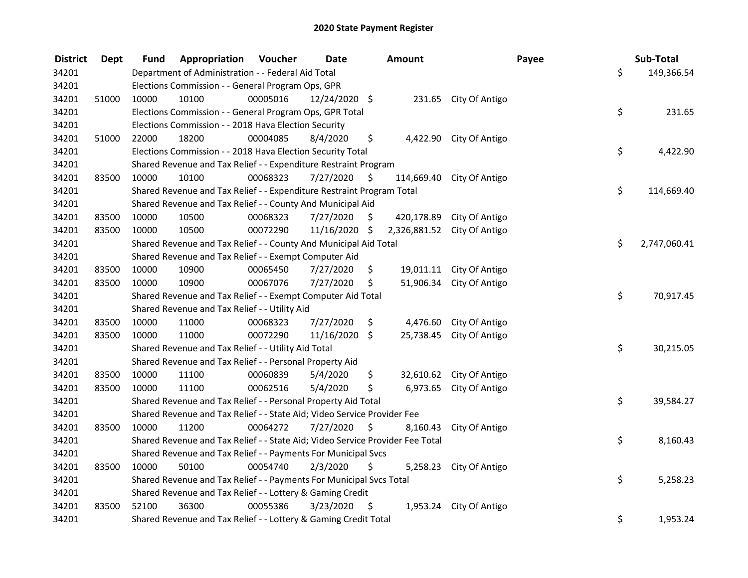# 2020 State Payment Register

| District | Dept | Fund | Appropriation | Voucher | Date | Amount | Payee | Sub-Total |
|---|---|---|---|---|---|---|---|---|
| 34201 | | Department of Administration - - Federal Aid Total | | | | | | $ 149,366.54 |
| 34201 | | Elections Commission - - General Program Ops, GPR | | | | | | |
| 34201 | 51000 | 10000 | 10100 | 00005016 | 12/24/2020 | $ 231.65 | City Of Antigo | |
| 34201 | | Elections Commission - - General Program Ops, GPR Total | | | | | | $ 231.65 |
| 34201 | | Elections Commission - - 2018 Hava Election Security | | | | | | |
| 34201 | 51000 | 22000 | 18200 | 00004085 | 8/4/2020 | $ 4,422.90 | City Of Antigo | |
| 34201 | | Elections Commission - - 2018 Hava Election Security Total | | | | | | $ 4,422.90 |
| 34201 | | Shared Revenue and Tax Relief - - Expenditure Restraint Program | | | | | | |
| 34201 | 83500 | 10000 | 10100 | 00068323 | 7/27/2020 | $ 114,669.40 | City Of Antigo | |
| 34201 | | Shared Revenue and Tax Relief - - Expenditure Restraint Program Total | | | | | | $ 114,669.40 |
| 34201 | | Shared Revenue and Tax Relief - - County And Municipal Aid | | | | | | |
| 34201 | 83500 | 10000 | 10500 | 00068323 | 7/27/2020 | $ 420,178.89 | City Of Antigo | |
| 34201 | 83500 | 10000 | 10500 | 00072290 | 11/16/2020 | $ 2,326,881.52 | City Of Antigo | |
| 34201 | | Shared Revenue and Tax Relief - - County And Municipal Aid Total | | | | | | $ 2,747,060.41 |
| 34201 | | Shared Revenue and Tax Relief - - Exempt Computer Aid | | | | | | |
| 34201 | 83500 | 10000 | 10900 | 00065450 | 7/27/2020 | $ 19,011.11 | City Of Antigo | |
| 34201 | 83500 | 10000 | 10900 | 00067076 | 7/27/2020 | $ 51,906.34 | City Of Antigo | |
| 34201 | | Shared Revenue and Tax Relief - - Exempt Computer Aid Total | | | | | | $ 70,917.45 |
| 34201 | | Shared Revenue and Tax Relief - - Utility Aid | | | | | | |
| 34201 | 83500 | 10000 | 11000 | 00068323 | 7/27/2020 | $ 4,476.60 | City Of Antigo | |
| 34201 | 83500 | 10000 | 11000 | 00072290 | 11/16/2020 | $ 25,738.45 | City Of Antigo | |
| 34201 | | Shared Revenue and Tax Relief - - Utility Aid Total | | | | | | $ 30,215.05 |
| 34201 | | Shared Revenue and Tax Relief - - Personal Property Aid | | | | | | |
| 34201 | 83500 | 10000 | 11100 | 00060839 | 5/4/2020 | $ 32,610.62 | City Of Antigo | |
| 34201 | 83500 | 10000 | 11100 | 00062516 | 5/4/2020 | $ 6,973.65 | City Of Antigo | |
| 34201 | | Shared Revenue and Tax Relief - - Personal Property Aid Total | | | | | | $ 39,584.27 |
| 34201 | | Shared Revenue and Tax Relief - - State Aid; Video Service Provider Fee | | | | | | |
| 34201 | 83500 | 10000 | 11200 | 00064272 | 7/27/2020 | $ 8,160.43 | City Of Antigo | |
| 34201 | | Shared Revenue and Tax Relief - - State Aid; Video Service Provider Fee Total | | | | | | $ 8,160.43 |
| 34201 | | Shared Revenue and Tax Relief - - Payments For Municipal Svcs | | | | | | |
| 34201 | 83500 | 10000 | 50100 | 00054740 | 2/3/2020 | $ 5,258.23 | City Of Antigo | |
| 34201 | | Shared Revenue and Tax Relief - - Payments For Municipal Svcs Total | | | | | | $ 5,258.23 |
| 34201 | | Shared Revenue and Tax Relief - - Lottery & Gaming Credit | | | | | | |
| 34201 | 83500 | 52100 | 36300 | 00055386 | 3/23/2020 | $ 1,953.24 | City Of Antigo | |
| 34201 | | Shared Revenue and Tax Relief - - Lottery & Gaming Credit Total | | | | | | $ 1,953.24 |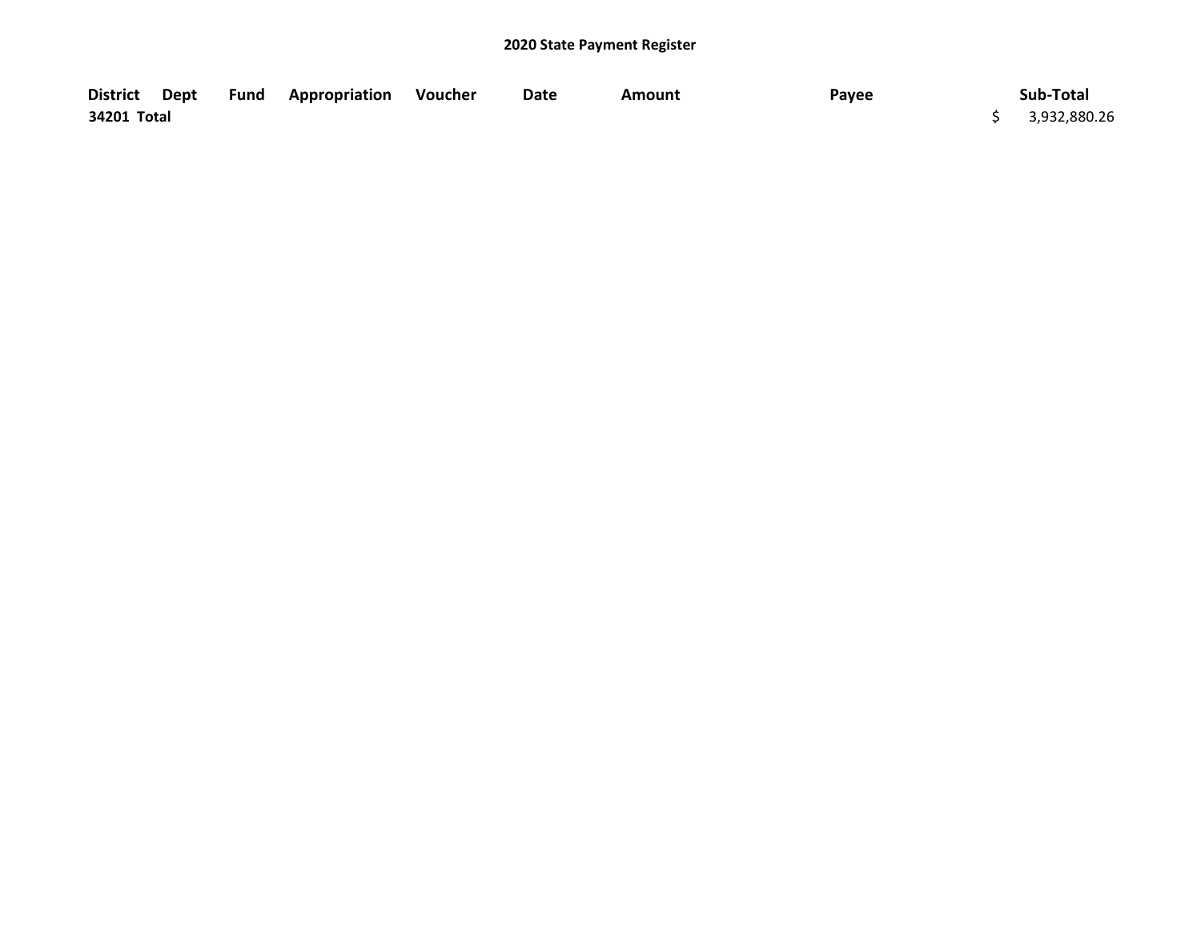## 2020 State Payment Register

| District | Dept | Fund | Appropriation | Voucher | Date | Amount | Payee | Sub-Total |
|---|---|---|---|---|---|---|---|---|
| **34201 Total** | | | | | | | | $ 3,932,880.26 |